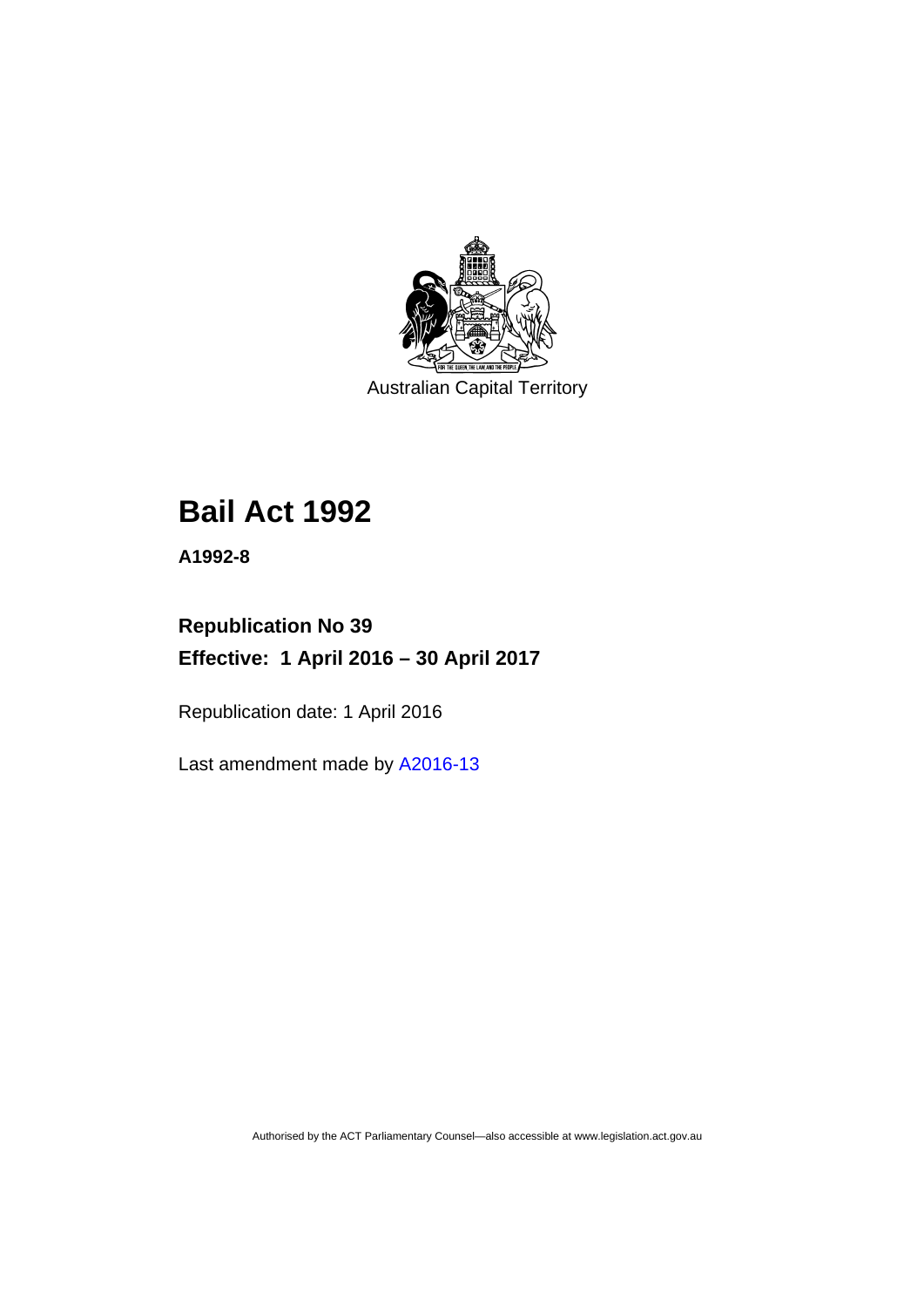Australian Capital Territory

# Bail Act 1992

**A1992-8**

**Republication No 39**

**Effective: 1 April 2016 – 30 April 2017**

Republication date: 1 April 2016

Last amendment made by A2016-13

Authorised by the ACT Parliamentary Counsel—also accessible at www.legislation.act.gov.au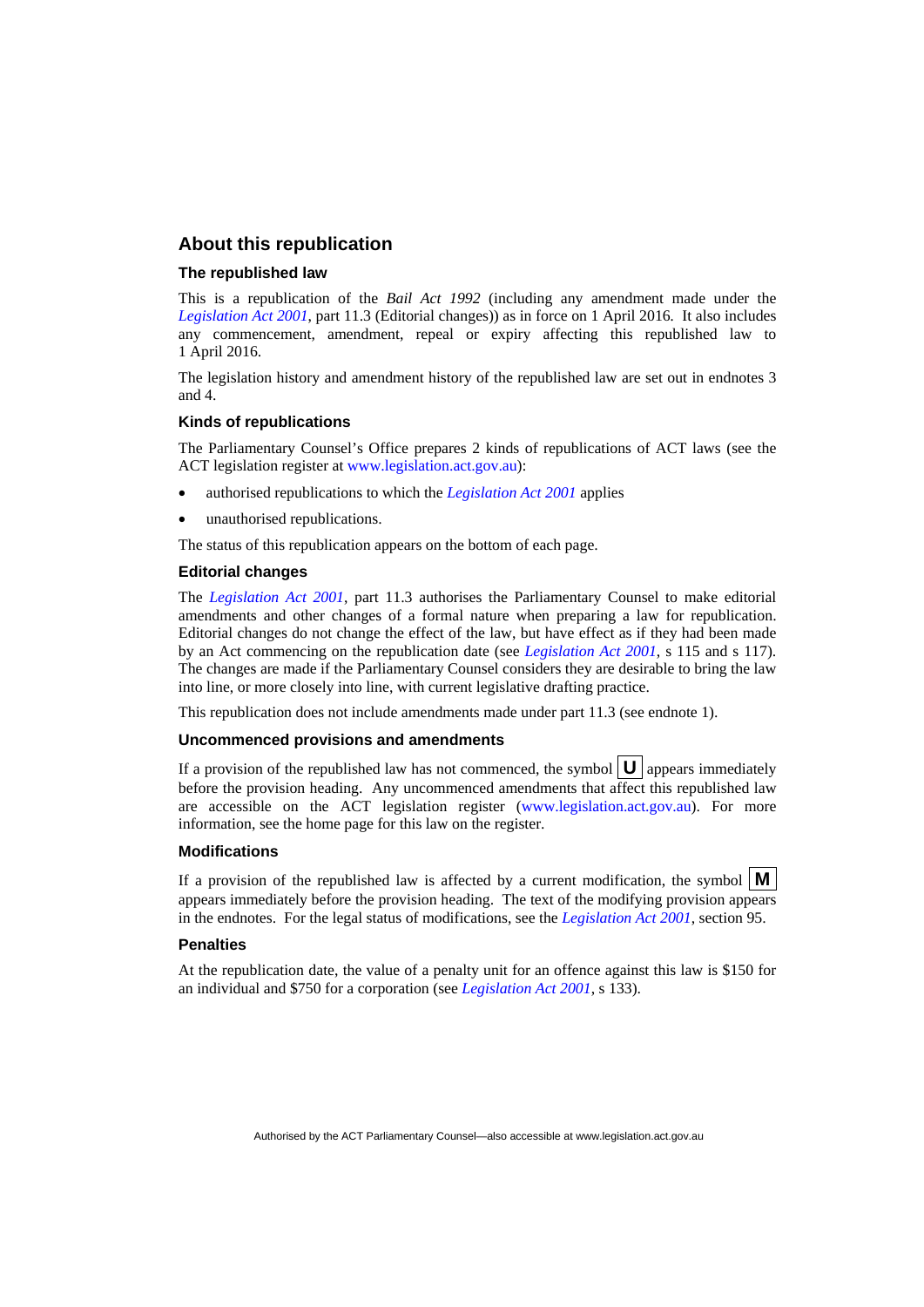## About this republication

### The republished law

This is a republication of the *Bail Act 1992* (including any amendment made under the *Legislation Act 2001*, part 11.3 (Editorial changes)) as in force on 1 April 2016. It also includes any commencement, amendment, repeal or expiry affecting this republished law to 1 April 2016.

The legislation history and amendment history of the republished law are set out in endnotes 3 and 4.

### Kinds of republications

The Parliamentary Counsel's Office prepares 2 kinds of republications of ACT laws (see the ACT legislation register at www.legislation.act.gov.au):

- authorised republications to which the *Legislation Act 2001* applies
- unauthorised republications.

The status of this republication appears on the bottom of each page.

### Editorial changes

The *Legislation Act 2001*, part 11.3 authorises the Parliamentary Counsel to make editorial amendments and other changes of a formal nature when preparing a law for republication. Editorial changes do not change the effect of the law, but have effect as if they had been made by an Act commencing on the republication date (see *Legislation Act 2001*, s 115 and s 117). The changes are made if the Parliamentary Counsel considers they are desirable to bring the law into line, or more closely into line, with current legislative drafting practice.

This republication does not include amendments made under part 11.3 (see endnote 1).

### Uncommenced provisions and amendments

If a provision of the republished law has not commenced, the symbol **U** appears immediately before the provision heading. Any uncommenced amendments that affect this republished law are accessible on the ACT legislation register (www.legislation.act.gov.au). For more information, see the home page for this law on the register.

### Modifications

If a provision of the republished law is affected by a current modification, the symbol **M** appears immediately before the provision heading. The text of the modifying provision appears in the endnotes. For the legal status of modifications, see the *Legislation Act 2001*, section 95.

### Penalties

At the republication date, the value of a penalty unit for an offence against this law is $150 for an individual and $750 for a corporation (see *Legislation Act 2001*, s 133).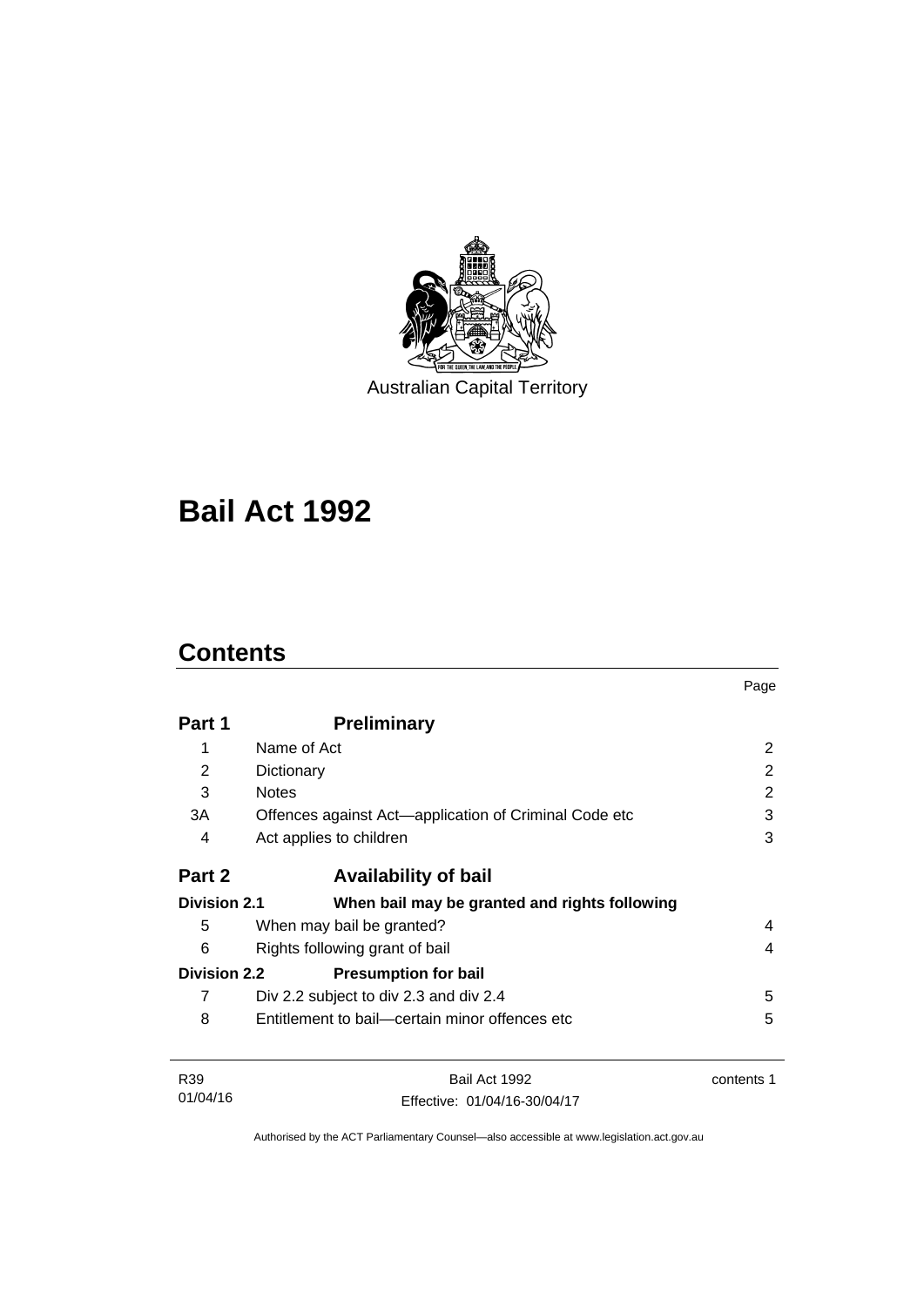Australian Capital Territory

# Bail Act 1992

## Contents

| | | Page |
|---|---|---|
| **Part 1** | **Preliminary** | |
| 1 | Name of Act | 2 |
| 2 | Dictionary | 2 |
| 3 | Notes | 2 |
| 3A | Offences against Act—application of Criminal Code etc | 3 |
| 4 | Act applies to children | 3 |
| **Part 2** | **Availability of bail** | |
| **Division 2.1** | **When bail may be granted and rights following** | |
| 5 | When may bail be granted? | 4 |
| 6 | Rights following grant of bail | 4 |
| **Division 2.2** | **Presumption for bail** | |
| 7 | Div 2.2 subject to div 2.3 and div 2.4 | 5 |
| 8 | Entitlement to bail—certain minor offences etc | 5 |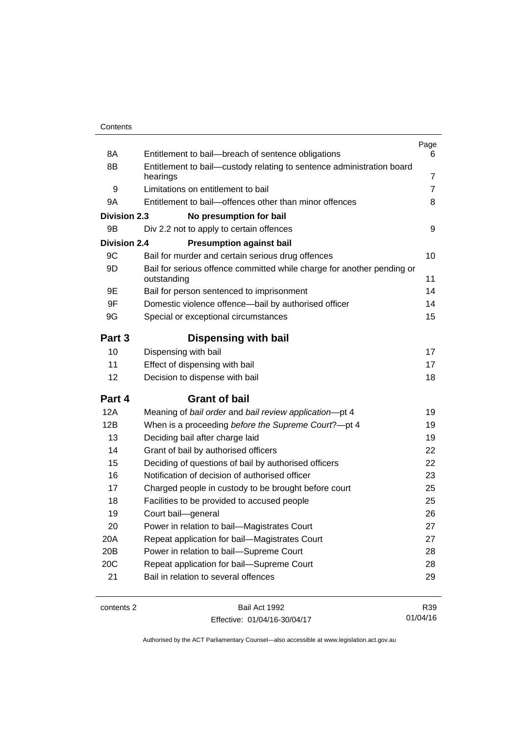| | | Page |
|---|---|---|
| 8A | Entitlement to bail—breach of sentence obligations | 6 |
| 8B | Entitlement to bail—custody relating to sentence administration board hearings | 7 |
| 9 | Limitations on entitlement to bail | 7 |
| 9A | Entitlement to bail—offences other than minor offences | 8 |
| **Division 2.3** | **No presumption for bail** | |
| 9B | Div 2.2 not to apply to certain offences | 9 |
| **Division 2.4** | **Presumption against bail** | |
| 9C | Bail for murder and certain serious drug offences | 10 |
| 9D | Bail for serious offence committed while charge for another pending or outstanding | 11 |
| 9E | Bail for person sentenced to imprisonment | 14 |
| 9F | Domestic violence offence—bail by authorised officer | 14 |
| 9G | Special or exceptional circumstances | 15 |
| **Part 3** | **Dispensing with bail** | |
| 10 | Dispensing with bail | 17 |
| 11 | Effect of dispensing with bail | 17 |
| 12 | Decision to dispense with bail | 18 |
| **Part 4** | **Grant of bail** | |
| 12A | Meaning of *bail order* and *bail review application*—pt 4 | 19 |
| 12B | When is a proceeding *before the Supreme Court*?—pt 4 | 19 |
| 13 | Deciding bail after charge laid | 19 |
| 14 | Grant of bail by authorised officers | 22 |
| 15 | Deciding of questions of bail by authorised officers | 22 |
| 16 | Notification of decision of authorised officer | 23 |
| 17 | Charged people in custody to be brought before court | 25 |
| 18 | Facilities to be provided to accused people | 25 |
| 19 | Court bail—general | 26 |
| 20 | Power in relation to bail—Magistrates Court | 27 |
| 20A | Repeat application for bail—Magistrates Court | 27 |
| 20B | Power in relation to bail—Supreme Court | 28 |
| 20C | Repeat application for bail—Supreme Court | 28 |
| 21 | Bail in relation to several offences | 29 |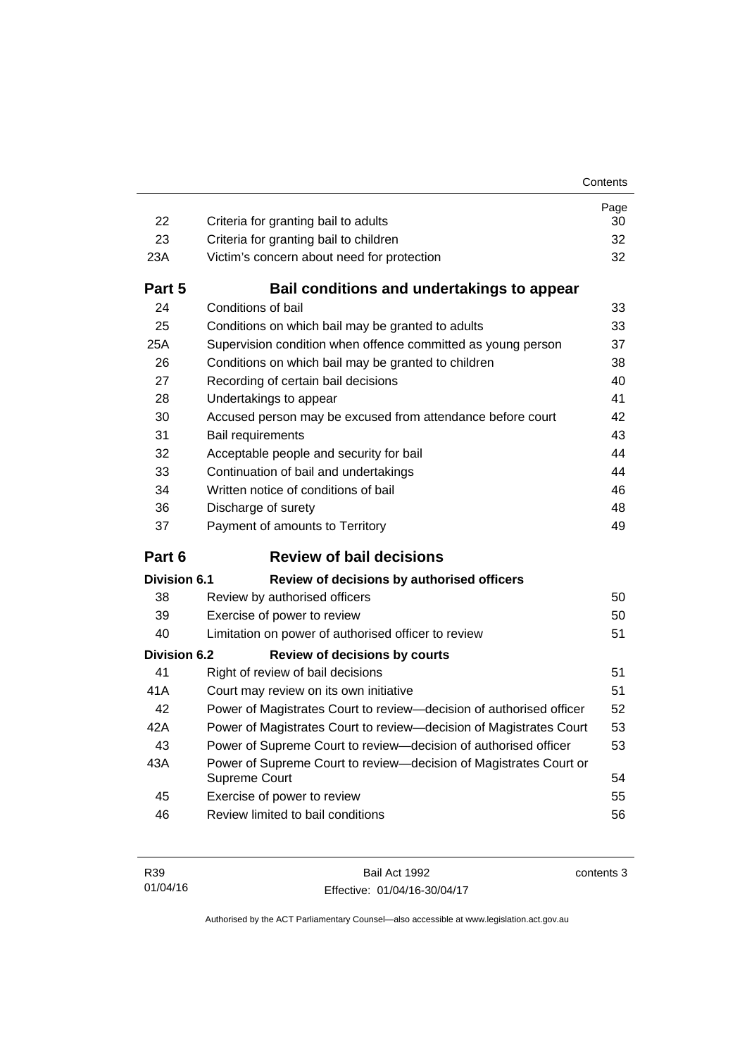| | | Page |
|---|---|---|
| 22 | Criteria for granting bail to adults | 30 |
| 23 | Criteria for granting bail to children | 32 |
| 23A | Victim's concern about need for protection | 32 |
| **Part 5** | **Bail conditions and undertakings to appear** | |
| 24 | Conditions of bail | 33 |
| 25 | Conditions on which bail may be granted to adults | 33 |
| 25A | Supervision condition when offence committed as young person | 37 |
| 26 | Conditions on which bail may be granted to children | 38 |
| 27 | Recording of certain bail decisions | 40 |
| 28 | Undertakings to appear | 41 |
| 30 | Accused person may be excused from attendance before court | 42 |
| 31 | Bail requirements | 43 |
| 32 | Acceptable people and security for bail | 44 |
| 33 | Continuation of bail and undertakings | 44 |
| 34 | Written notice of conditions of bail | 46 |
| 36 | Discharge of surety | 48 |
| 37 | Payment of amounts to Territory | 49 |
| **Part 6** | **Review of bail decisions** | |
| **Division 6.1** | **Review of decisions by authorised officers** | |
| 38 | Review by authorised officers | 50 |
| 39 | Exercise of power to review | 50 |
| 40 | Limitation on power of authorised officer to review | 51 |
| **Division 6.2** | **Review of decisions by courts** | |
| 41 | Right of review of bail decisions | 51 |
| 41A | Court may review on its own initiative | 51 |
| 42 | Power of Magistrates Court to review—decision of authorised officer | 52 |
| 42A | Power of Magistrates Court to review—decision of Magistrates Court | 53 |
| 43 | Power of Supreme Court to review—decision of authorised officer | 53 |
| 43A | Power of Supreme Court to review—decision of Magistrates Court or Supreme Court | 54 |
| 45 | Exercise of power to review | 55 |
| 46 | Review limited to bail conditions | 56 |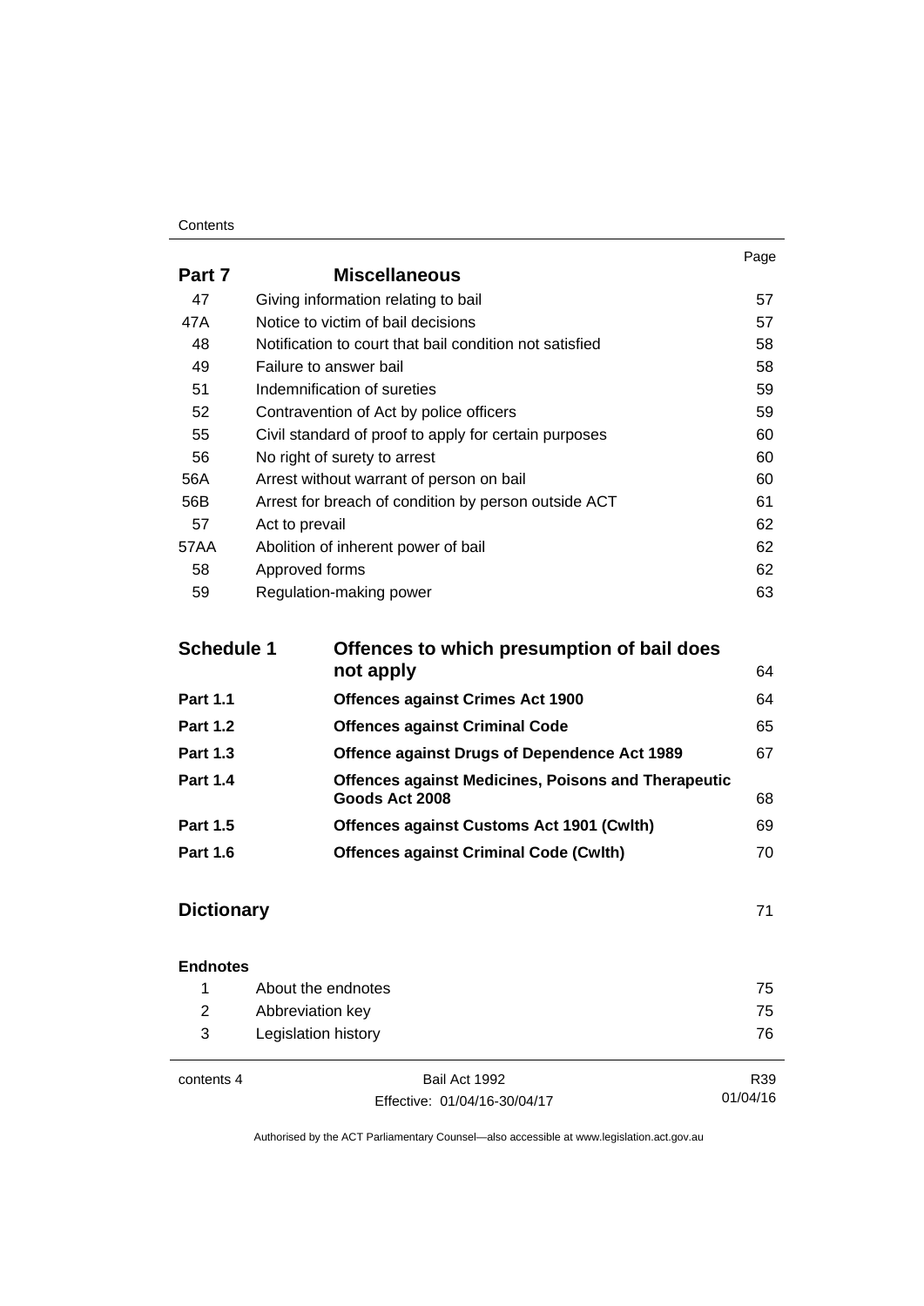| | | Page |
|---|---|---|
| **Part 7** | **Miscellaneous** | |
| 47 | Giving information relating to bail | 57 |
| 47A | Notice to victim of bail decisions | 57 |
| 48 | Notification to court that bail condition not satisfied | 58 |
| 49 | Failure to answer bail | 58 |
| 51 | Indemnification of sureties | 59 |
| 52 | Contravention of Act by police officers | 59 |
| 55 | Civil standard of proof to apply for certain purposes | 60 |
| 56 | No right of surety to arrest | 60 |
| 56A | Arrest without warrant of person on bail | 60 |
| 56B | Arrest for breach of condition by person outside ACT | 61 |
| 57 | Act to prevail | 62 |
| 57AA | Abolition of inherent power of bail | 62 |
| 58 | Approved forms | 62 |
| 59 | Regulation-making power | 63 |

| | | |
|---|---|---|
| **Schedule 1** | **Offences to which presumption of bail does not apply** | 64 |
| **Part 1.1** | **Offences against Crimes Act 1900** | 64 |
| **Part 1.2** | **Offences against Criminal Code** | 65 |
| **Part 1.3** | **Offence against Drugs of Dependence Act 1989** | 67 |
| **Part 1.4** | **Offences against Medicines, Poisons and Therapeutic Goods Act 2008** | 68 |
| **Part 1.5** | **Offences against Customs Act 1901 (Cwlth)** | 69 |
| **Part 1.6** | **Offences against Criminal Code (Cwlth)** | 70 |

**Dictionary** 71

**Endnotes**

| | | |
|---|---|---|
| 1 | About the endnotes | 75 |
| 2 | Abbreviation key | 75 |
| 3 | Legislation history | 76 |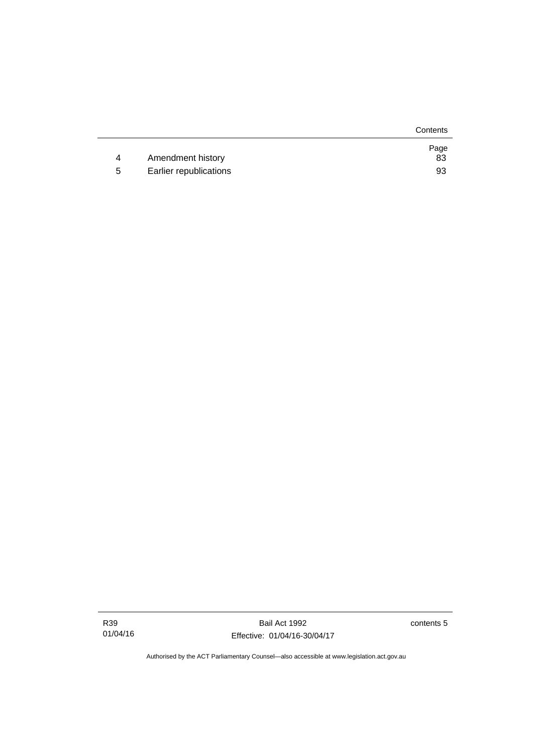| | | Page |
|---|---|---|
| 4 | Amendment history | 83 |
| 5 | Earlier republications | 93 |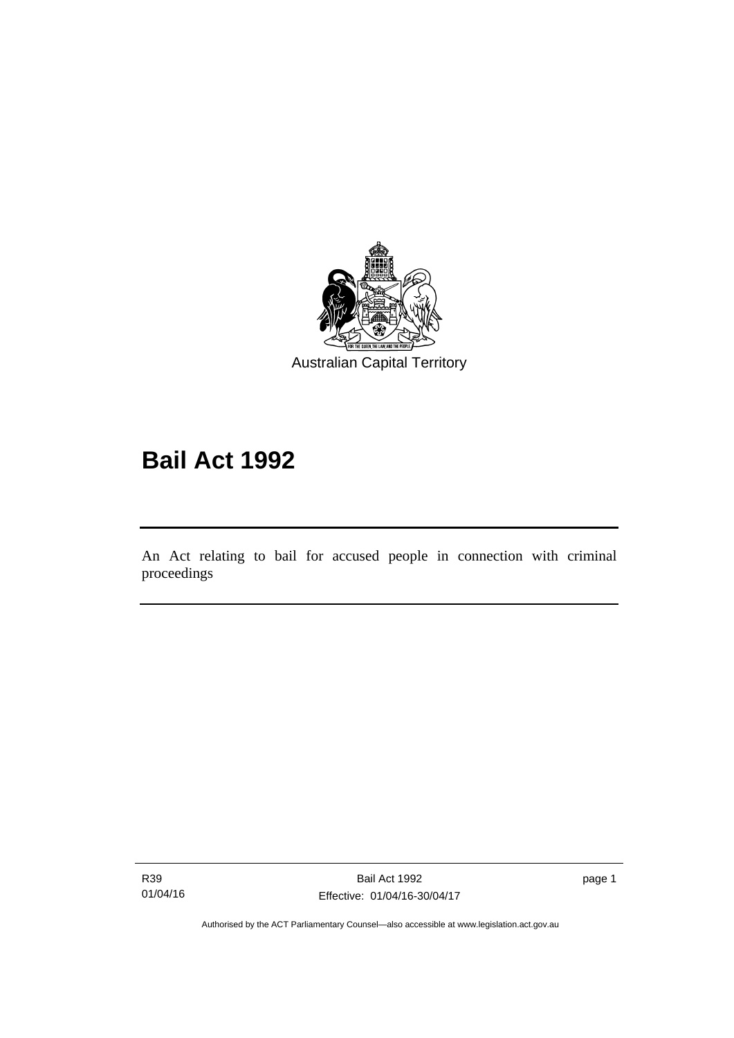Australian Capital Territory

# Bail Act 1992

An Act relating to bail for accused people in connection with criminal proceedings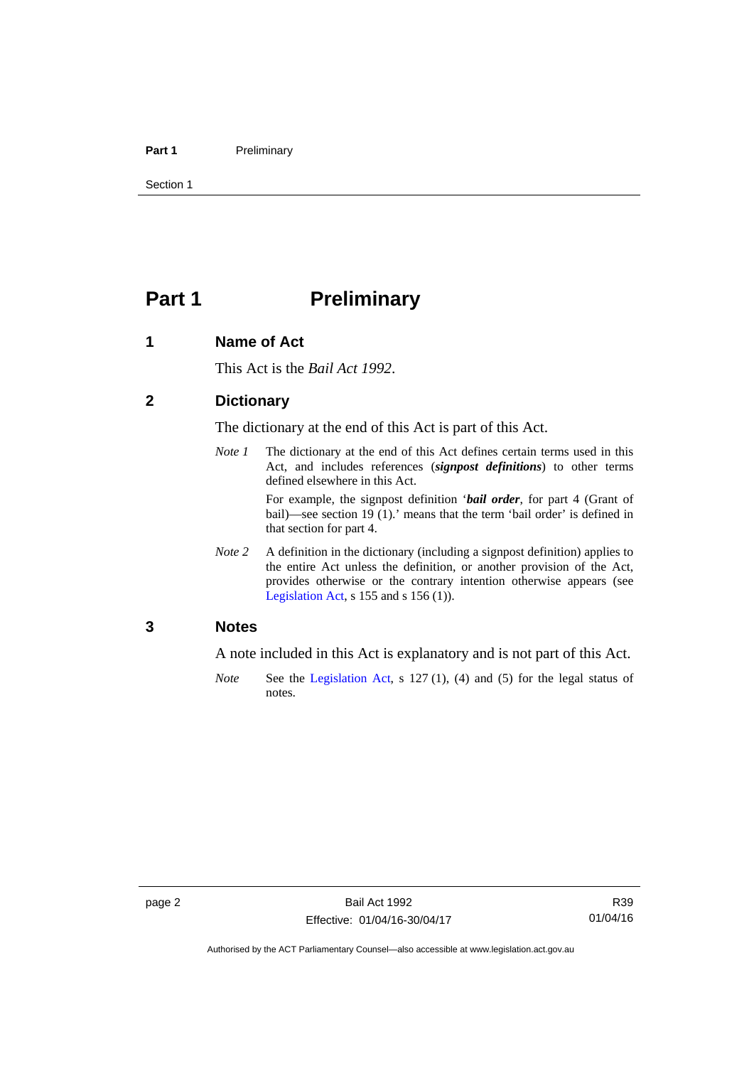# Part 1 Preliminary

## 1 Name of Act

This Act is the *Bail Act 1992*.

## 2 Dictionary

The dictionary at the end of this Act is part of this Act.

*Note 1* The dictionary at the end of this Act defines certain terms used in this Act, and includes references (***signpost definitions***) to other terms defined elsewhere in this Act.

For example, the signpost definition '***bail order***, for part 4 (Grant of bail)—see section 19 (1).' means that the term 'bail order' is defined in that section for part 4.

*Note 2* A definition in the dictionary (including a signpost definition) applies to the entire Act unless the definition, or another provision of the Act, provides otherwise or the contrary intention otherwise appears (see Legislation Act, s 155 and s 156 (1)).

## 3 Notes

A note included in this Act is explanatory and is not part of this Act.

*Note* See the Legislation Act, s 127 (1), (4) and (5) for the legal status of notes.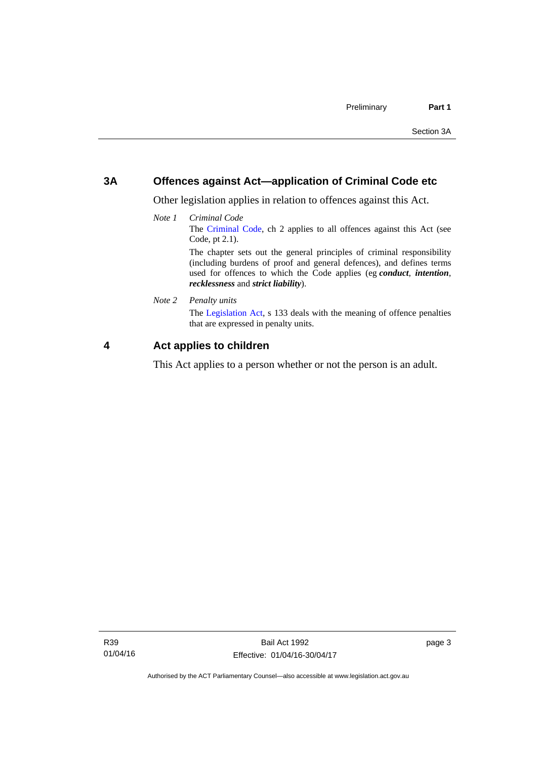## 3A Offences against Act—application of Criminal Code etc

Other legislation applies in relation to offences against this Act.

*Note 1* *Criminal Code*

The Criminal Code, ch 2 applies to all offences against this Act (see Code, pt 2.1).

The chapter sets out the general principles of criminal responsibility (including burdens of proof and general defences), and defines terms used for offences to which the Code applies (eg ***conduct***, ***intention***, ***recklessness*** and ***strict liability***).

*Note 2* *Penalty units*

The Legislation Act, s 133 deals with the meaning of offence penalties that are expressed in penalty units.

## 4 Act applies to children

This Act applies to a person whether or not the person is an adult.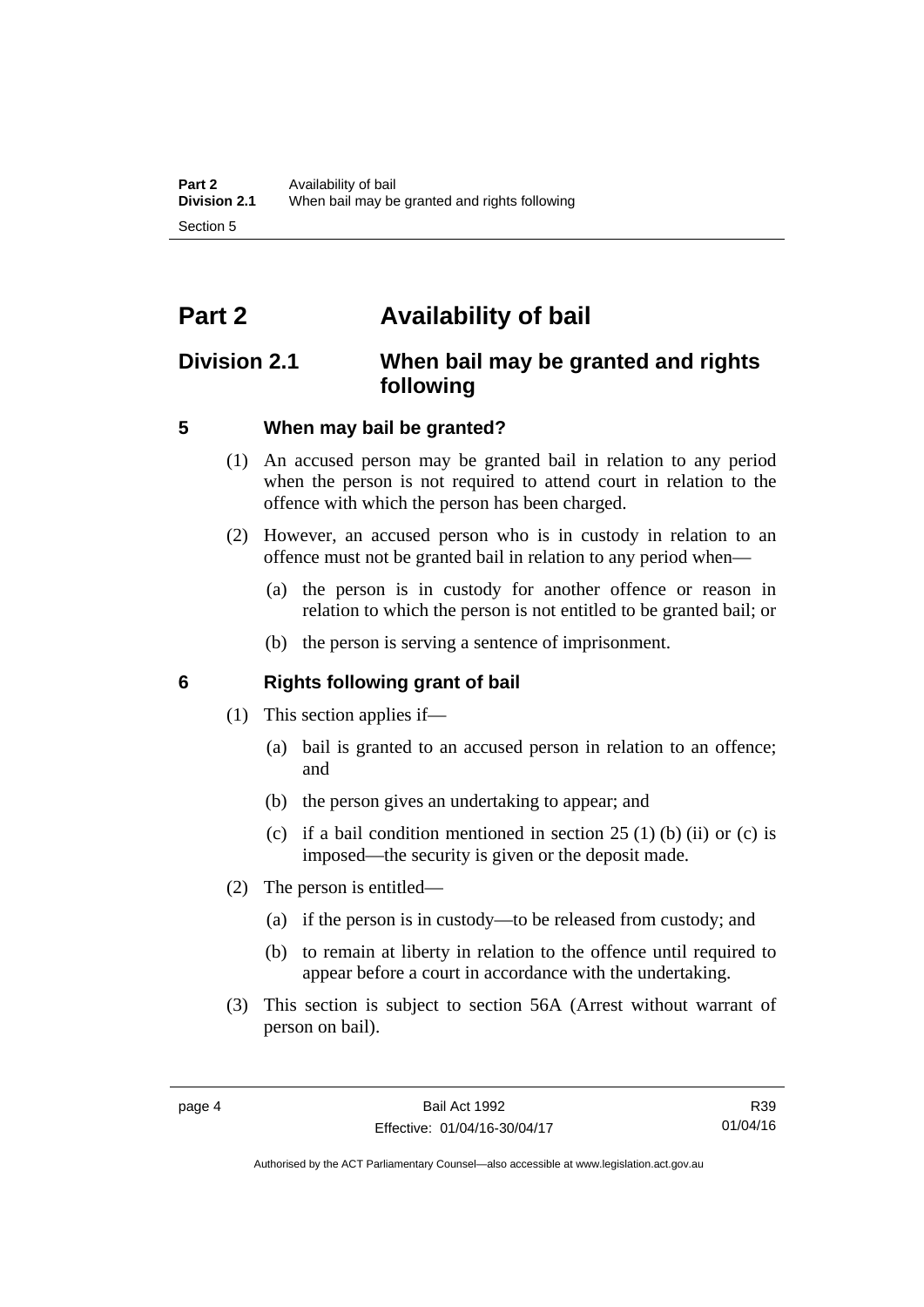# Part 2 Availability of bail

## Division 2.1 When bail may be granted and rights following

### 5 When may bail be granted?

(1) An accused person may be granted bail in relation to any period when the person is not required to attend court in relation to the offence with which the person has been charged.

(2) However, an accused person who is in custody in relation to an offence must not be granted bail in relation to any period when—

(a) the person is in custody for another offence or reason in relation to which the person is not entitled to be granted bail; or

(b) the person is serving a sentence of imprisonment.

### 6 Rights following grant of bail

(1) This section applies if—

(a) bail is granted to an accused person in relation to an offence; and

(b) the person gives an undertaking to appear; and

(c) if a bail condition mentioned in section 25 (1) (b) (ii) or (c) is imposed—the security is given or the deposit made.

(2) The person is entitled—

(a) if the person is in custody—to be released from custody; and

(b) to remain at liberty in relation to the offence until required to appear before a court in accordance with the undertaking.

(3) This section is subject to section 56A (Arrest without warrant of person on bail).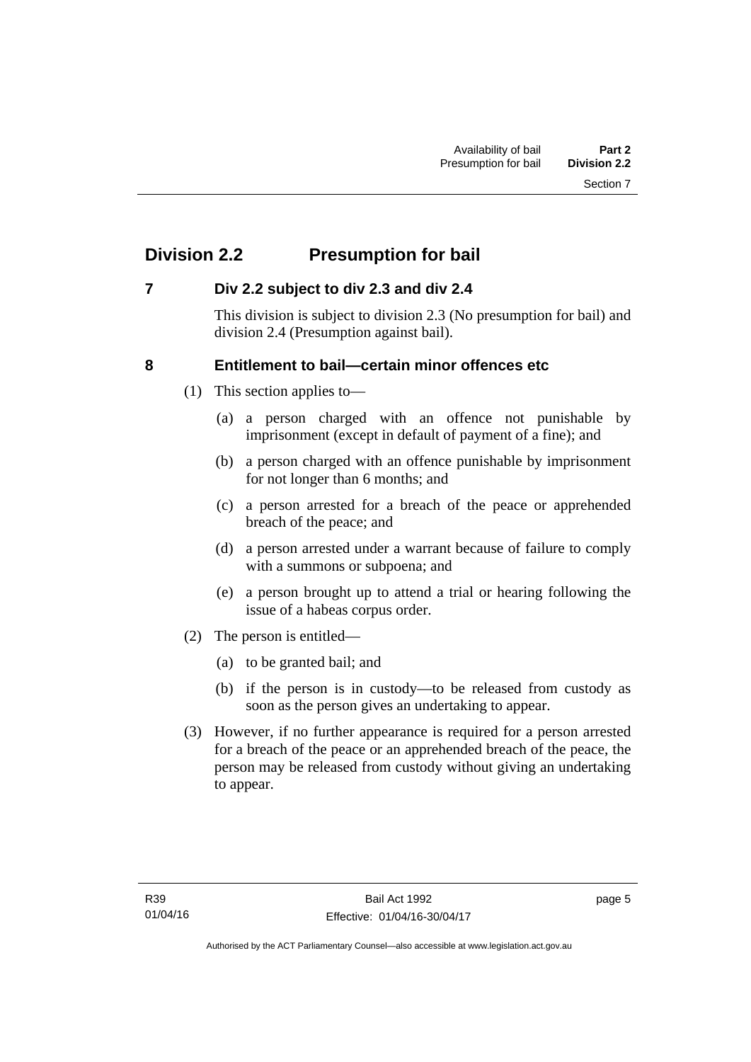## Division 2.2 Presumption for bail

### 7 Div 2.2 subject to div 2.3 and div 2.4

This division is subject to division 2.3 (No presumption for bail) and division 2.4 (Presumption against bail).

### 8 Entitlement to bail—certain minor offences etc

(1) This section applies to—

(a) a person charged with an offence not punishable by imprisonment (except in default of payment of a fine); and

(b) a person charged with an offence punishable by imprisonment for not longer than 6 months; and

(c) a person arrested for a breach of the peace or apprehended breach of the peace; and

(d) a person arrested under a warrant because of failure to comply with a summons or subpoena; and

(e) a person brought up to attend a trial or hearing following the issue of a habeas corpus order.

(2) The person is entitled—

(a) to be granted bail; and

(b) if the person is in custody—to be released from custody as soon as the person gives an undertaking to appear.

(3) However, if no further appearance is required for a person arrested for a breach of the peace or an apprehended breach of the peace, the person may be released from custody without giving an undertaking to appear.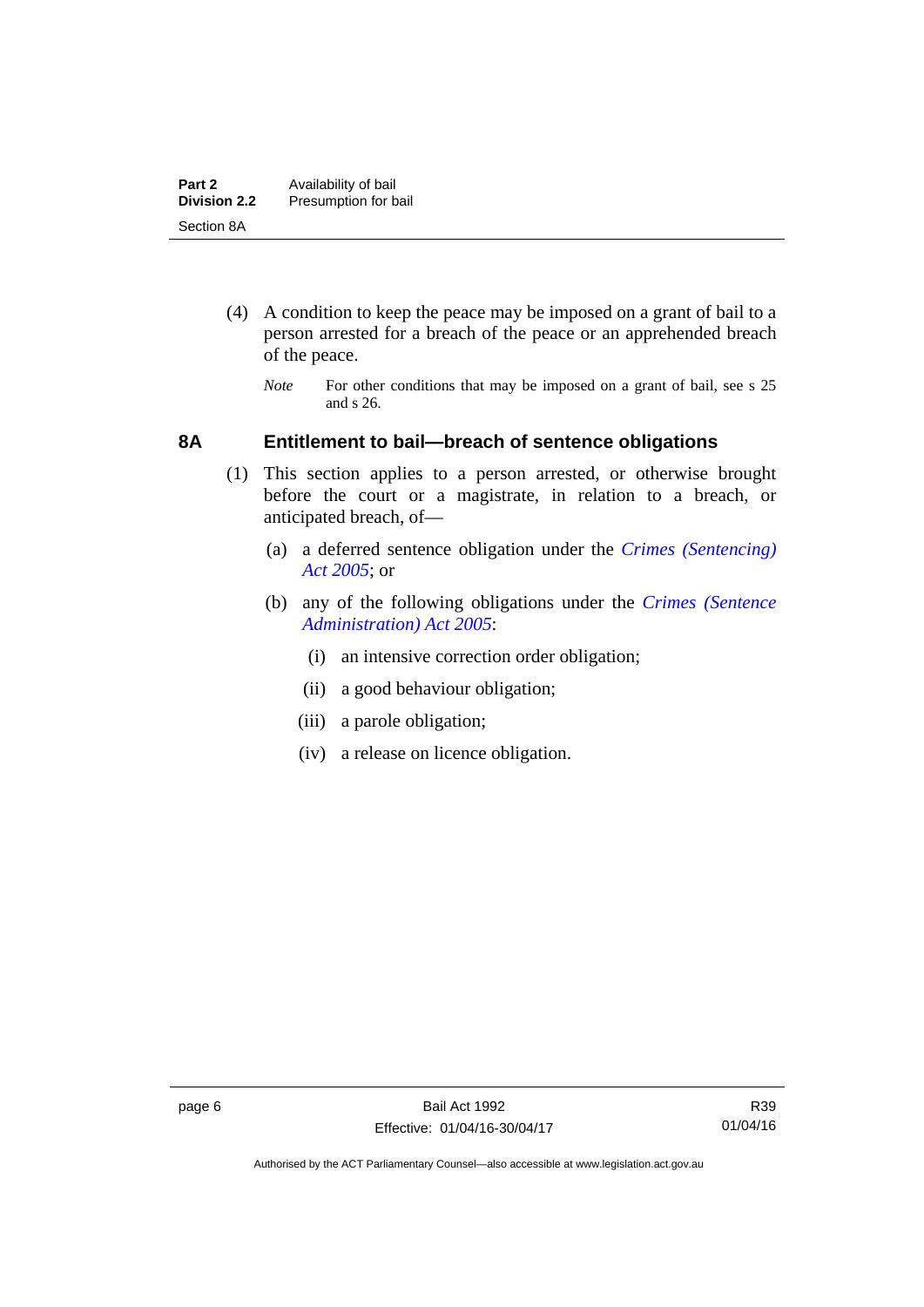(4) A condition to keep the peace may be imposed on a grant of bail to a person arrested for a breach of the peace or an apprehended breach of the peace.

*Note* For other conditions that may be imposed on a grant of bail, see s 25 and s 26.

### 8A Entitlement to bail—breach of sentence obligations

(1) This section applies to a person arrested, or otherwise brought before the court or a magistrate, in relation to a breach, or anticipated breach, of—

(a) a deferred sentence obligation under the *Crimes (Sentencing) Act 2005*; or

(b) any of the following obligations under the *Crimes (Sentence Administration) Act 2005*:

(i) an intensive correction order obligation;

(ii) a good behaviour obligation;

(iii) a parole obligation;

(iv) a release on licence obligation.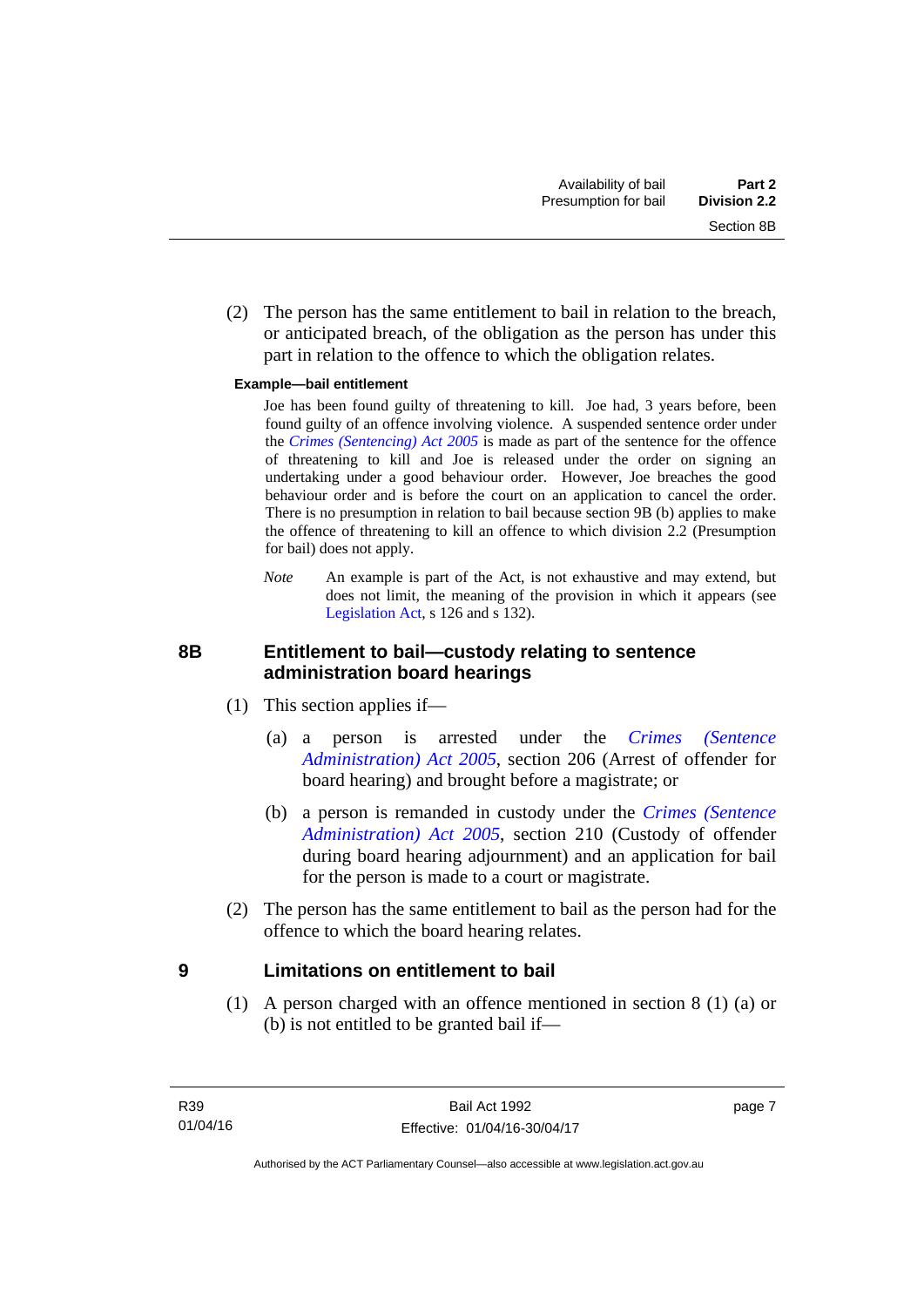(2) The person has the same entitlement to bail in relation to the breach, or anticipated breach, of the obligation as the person has under this part in relation to the offence to which the obligation relates.

**Example—bail entitlement**

Joe has been found guilty of threatening to kill. Joe had, 3 years before, been found guilty of an offence involving violence. A suspended sentence order under the *Crimes (Sentencing) Act 2005* is made as part of the sentence for the offence of threatening to kill and Joe is released under the order on signing an undertaking under a good behaviour order. However, Joe breaches the good behaviour order and is before the court on an application to cancel the order. There is no presumption in relation to bail because section 9B (b) applies to make the offence of threatening to kill an offence to which division 2.2 (Presumption for bail) does not apply.

*Note* An example is part of the Act, is not exhaustive and may extend, but does not limit, the meaning of the provision in which it appears (see Legislation Act, s 126 and s 132).

## 8B Entitlement to bail—custody relating to sentence administration board hearings

(1) This section applies if—

(a) a person is arrested under the *Crimes (Sentence Administration) Act 2005*, section 206 (Arrest of offender for board hearing) and brought before a magistrate; or

(b) a person is remanded in custody under the *Crimes (Sentence Administration) Act 2005*, section 210 (Custody of offender during board hearing adjournment) and an application for bail for the person is made to a court or magistrate.

(2) The person has the same entitlement to bail as the person had for the offence to which the board hearing relates.

## 9 Limitations on entitlement to bail

(1) A person charged with an offence mentioned in section 8 (1) (a) or (b) is not entitled to be granted bail if—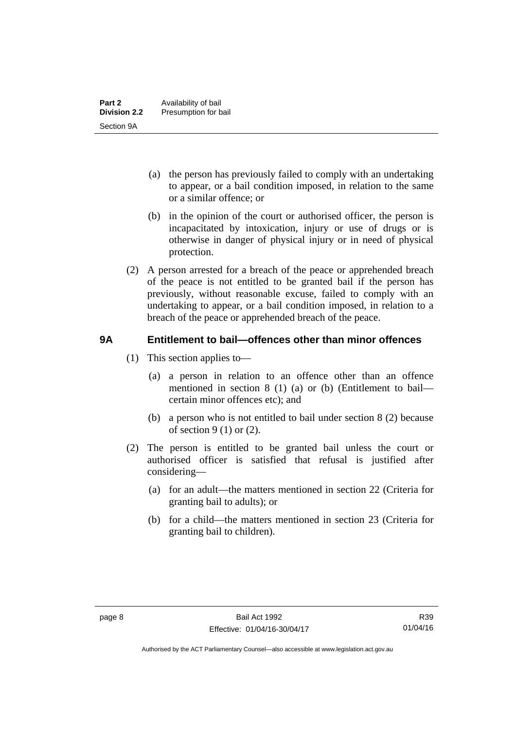(a) the person has previously failed to comply with an undertaking to appear, or a bail condition imposed, in relation to the same or a similar offence; or

(b) in the opinion of the court or authorised officer, the person is incapacitated by intoxication, injury or use of drugs or is otherwise in danger of physical injury or in need of physical protection.

(2) A person arrested for a breach of the peace or apprehended breach of the peace is not entitled to be granted bail if the person has previously, without reasonable excuse, failed to comply with an undertaking to appear, or a bail condition imposed, in relation to a breach of the peace or apprehended breach of the peace.

### 9A Entitlement to bail—offences other than minor offences

(1) This section applies to—

(a) a person in relation to an offence other than an offence mentioned in section 8 (1) (a) or (b) (Entitlement to bail—certain minor offences etc); and

(b) a person who is not entitled to bail under section 8 (2) because of section 9 (1) or (2).

(2) The person is entitled to be granted bail unless the court or authorised officer is satisfied that refusal is justified after considering—

(a) for an adult—the matters mentioned in section 22 (Criteria for granting bail to adults); or

(b) for a child—the matters mentioned in section 23 (Criteria for granting bail to children).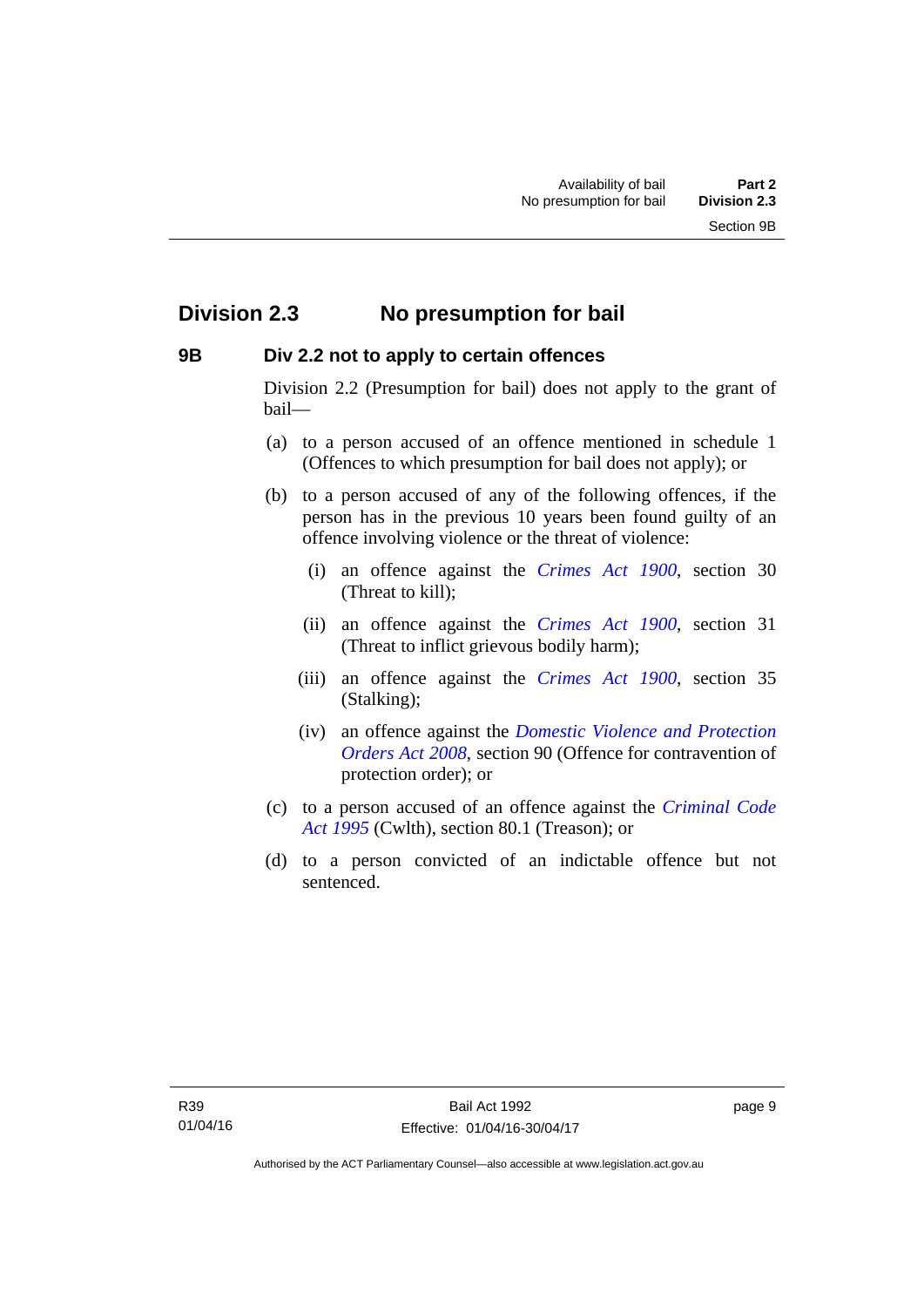## Division 2.3 No presumption for bail

### 9B Div 2.2 not to apply to certain offences

Division 2.2 (Presumption for bail) does not apply to the grant of bail—

(a) to a person accused of an offence mentioned in schedule 1 (Offences to which presumption for bail does not apply); or

(b) to a person accused of any of the following offences, if the person has in the previous 10 years been found guilty of an offence involving violence or the threat of violence:

(i) an offence against the *Crimes Act 1900*, section 30 (Threat to kill);

(ii) an offence against the *Crimes Act 1900*, section 31 (Threat to inflict grievous bodily harm);

(iii) an offence against the *Crimes Act 1900*, section 35 (Stalking);

(iv) an offence against the *Domestic Violence and Protection Orders Act 2008*, section 90 (Offence for contravention of protection order); or

(c) to a person accused of an offence against the *Criminal Code Act 1995* (Cwlth), section 80.1 (Treason); or

(d) to a person convicted of an indictable offence but not sentenced.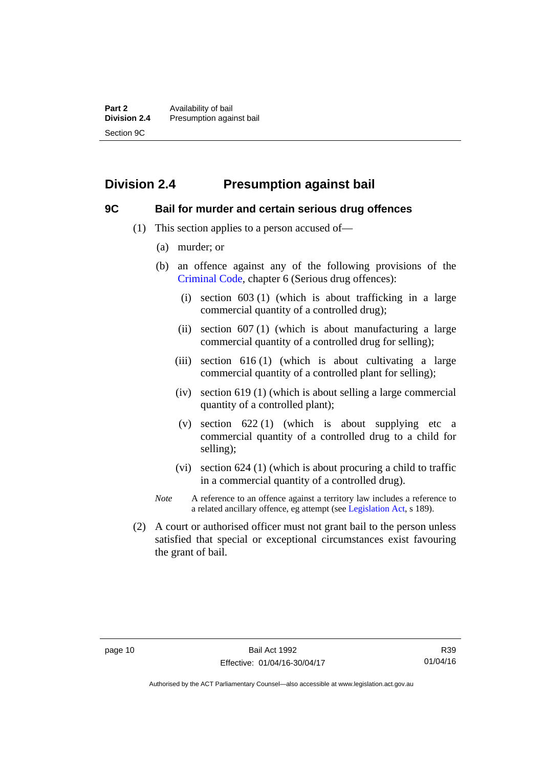## Division 2.4 Presumption against bail

### 9C Bail for murder and certain serious drug offences

(1) This section applies to a person accused of—

(a) murder; or

(b) an offence against any of the following provisions of the Criminal Code, chapter 6 (Serious drug offences):

(i) section 603 (1) (which is about trafficking in a large commercial quantity of a controlled drug);

(ii) section 607 (1) (which is about manufacturing a large commercial quantity of a controlled drug for selling);

(iii) section 616 (1) (which is about cultivating a large commercial quantity of a controlled plant for selling);

(iv) section 619 (1) (which is about selling a large commercial quantity of a controlled plant);

(v) section 622 (1) (which is about supplying etc a commercial quantity of a controlled drug to a child for selling);

(vi) section 624 (1) (which is about procuring a child to traffic in a commercial quantity of a controlled drug).

*Note* A reference to an offence against a territory law includes a reference to a related ancillary offence, eg attempt (see Legislation Act, s 189).

(2) A court or authorised officer must not grant bail to the person unless satisfied that special or exceptional circumstances exist favouring the grant of bail.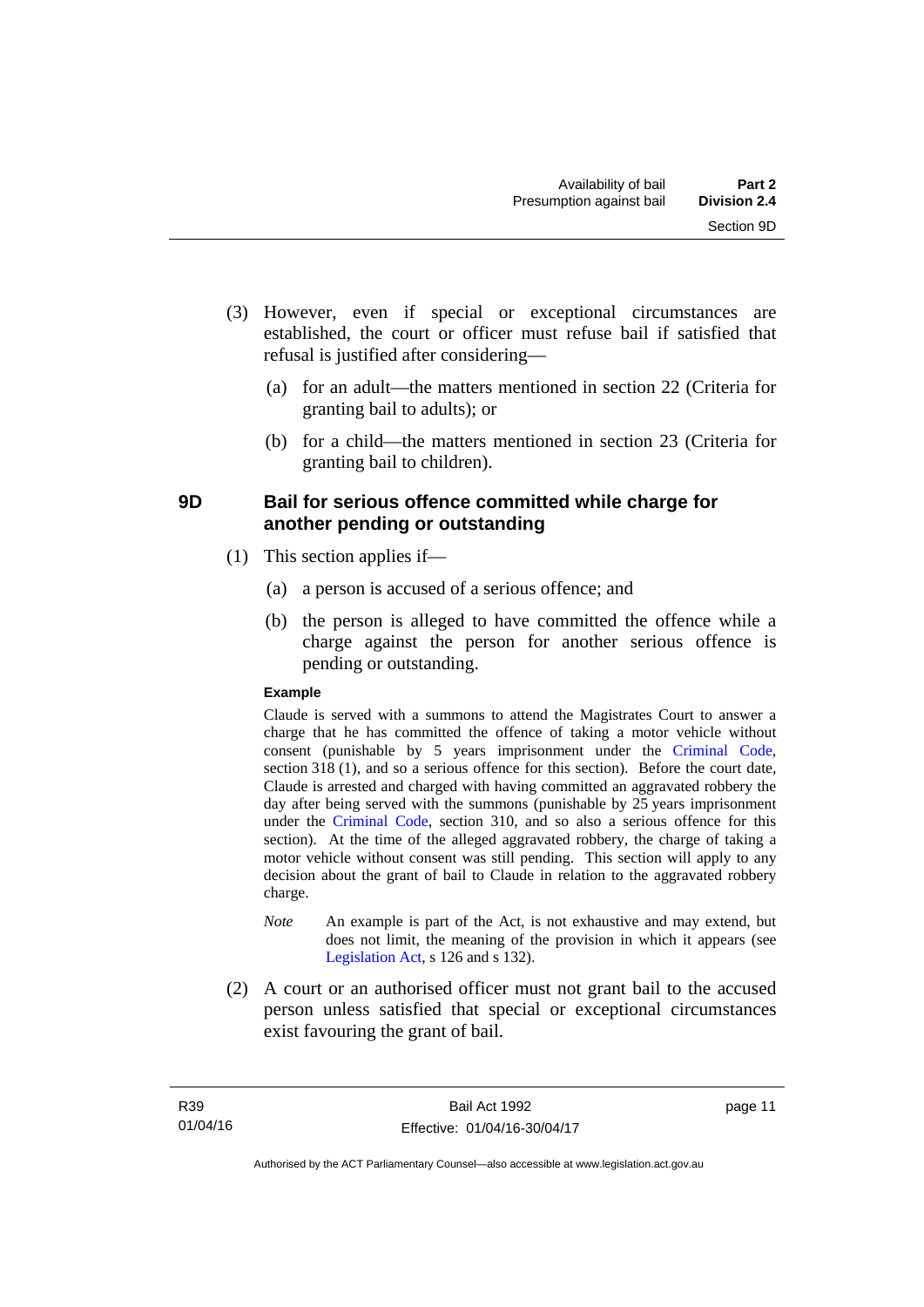(3) However, even if special or exceptional circumstances are established, the court or officer must refuse bail if satisfied that refusal is justified after considering—

(a) for an adult—the matters mentioned in section 22 (Criteria for granting bail to adults); or

(b) for a child—the matters mentioned in section 23 (Criteria for granting bail to children).

### 9D Bail for serious offence committed while charge for another pending or outstanding

(1) This section applies if—

(a) a person is accused of a serious offence; and

(b) the person is alleged to have committed the offence while a charge against the person for another serious offence is pending or outstanding.

**Example**

Claude is served with a summons to attend the Magistrates Court to answer a charge that he has committed the offence of taking a motor vehicle without consent (punishable by 5 years imprisonment under the Criminal Code, section 318 (1), and so a serious offence for this section). Before the court date, Claude is arrested and charged with having committed an aggravated robbery the day after being served with the summons (punishable by 25 years imprisonment under the Criminal Code, section 310, and so also a serious offence for this section). At the time of the alleged aggravated robbery, the charge of taking a motor vehicle without consent was still pending. This section will apply to any decision about the grant of bail to Claude in relation to the aggravated robbery charge.

*Note* An example is part of the Act, is not exhaustive and may extend, but does not limit, the meaning of the provision in which it appears (see Legislation Act, s 126 and s 132).

(2) A court or an authorised officer must not grant bail to the accused person unless satisfied that special or exceptional circumstances exist favouring the grant of bail.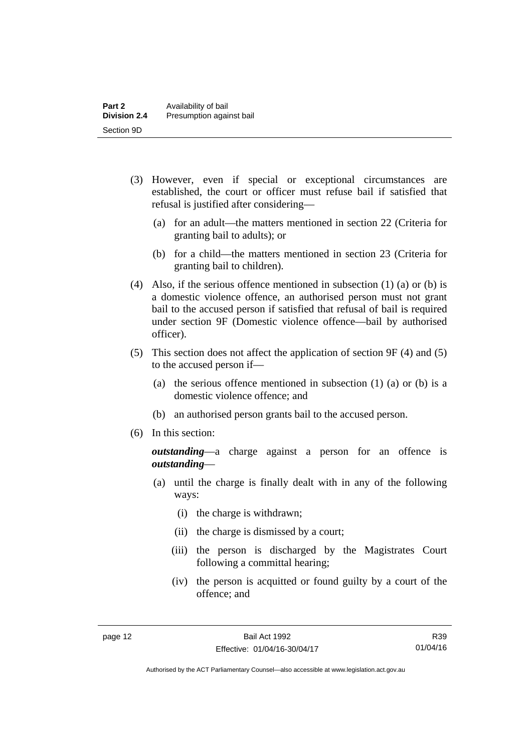(3) However, even if special or exceptional circumstances are established, the court or officer must refuse bail if satisfied that refusal is justified after considering—

(a) for an adult—the matters mentioned in section 22 (Criteria for granting bail to adults); or

(b) for a child—the matters mentioned in section 23 (Criteria for granting bail to children).

(4) Also, if the serious offence mentioned in subsection (1) (a) or (b) is a domestic violence offence, an authorised person must not grant bail to the accused person if satisfied that refusal of bail is required under section 9F (Domestic violence offence—bail by authorised officer).

(5) This section does not affect the application of section 9F (4) and (5) to the accused person if—

(a) the serious offence mentioned in subsection (1) (a) or (b) is a domestic violence offence; and

(b) an authorised person grants bail to the accused person.

(6) In this section:

***outstanding***—a charge against a person for an offence is ***outstanding***—

(a) until the charge is finally dealt with in any of the following ways:

(i) the charge is withdrawn;

(ii) the charge is dismissed by a court;

(iii) the person is discharged by the Magistrates Court following a committal hearing;

(iv) the person is acquitted or found guilty by a court of the offence; and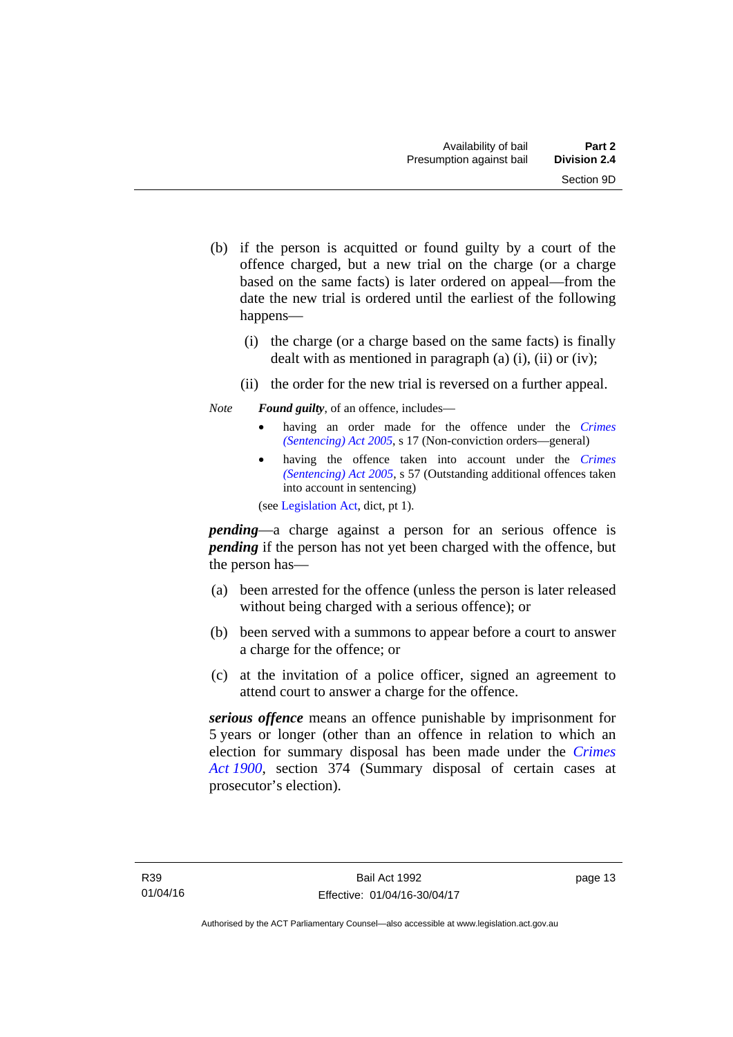(b) if the person is acquitted or found guilty by a court of the offence charged, but a new trial on the charge (or a charge based on the same facts) is later ordered on appeal—from the date the new trial is ordered until the earliest of the following happens—

(i) the charge (or a charge based on the same facts) is finally dealt with as mentioned in paragraph (a) (i), (ii) or (iv);

(ii) the order for the new trial is reversed on a further appeal.

*Note* ***Found guilty***, of an offence, includes—

- having an order made for the offence under the *Crimes (Sentencing) Act 2005*, s 17 (Non-conviction orders—general)
- having the offence taken into account under the *Crimes (Sentencing) Act 2005*, s 57 (Outstanding additional offences taken into account in sentencing)

(see Legislation Act, dict, pt 1).

***pending***—a charge against a person for an serious offence is ***pending*** if the person has not yet been charged with the offence, but the person has—

(a) been arrested for the offence (unless the person is later released without being charged with a serious offence); or

(b) been served with a summons to appear before a court to answer a charge for the offence; or

(c) at the invitation of a police officer, signed an agreement to attend court to answer a charge for the offence.

***serious offence*** means an offence punishable by imprisonment for 5 years or longer (other than an offence in relation to which an election for summary disposal has been made under the *Crimes Act 1900*, section 374 (Summary disposal of certain cases at prosecutor's election).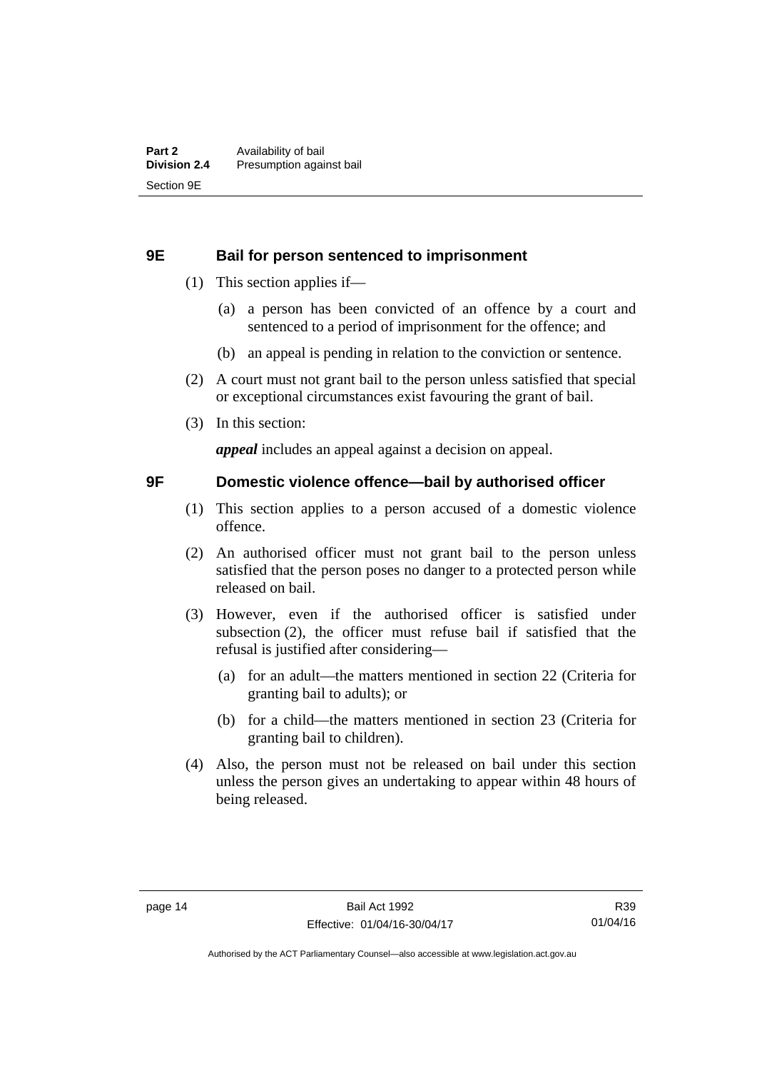## 9E Bail for person sentenced to imprisonment

(1) This section applies if—

(a) a person has been convicted of an offence by a court and sentenced to a period of imprisonment for the offence; and

(b) an appeal is pending in relation to the conviction or sentence.

(2) A court must not grant bail to the person unless satisfied that special or exceptional circumstances exist favouring the grant of bail.

(3) In this section:

***appeal*** includes an appeal against a decision on appeal.

## 9F Domestic violence offence—bail by authorised officer

(1) This section applies to a person accused of a domestic violence offence.

(2) An authorised officer must not grant bail to the person unless satisfied that the person poses no danger to a protected person while released on bail.

(3) However, even if the authorised officer is satisfied under subsection (2), the officer must refuse bail if satisfied that the refusal is justified after considering—

(a) for an adult—the matters mentioned in section 22 (Criteria for granting bail to adults); or

(b) for a child—the matters mentioned in section 23 (Criteria for granting bail to children).

(4) Also, the person must not be released on bail under this section unless the person gives an undertaking to appear within 48 hours of being released.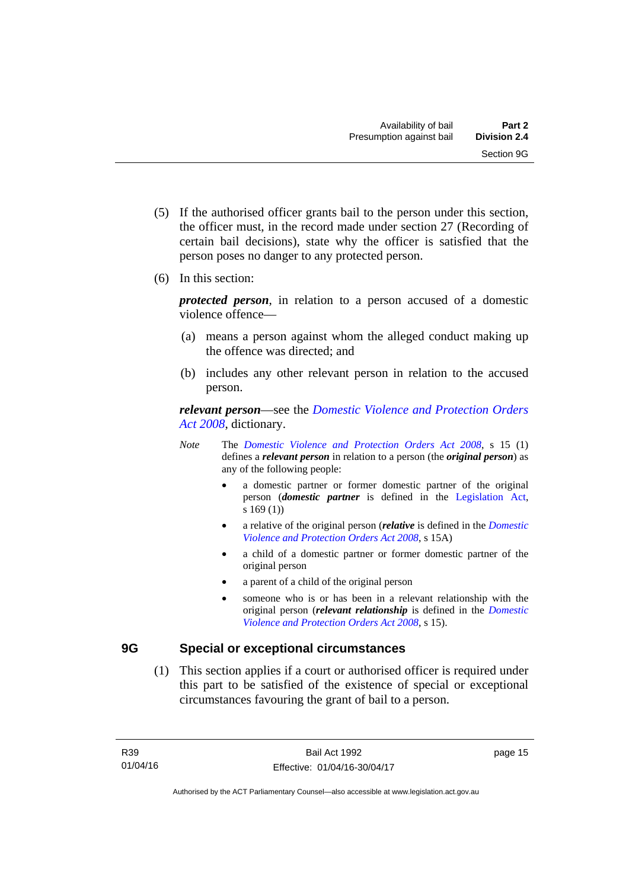(5) If the authorised officer grants bail to the person under this section, the officer must, in the record made under section 27 (Recording of certain bail decisions), state why the officer is satisfied that the person poses no danger to any protected person.

(6) In this section:

***protected person***, in relation to a person accused of a domestic violence offence—

(a) means a person against whom the alleged conduct making up the offence was directed; and

(b) includes any other relevant person in relation to the accused person.

***relevant person***—see the *Domestic Violence and Protection Orders Act 2008*, dictionary.

*Note* The *Domestic Violence and Protection Orders Act 2008*, s 15 (1) defines a ***relevant person*** in relation to a person (the ***original person***) as any of the following people:

- a domestic partner or former domestic partner of the original person (***domestic partner*** is defined in the Legislation Act, s 169 (1))
- a relative of the original person (***relative*** is defined in the *Domestic Violence and Protection Orders Act 2008*, s 15A)
- a child of a domestic partner or former domestic partner of the original person
- a parent of a child of the original person
- someone who is or has been in a relevant relationship with the original person (***relevant relationship*** is defined in the *Domestic Violence and Protection Orders Act 2008*, s 15).

## 9G Special or exceptional circumstances

(1) This section applies if a court or authorised officer is required under this part to be satisfied of the existence of special or exceptional circumstances favouring the grant of bail to a person.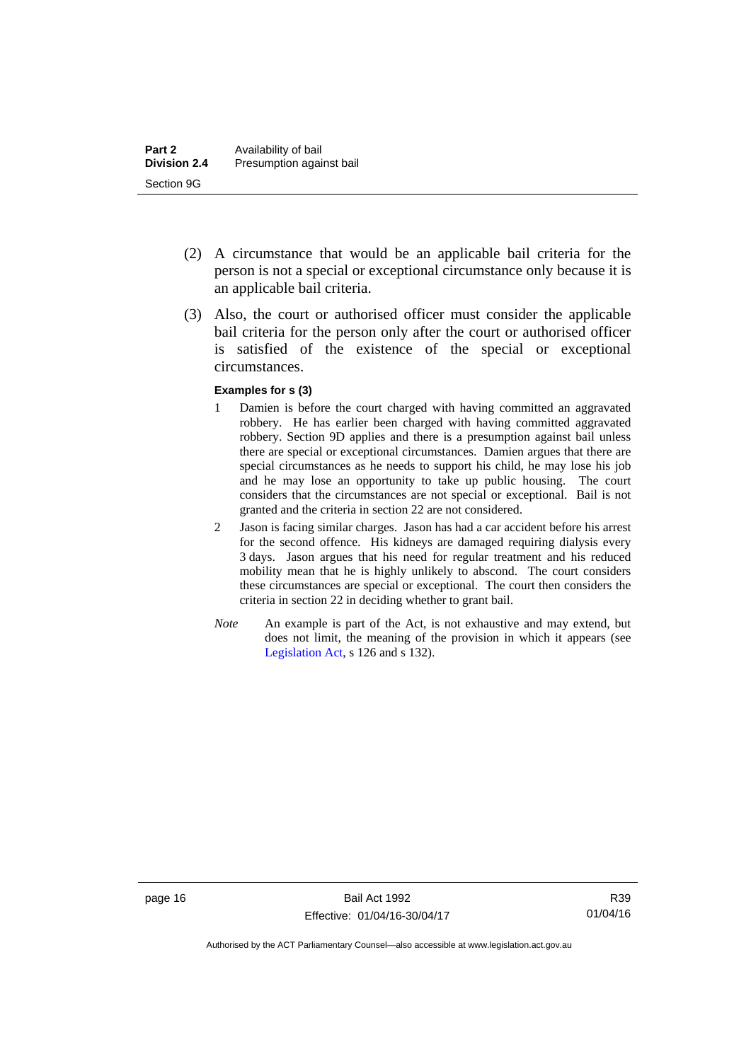(2) A circumstance that would be an applicable bail criteria for the person is not a special or exceptional circumstance only because it is an applicable bail criteria.

(3) Also, the court or authorised officer must consider the applicable bail criteria for the person only after the court or authorised officer is satisfied of the existence of the special or exceptional circumstances.

**Examples for s (3)**

1 Damien is before the court charged with having committed an aggravated robbery. He has earlier been charged with having committed aggravated robbery. Section 9D applies and there is a presumption against bail unless there are special or exceptional circumstances. Damien argues that there are special circumstances as he needs to support his child, he may lose his job and he may lose an opportunity to take up public housing. The court considers that the circumstances are not special or exceptional. Bail is not granted and the criteria in section 22 are not considered.

2 Jason is facing similar charges. Jason has had a car accident before his arrest for the second offence. His kidneys are damaged requiring dialysis every 3 days. Jason argues that his need for regular treatment and his reduced mobility mean that he is highly unlikely to abscond. The court considers these circumstances are special or exceptional. The court then considers the criteria in section 22 in deciding whether to grant bail.

*Note* An example is part of the Act, is not exhaustive and may extend, but does not limit, the meaning of the provision in which it appears (see Legislation Act, s 126 and s 132).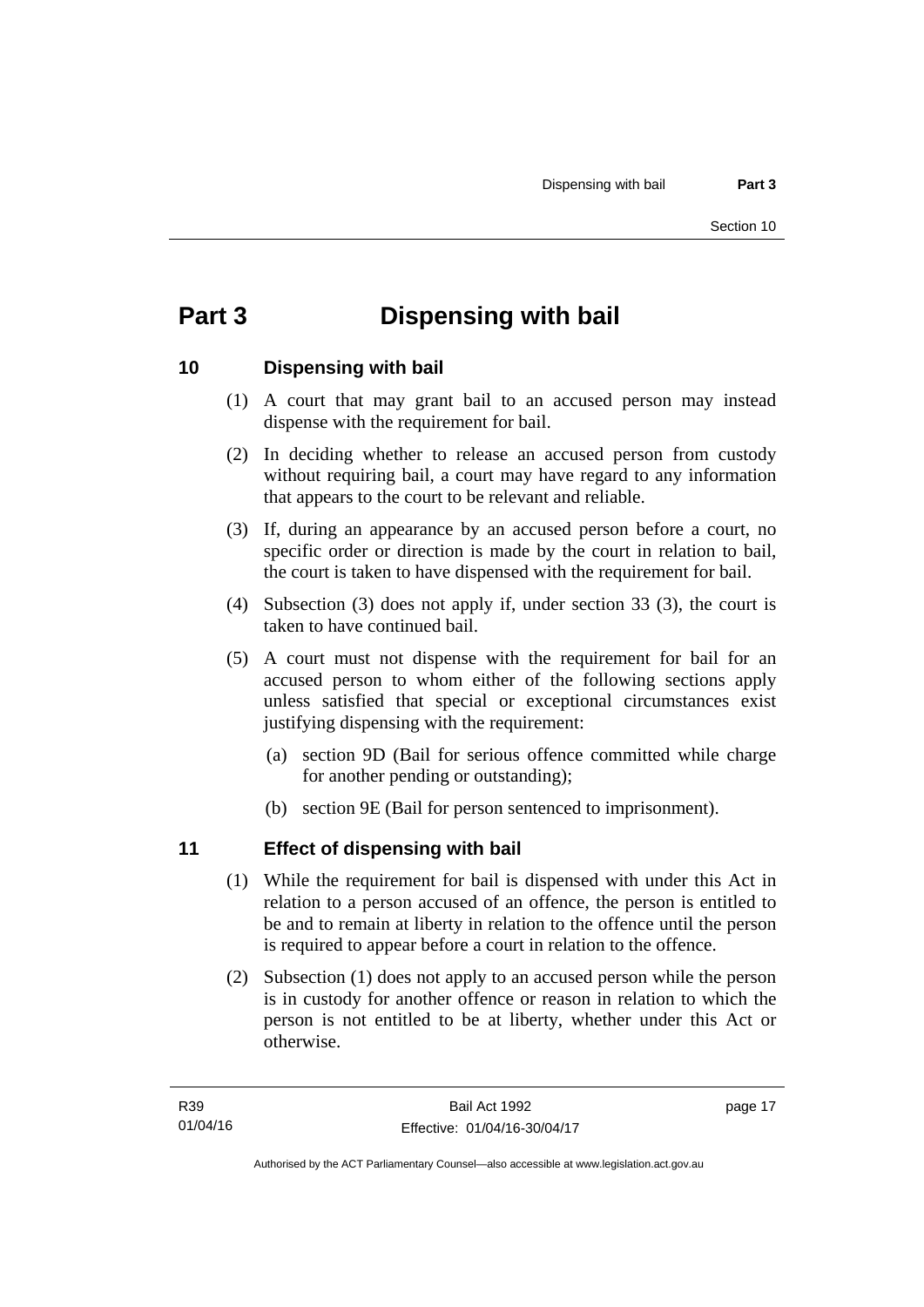# Part 3 Dispensing with bail

## 10 Dispensing with bail

(1) A court that may grant bail to an accused person may instead dispense with the requirement for bail.

(2) In deciding whether to release an accused person from custody without requiring bail, a court may have regard to any information that appears to the court to be relevant and reliable.

(3) If, during an appearance by an accused person before a court, no specific order or direction is made by the court in relation to bail, the court is taken to have dispensed with the requirement for bail.

(4) Subsection (3) does not apply if, under section 33 (3), the court is taken to have continued bail.

(5) A court must not dispense with the requirement for bail for an accused person to whom either of the following sections apply unless satisfied that special or exceptional circumstances exist justifying dispensing with the requirement:

   (a) section 9D (Bail for serious offence committed while charge for another pending or outstanding);

   (b) section 9E (Bail for person sentenced to imprisonment).

## 11 Effect of dispensing with bail

(1) While the requirement for bail is dispensed with under this Act in relation to a person accused of an offence, the person is entitled to be and to remain at liberty in relation to the offence until the person is required to appear before a court in relation to the offence.

(2) Subsection (1) does not apply to an accused person while the person is in custody for another offence or reason in relation to which the person is not entitled to be at liberty, whether under this Act or otherwise.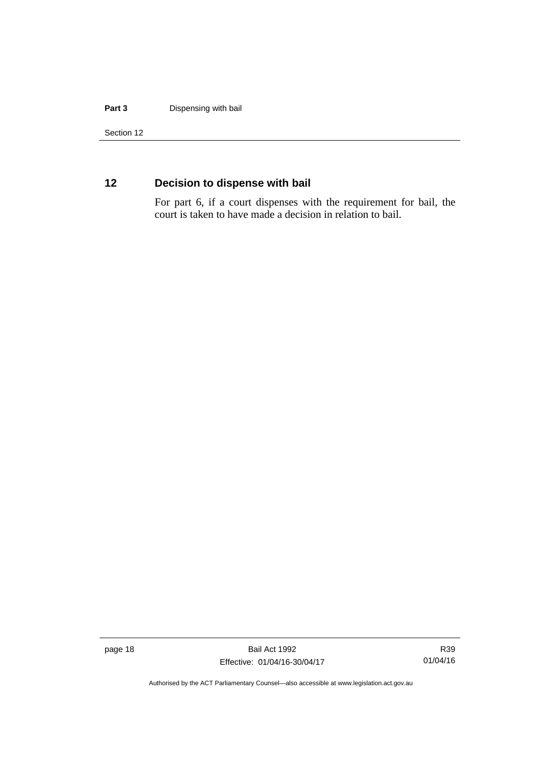## 12 Decision to dispense with bail

For part 6, if a court dispenses with the requirement for bail, the court is taken to have made a decision in relation to bail.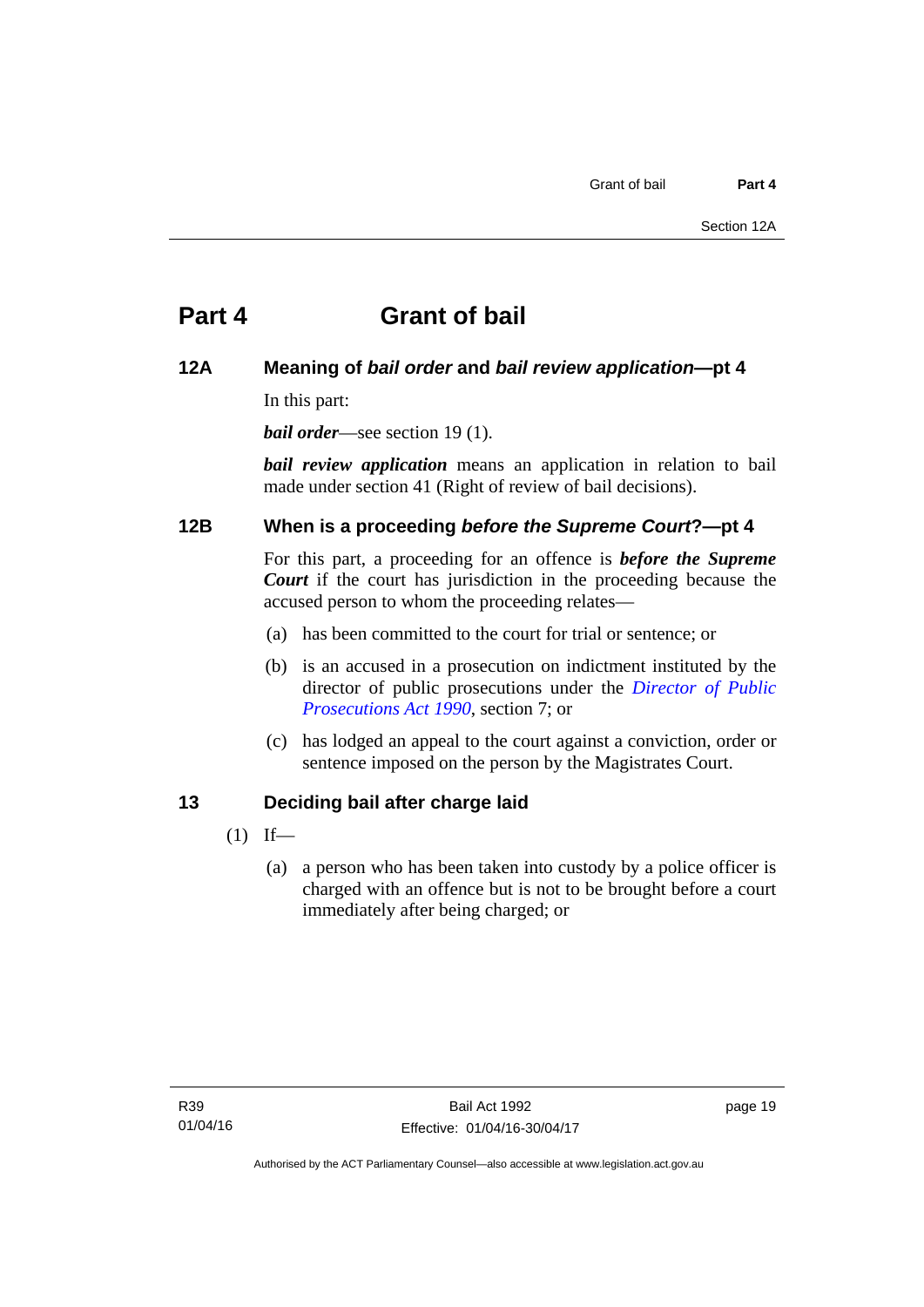# Part 4 Grant of bail

## 12A Meaning of *bail order* and *bail review application*—pt 4

In this part:

***bail order***—see section 19 (1).

***bail review application*** means an application in relation to bail made under section 41 (Right of review of bail decisions).

## 12B When is a proceeding *before the Supreme Court*?—pt 4

For this part, a proceeding for an offence is ***before the Supreme Court*** if the court has jurisdiction in the proceeding because the accused person to whom the proceeding relates—

(a) has been committed to the court for trial or sentence; or

(b) is an accused in a prosecution on indictment instituted by the director of public prosecutions under the *Director of Public Prosecutions Act 1990*, section 7; or

(c) has lodged an appeal to the court against a conviction, order or sentence imposed on the person by the Magistrates Court.

## 13 Deciding bail after charge laid

(1) If—

(a) a person who has been taken into custody by a police officer is charged with an offence but is not to be brought before a court immediately after being charged; or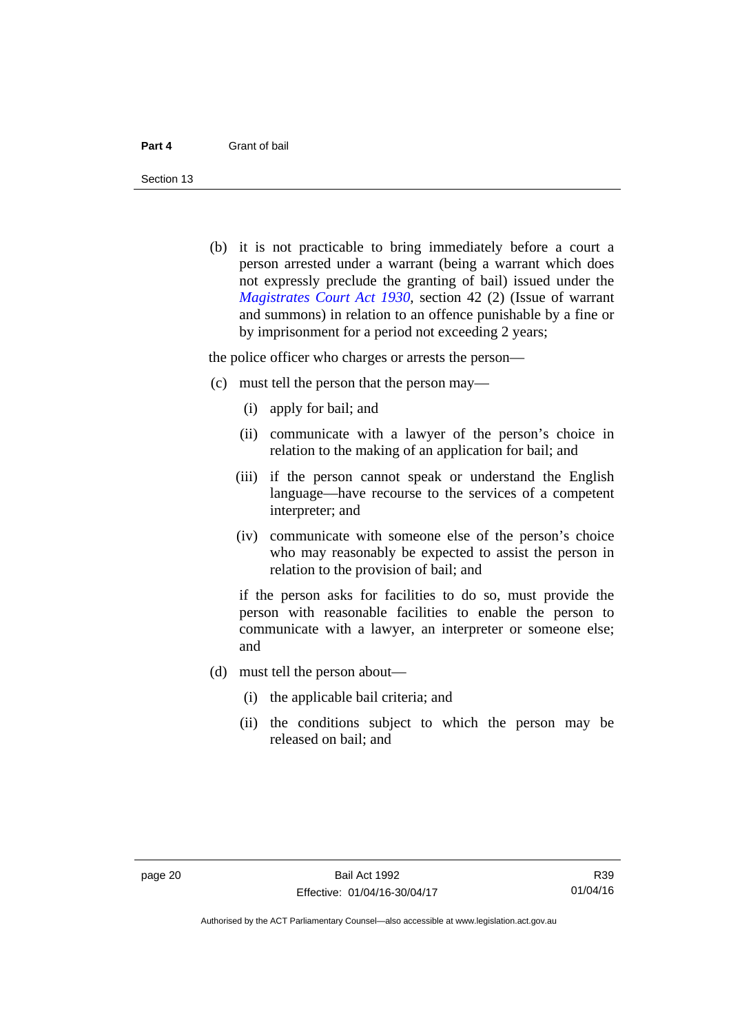(b) it is not practicable to bring immediately before a court a person arrested under a warrant (being a warrant which does not expressly preclude the granting of bail) issued under the *Magistrates Court Act 1930*, section 42 (2) (Issue of warrant and summons) in relation to an offence punishable by a fine or by imprisonment for a period not exceeding 2 years;

the police officer who charges or arrests the person—

(c) must tell the person that the person may—

  (i) apply for bail; and

  (ii) communicate with a lawyer of the person's choice in relation to the making of an application for bail; and

  (iii) if the person cannot speak or understand the English language—have recourse to the services of a competent interpreter; and

  (iv) communicate with someone else of the person's choice who may reasonably be expected to assist the person in relation to the provision of bail; and

  if the person asks for facilities to do so, must provide the person with reasonable facilities to enable the person to communicate with a lawyer, an interpreter or someone else; and

(d) must tell the person about—

  (i) the applicable bail criteria; and

  (ii) the conditions subject to which the person may be released on bail; and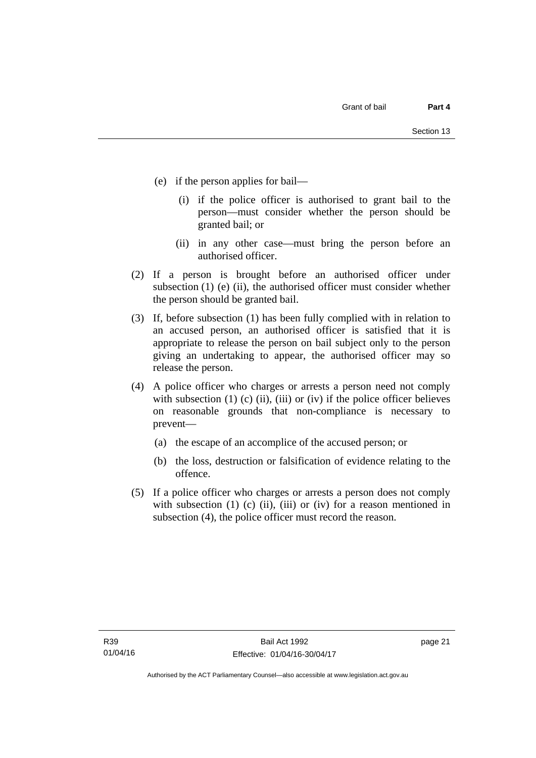(e) if the person applies for bail—

  (i) if the police officer is authorised to grant bail to the person—must consider whether the person should be granted bail; or

  (ii) in any other case—must bring the person before an authorised officer.

(2) If a person is brought before an authorised officer under subsection (1) (e) (ii), the authorised officer must consider whether the person should be granted bail.

(3) If, before subsection (1) has been fully complied with in relation to an accused person, an authorised officer is satisfied that it is appropriate to release the person on bail subject only to the person giving an undertaking to appear, the authorised officer may so release the person.

(4) A police officer who charges or arrests a person need not comply with subsection (1) (c) (ii), (iii) or (iv) if the police officer believes on reasonable grounds that non-compliance is necessary to prevent—

  (a) the escape of an accomplice of the accused person; or

  (b) the loss, destruction or falsification of evidence relating to the offence.

(5) If a police officer who charges or arrests a person does not comply with subsection (1) (c) (ii), (iii) or (iv) for a reason mentioned in subsection (4), the police officer must record the reason.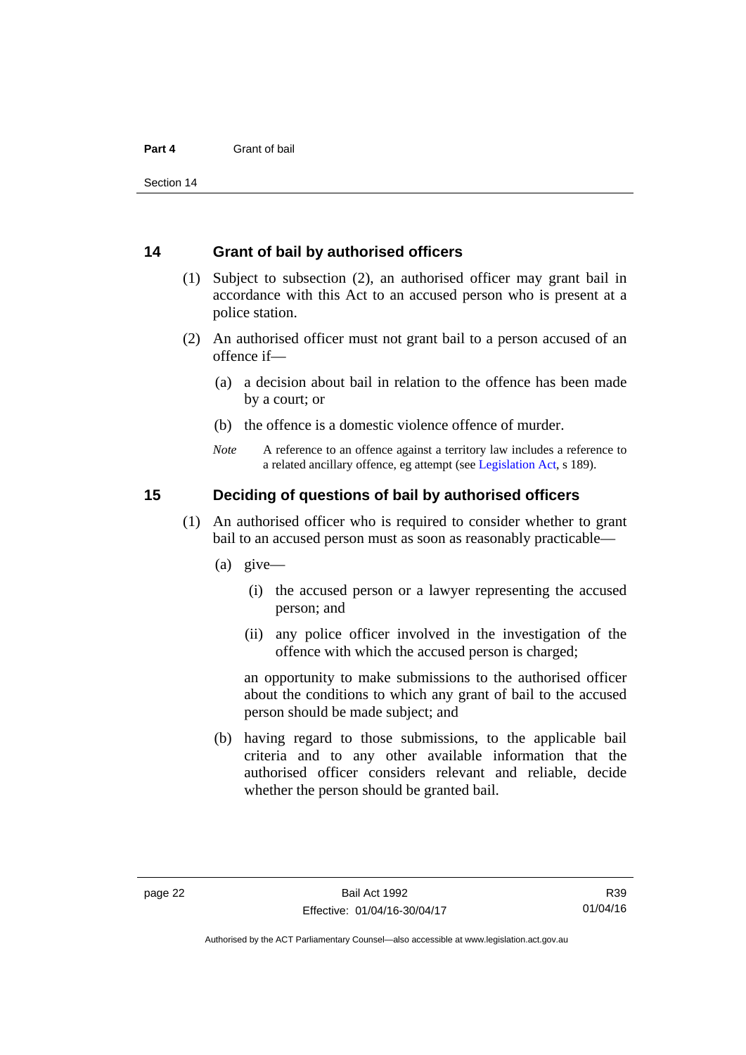## 14 Grant of bail by authorised officers

(1) Subject to subsection (2), an authorised officer may grant bail in accordance with this Act to an accused person who is present at a police station.

(2) An authorised officer must not grant bail to a person accused of an offence if—

(a) a decision about bail in relation to the offence has been made by a court; or

(b) the offence is a domestic violence offence of murder.

*Note* A reference to an offence against a territory law includes a reference to a related ancillary offence, eg attempt (see Legislation Act, s 189).

## 15 Deciding of questions of bail by authorised officers

(1) An authorised officer who is required to consider whether to grant bail to an accused person must as soon as reasonably practicable—

(a) give—

(i) the accused person or a lawyer representing the accused person; and

(ii) any police officer involved in the investigation of the offence with which the accused person is charged;

an opportunity to make submissions to the authorised officer about the conditions to which any grant of bail to the accused person should be made subject; and

(b) having regard to those submissions, to the applicable bail criteria and to any other available information that the authorised officer considers relevant and reliable, decide whether the person should be granted bail.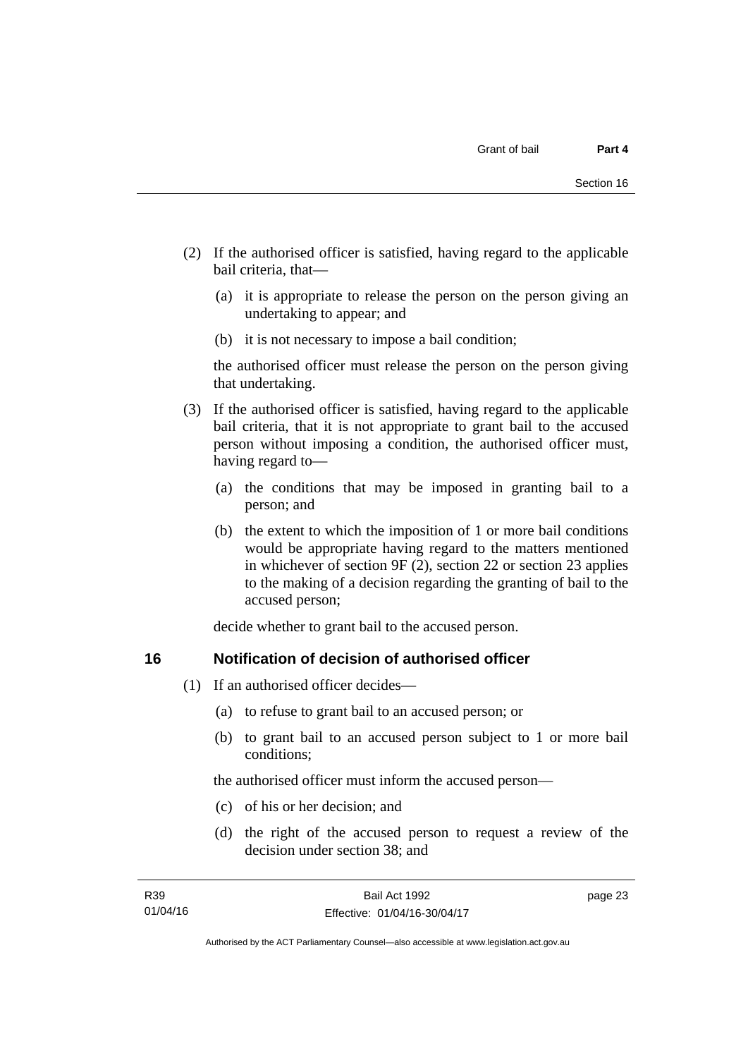(2) If the authorised officer is satisfied, having regard to the applicable bail criteria, that—

   (a) it is appropriate to release the person on the person giving an undertaking to appear; and

   (b) it is not necessary to impose a bail condition;

   the authorised officer must release the person on the person giving that undertaking.

(3) If the authorised officer is satisfied, having regard to the applicable bail criteria, that it is not appropriate to grant bail to the accused person without imposing a condition, the authorised officer must, having regard to—

   (a) the conditions that may be imposed in granting bail to a person; and

   (b) the extent to which the imposition of 1 or more bail conditions would be appropriate having regard to the matters mentioned in whichever of section 9F (2), section 22 or section 23 applies to the making of a decision regarding the granting of bail to the accused person;

   decide whether to grant bail to the accused person.

## 16 Notification of decision of authorised officer

(1) If an authorised officer decides—

   (a) to refuse to grant bail to an accused person; or

   (b) to grant bail to an accused person subject to 1 or more bail conditions;

   the authorised officer must inform the accused person—

   (c) of his or her decision; and

   (d) the right of the accused person to request a review of the decision under section 38; and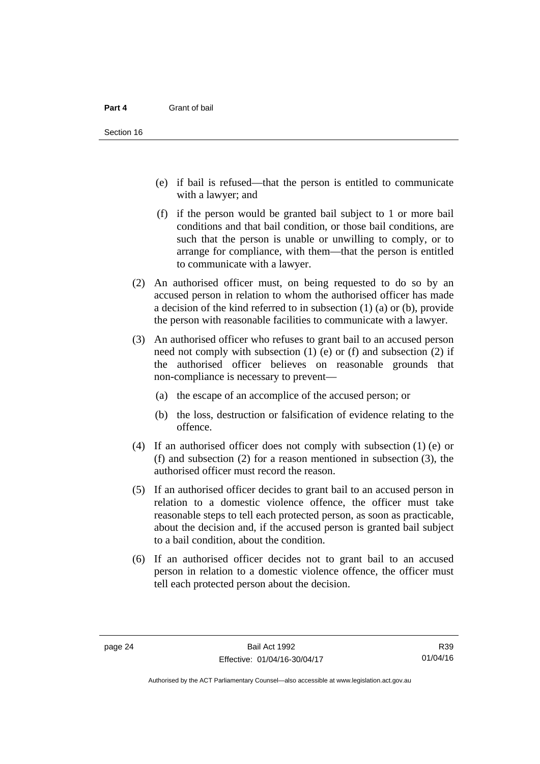(e) if bail is refused—that the person is entitled to communicate with a lawyer; and

(f) if the person would be granted bail subject to 1 or more bail conditions and that bail condition, or those bail conditions, are such that the person is unable or unwilling to comply, or to arrange for compliance, with them—that the person is entitled to communicate with a lawyer.

(2) An authorised officer must, on being requested to do so by an accused person in relation to whom the authorised officer has made a decision of the kind referred to in subsection (1) (a) or (b), provide the person with reasonable facilities to communicate with a lawyer.

(3) An authorised officer who refuses to grant bail to an accused person need not comply with subsection (1) (e) or (f) and subsection (2) if the authorised officer believes on reasonable grounds that non-compliance is necessary to prevent—

(a) the escape of an accomplice of the accused person; or

(b) the loss, destruction or falsification of evidence relating to the offence.

(4) If an authorised officer does not comply with subsection (1) (e) or (f) and subsection (2) for a reason mentioned in subsection (3), the authorised officer must record the reason.

(5) If an authorised officer decides to grant bail to an accused person in relation to a domestic violence offence, the officer must take reasonable steps to tell each protected person, as soon as practicable, about the decision and, if the accused person is granted bail subject to a bail condition, about the condition.

(6) If an authorised officer decides not to grant bail to an accused person in relation to a domestic violence offence, the officer must tell each protected person about the decision.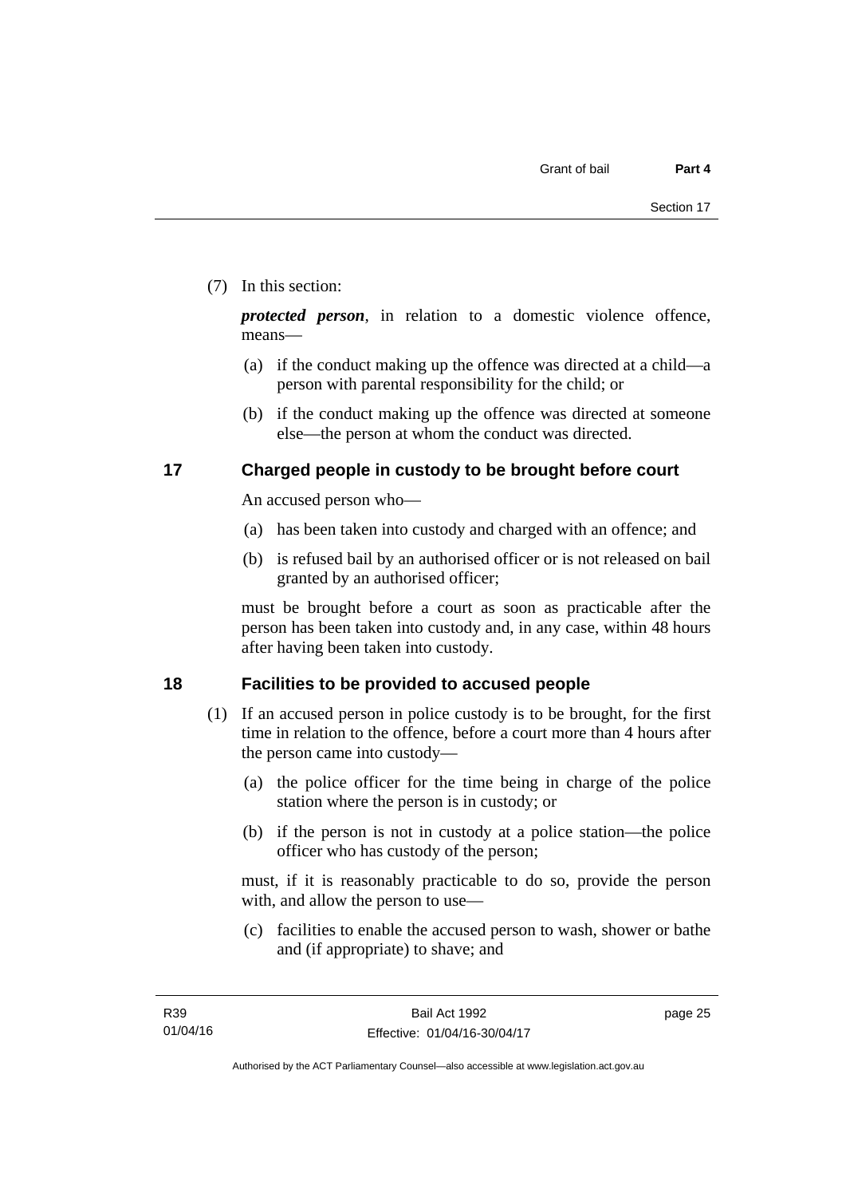(7) In this section:

***protected person***, in relation to a domestic violence offence, means—

(a) if the conduct making up the offence was directed at a child—a person with parental responsibility for the child; or

(b) if the conduct making up the offence was directed at someone else—the person at whom the conduct was directed.

## 17 Charged people in custody to be brought before court

An accused person who—

(a) has been taken into custody and charged with an offence; and

(b) is refused bail by an authorised officer or is not released on bail granted by an authorised officer;

must be brought before a court as soon as practicable after the person has been taken into custody and, in any case, within 48 hours after having been taken into custody.

## 18 Facilities to be provided to accused people

(1) If an accused person in police custody is to be brought, for the first time in relation to the offence, before a court more than 4 hours after the person came into custody—

(a) the police officer for the time being in charge of the police station where the person is in custody; or

(b) if the person is not in custody at a police station—the police officer who has custody of the person;

must, if it is reasonably practicable to do so, provide the person with, and allow the person to use—

(c) facilities to enable the accused person to wash, shower or bathe and (if appropriate) to shave; and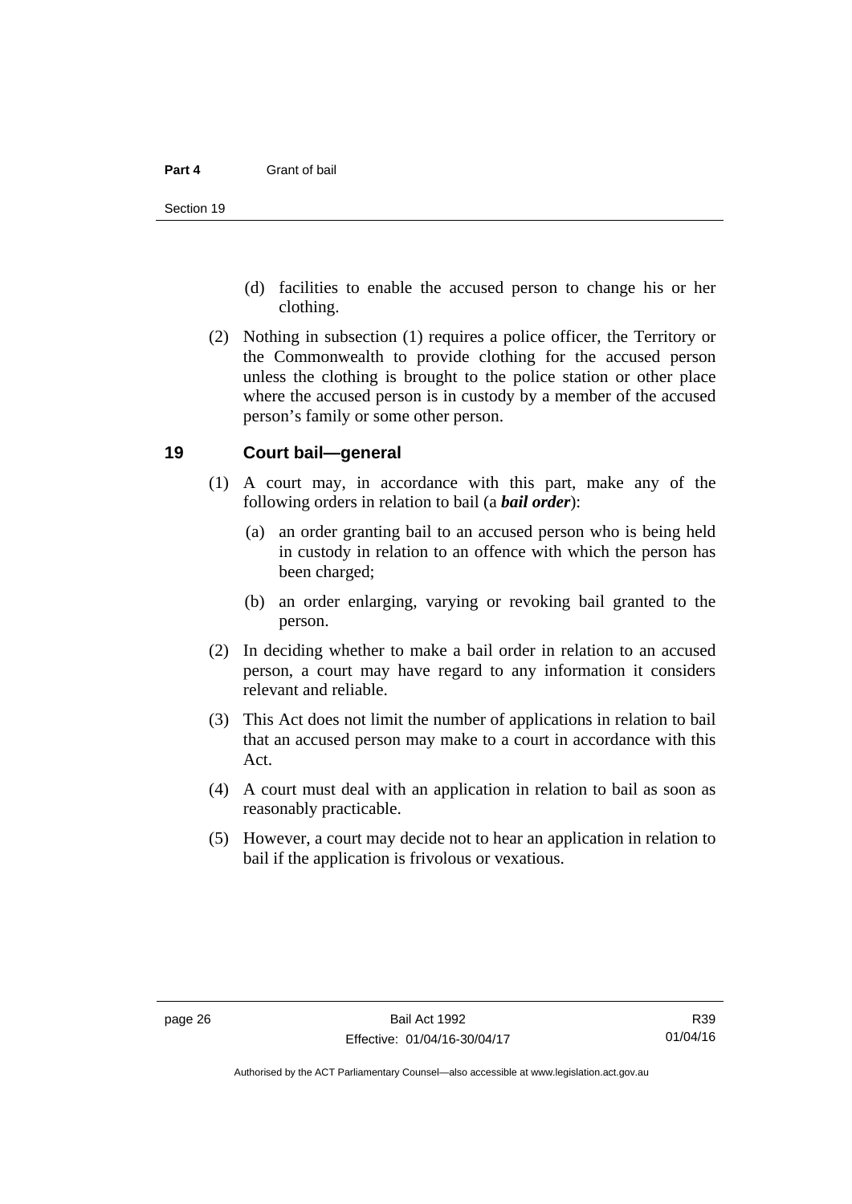(d) facilities to enable the accused person to change his or her clothing.

(2) Nothing in subsection (1) requires a police officer, the Territory or the Commonwealth to provide clothing for the accused person unless the clothing is brought to the police station or other place where the accused person is in custody by a member of the accused person's family or some other person.

## 19 Court bail—general

(1) A court may, in accordance with this part, make any of the following orders in relation to bail (a ***bail order***):

(a) an order granting bail to an accused person who is being held in custody in relation to an offence with which the person has been charged;

(b) an order enlarging, varying or revoking bail granted to the person.

(2) In deciding whether to make a bail order in relation to an accused person, a court may have regard to any information it considers relevant and reliable.

(3) This Act does not limit the number of applications in relation to bail that an accused person may make to a court in accordance with this Act.

(4) A court must deal with an application in relation to bail as soon as reasonably practicable.

(5) However, a court may decide not to hear an application in relation to bail if the application is frivolous or vexatious.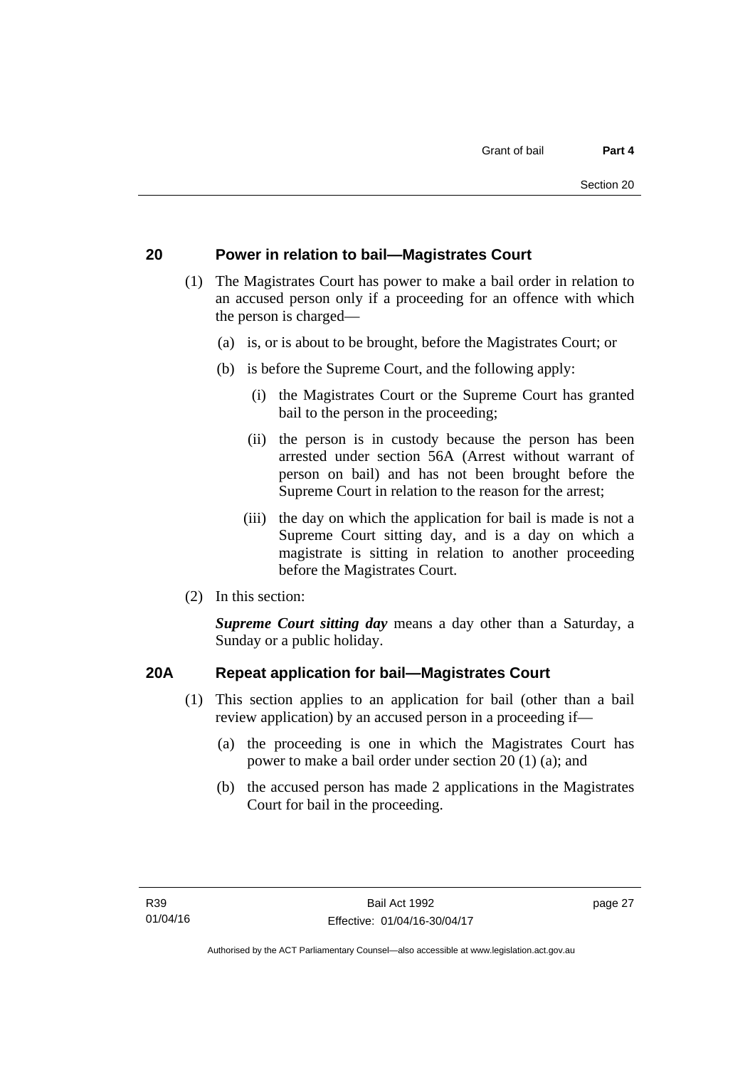## 20 Power in relation to bail—Magistrates Court

(1) The Magistrates Court has power to make a bail order in relation to an accused person only if a proceeding for an offence with which the person is charged—

(a) is, or is about to be brought, before the Magistrates Court; or

(b) is before the Supreme Court, and the following apply:

(i) the Magistrates Court or the Supreme Court has granted bail to the person in the proceeding;

(ii) the person is in custody because the person has been arrested under section 56A (Arrest without warrant of person on bail) and has not been brought before the Supreme Court in relation to the reason for the arrest;

(iii) the day on which the application for bail is made is not a Supreme Court sitting day, and is a day on which a magistrate is sitting in relation to another proceeding before the Magistrates Court.

(2) In this section:

***Supreme Court sitting day*** means a day other than a Saturday, a Sunday or a public holiday.

## 20A Repeat application for bail—Magistrates Court

(1) This section applies to an application for bail (other than a bail review application) by an accused person in a proceeding if—

(a) the proceeding is one in which the Magistrates Court has power to make a bail order under section 20 (1) (a); and

(b) the accused person has made 2 applications in the Magistrates Court for bail in the proceeding.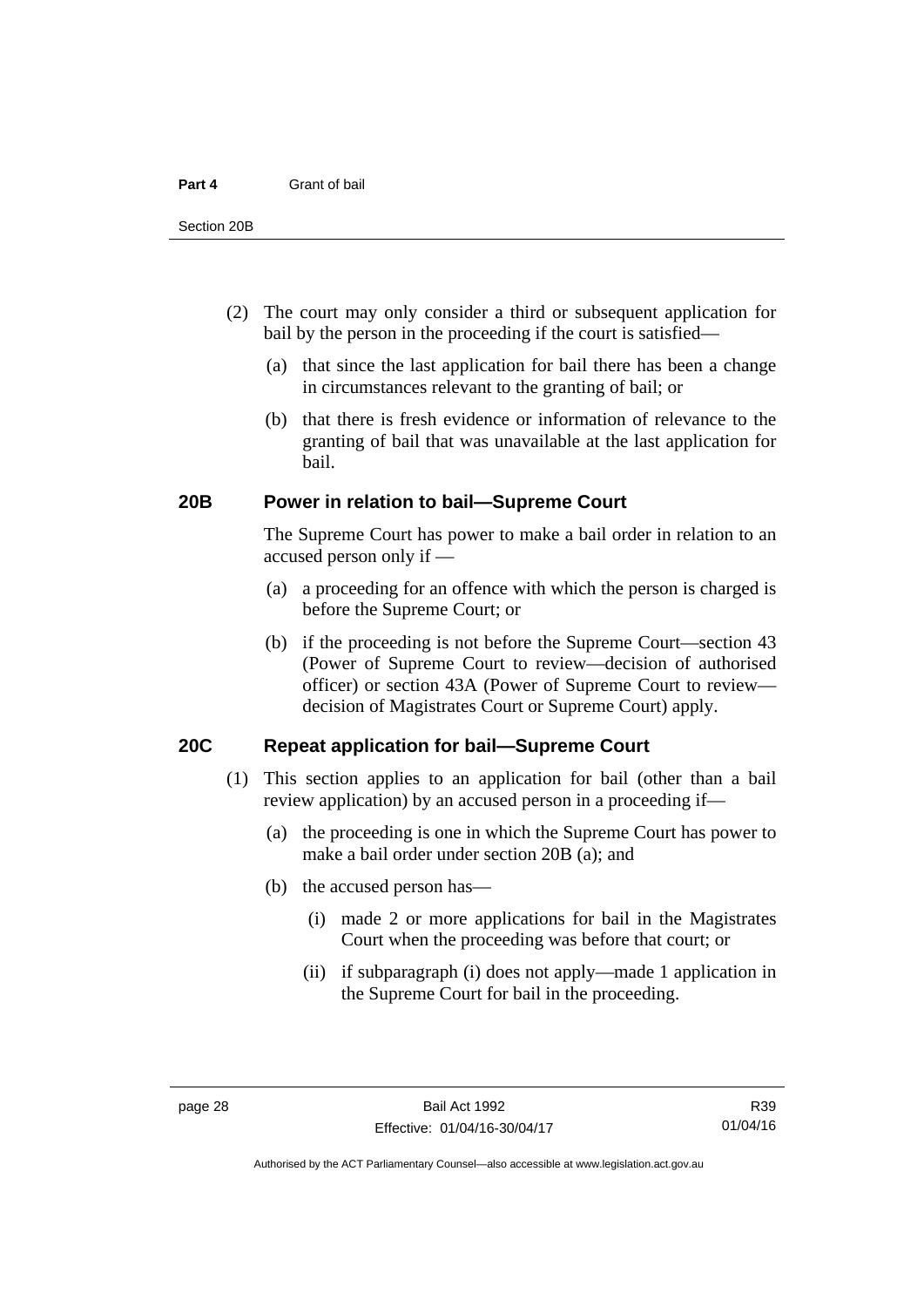(2) The court may only consider a third or subsequent application for bail by the person in the proceeding if the court is satisfied—

(a) that since the last application for bail there has been a change in circumstances relevant to the granting of bail; or

(b) that there is fresh evidence or information of relevance to the granting of bail that was unavailable at the last application for bail.

## 20B Power in relation to bail—Supreme Court

The Supreme Court has power to make a bail order in relation to an accused person only if —

(a) a proceeding for an offence with which the person is charged is before the Supreme Court; or

(b) if the proceeding is not before the Supreme Court—section 43 (Power of Supreme Court to review—decision of authorised officer) or section 43A (Power of Supreme Court to review—decision of Magistrates Court or Supreme Court) apply.

## 20C Repeat application for bail—Supreme Court

(1) This section applies to an application for bail (other than a bail review application) by an accused person in a proceeding if—

(a) the proceeding is one in which the Supreme Court has power to make a bail order under section 20B (a); and

(b) the accused person has—

(i) made 2 or more applications for bail in the Magistrates Court when the proceeding was before that court; or

(ii) if subparagraph (i) does not apply—made 1 application in the Supreme Court for bail in the proceeding.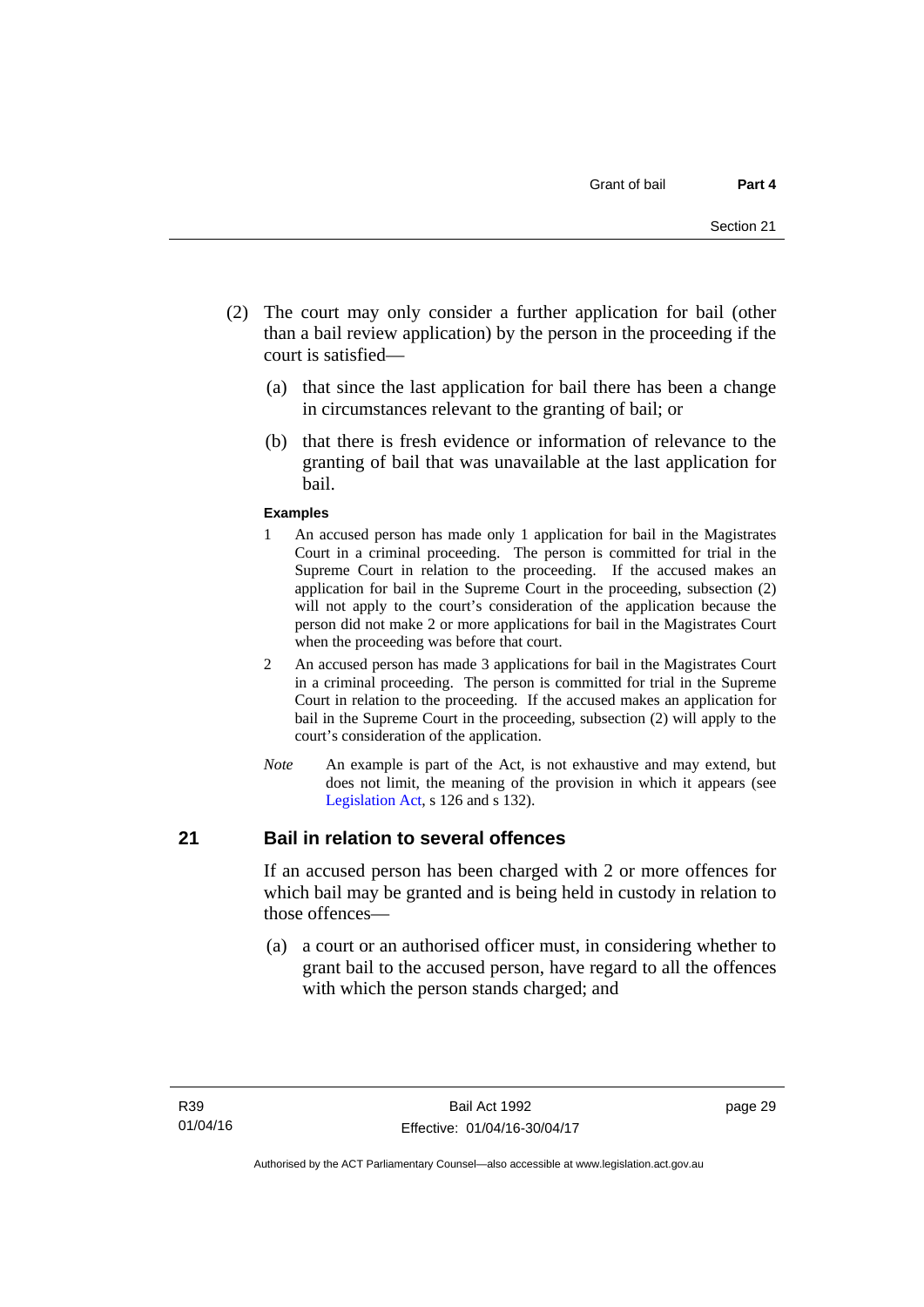(2) The court may only consider a further application for bail (other than a bail review application) by the person in the proceeding if the court is satisfied—

(a) that since the last application for bail there has been a change in circumstances relevant to the granting of bail; or

(b) that there is fresh evidence or information of relevance to the granting of bail that was unavailable at the last application for bail.

**Examples**

1 An accused person has made only 1 application for bail in the Magistrates Court in a criminal proceeding. The person is committed for trial in the Supreme Court in relation to the proceeding. If the accused makes an application for bail in the Supreme Court in the proceeding, subsection (2) will not apply to the court's consideration of the application because the person did not make 2 or more applications for bail in the Magistrates Court when the proceeding was before that court.

2 An accused person has made 3 applications for bail in the Magistrates Court in a criminal proceeding. The person is committed for trial in the Supreme Court in relation to the proceeding. If the accused makes an application for bail in the Supreme Court in the proceeding, subsection (2) will apply to the court's consideration of the application.

*Note* An example is part of the Act, is not exhaustive and may extend, but does not limit, the meaning of the provision in which it appears (see Legislation Act, s 126 and s 132).

## 21 Bail in relation to several offences

If an accused person has been charged with 2 or more offences for which bail may be granted and is being held in custody in relation to those offences—

(a) a court or an authorised officer must, in considering whether to grant bail to the accused person, have regard to all the offences with which the person stands charged; and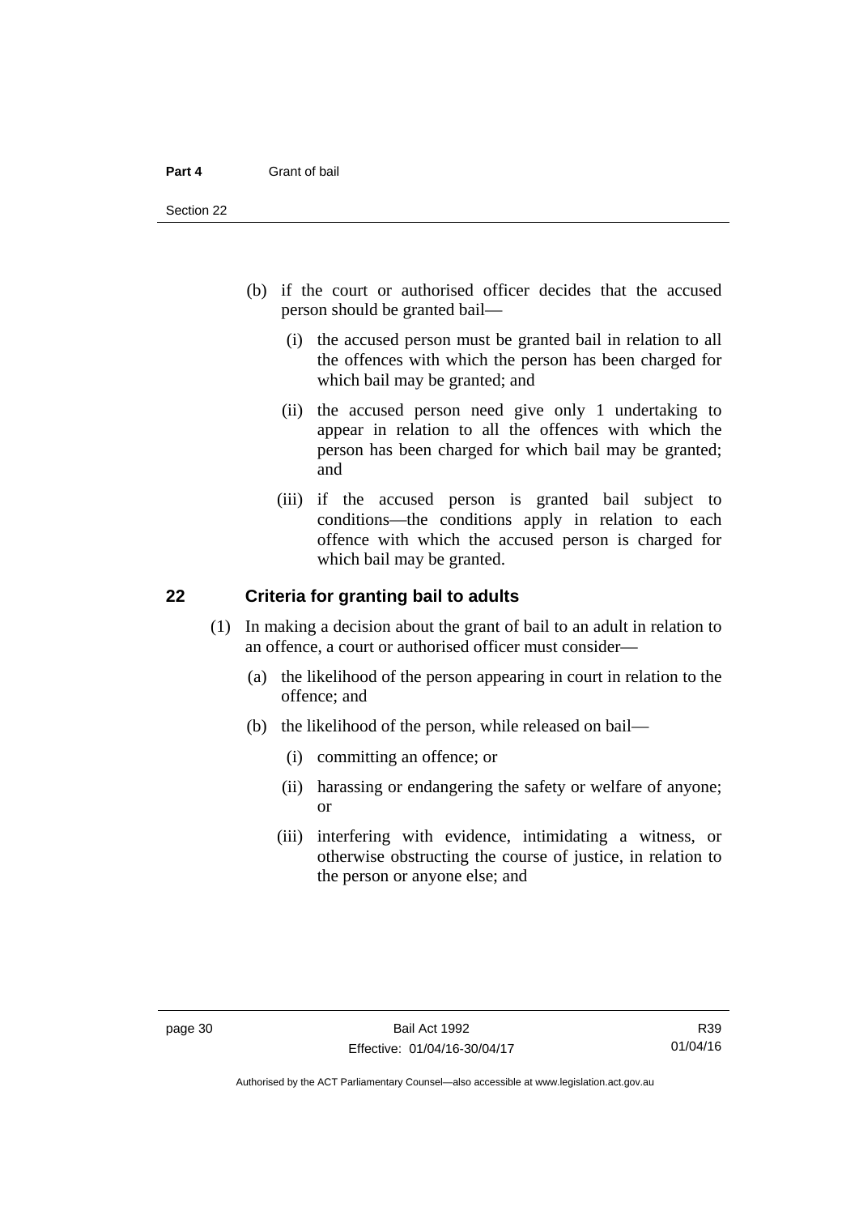(b) if the court or authorised officer decides that the accused person should be granted bail—

   (i) the accused person must be granted bail in relation to all the offences with which the person has been charged for which bail may be granted; and

   (ii) the accused person need give only 1 undertaking to appear in relation to all the offences with which the person has been charged for which bail may be granted; and

   (iii) if the accused person is granted bail subject to conditions—the conditions apply in relation to each offence with which the accused person is charged for which bail may be granted.

## 22 Criteria for granting bail to adults

(1) In making a decision about the grant of bail to an adult in relation to an offence, a court or authorised officer must consider—

   (a) the likelihood of the person appearing in court in relation to the offence; and

   (b) the likelihood of the person, while released on bail—

      (i) committing an offence; or

      (ii) harassing or endangering the safety or welfare of anyone; or

      (iii) interfering with evidence, intimidating a witness, or otherwise obstructing the course of justice, in relation to the person or anyone else; and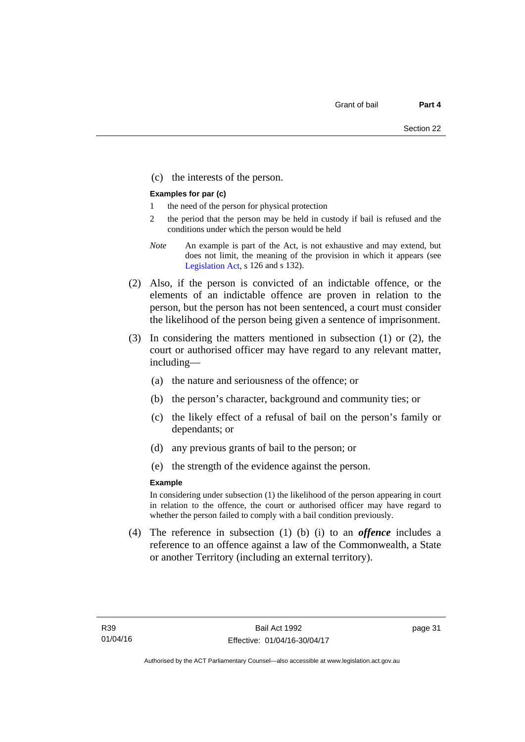(c) the interests of the person.

**Examples for par (c)**

1 the need of the person for physical protection

2 the period that the person may be held in custody if bail is refused and the conditions under which the person would be held

*Note* An example is part of the Act, is not exhaustive and may extend, but does not limit, the meaning of the provision in which it appears (see Legislation Act, s 126 and s 132).

(2) Also, if the person is convicted of an indictable offence, or the elements of an indictable offence are proven in relation to the person, but the person has not been sentenced, a court must consider the likelihood of the person being given a sentence of imprisonment.

(3) In considering the matters mentioned in subsection (1) or (2), the court or authorised officer may have regard to any relevant matter, including—

(a) the nature and seriousness of the offence; or

(b) the person's character, background and community ties; or

(c) the likely effect of a refusal of bail on the person's family or dependants; or

(d) any previous grants of bail to the person; or

(e) the strength of the evidence against the person.

**Example**

In considering under subsection (1) the likelihood of the person appearing in court in relation to the offence, the court or authorised officer may have regard to whether the person failed to comply with a bail condition previously.

(4) The reference in subsection (1) (b) (i) to an ***offence*** includes a reference to an offence against a law of the Commonwealth, a State or another Territory (including an external territory).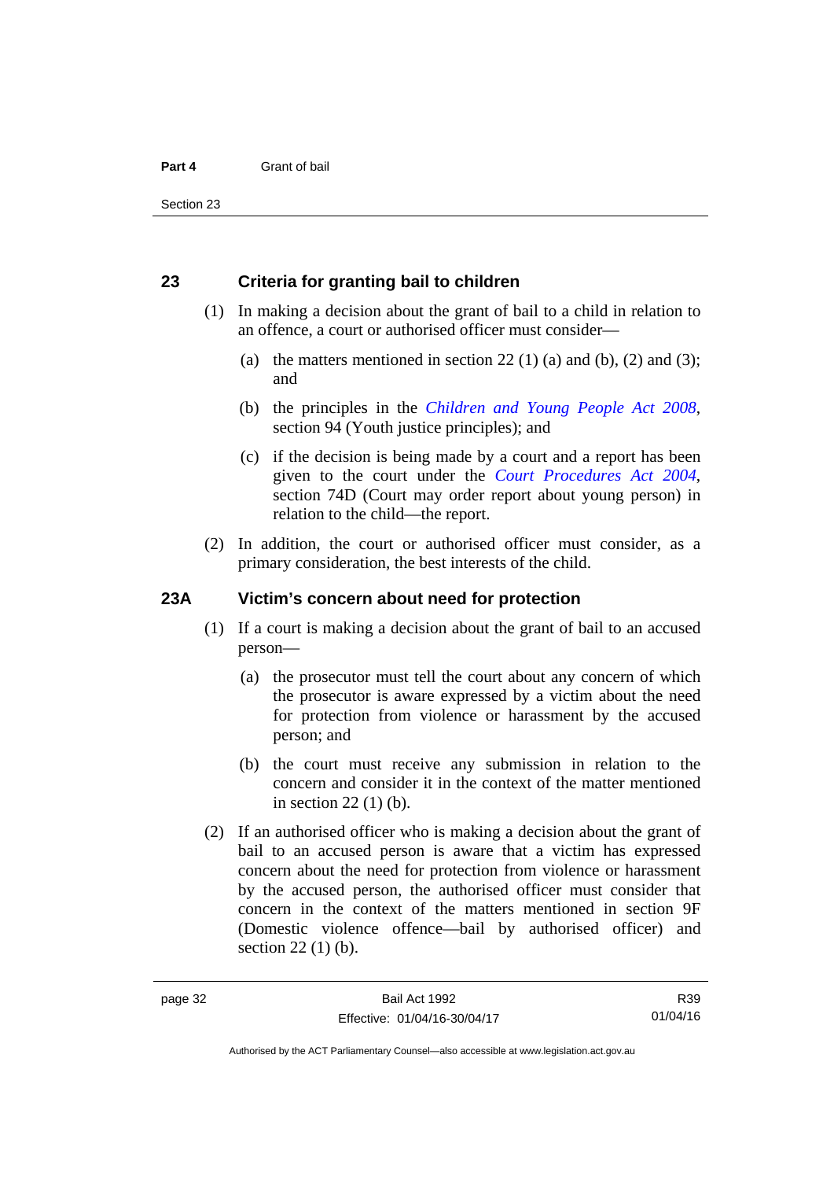## 23 Criteria for granting bail to children

(1) In making a decision about the grant of bail to a child in relation to an offence, a court or authorised officer must consider—

(a) the matters mentioned in section 22 (1) (a) and (b), (2) and (3); and

(b) the principles in the *Children and Young People Act 2008*, section 94 (Youth justice principles); and

(c) if the decision is being made by a court and a report has been given to the court under the *Court Procedures Act 2004*, section 74D (Court may order report about young person) in relation to the child—the report.

(2) In addition, the court or authorised officer must consider, as a primary consideration, the best interests of the child.

## 23A Victim's concern about need for protection

(1) If a court is making a decision about the grant of bail to an accused person—

(a) the prosecutor must tell the court about any concern of which the prosecutor is aware expressed by a victim about the need for protection from violence or harassment by the accused person; and

(b) the court must receive any submission in relation to the concern and consider it in the context of the matter mentioned in section 22 (1) (b).

(2) If an authorised officer who is making a decision about the grant of bail to an accused person is aware that a victim has expressed concern about the need for protection from violence or harassment by the accused person, the authorised officer must consider that concern in the context of the matters mentioned in section 9F (Domestic violence offence—bail by authorised officer) and section 22 (1) (b).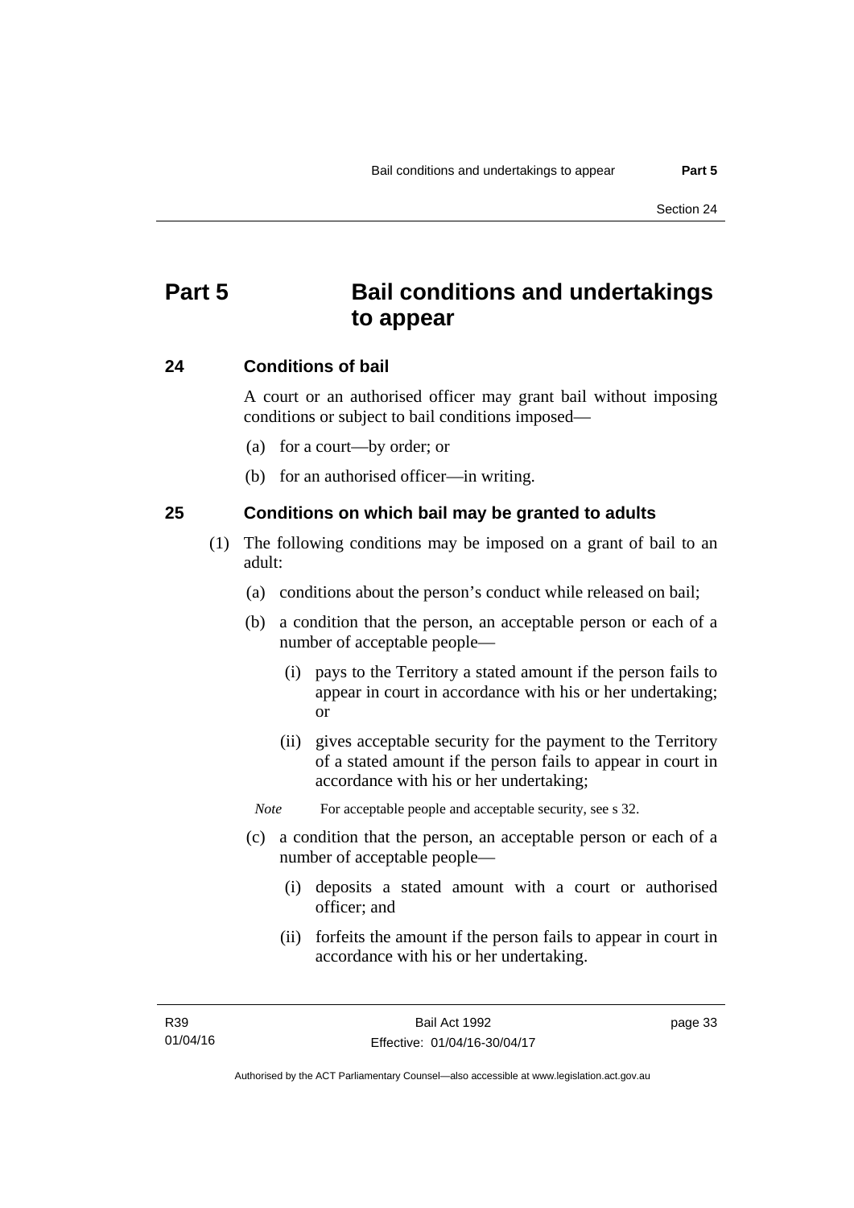# Part 5 Bail conditions and undertakings to appear

## 24 Conditions of bail

A court or an authorised officer may grant bail without imposing conditions or subject to bail conditions imposed—

(a) for a court—by order; or

(b) for an authorised officer—in writing.

## 25 Conditions on which bail may be granted to adults

(1) The following conditions may be imposed on a grant of bail to an adult:

(a) conditions about the person's conduct while released on bail;

(b) a condition that the person, an acceptable person or each of a number of acceptable people—

(i) pays to the Territory a stated amount if the person fails to appear in court in accordance with his or her undertaking; or

(ii) gives acceptable security for the payment to the Territory of a stated amount if the person fails to appear in court in accordance with his or her undertaking;

*Note* For acceptable people and acceptable security, see s 32.

(c) a condition that the person, an acceptable person or each of a number of acceptable people—

(i) deposits a stated amount with a court or authorised officer; and

(ii) forfeits the amount if the person fails to appear in court in accordance with his or her undertaking.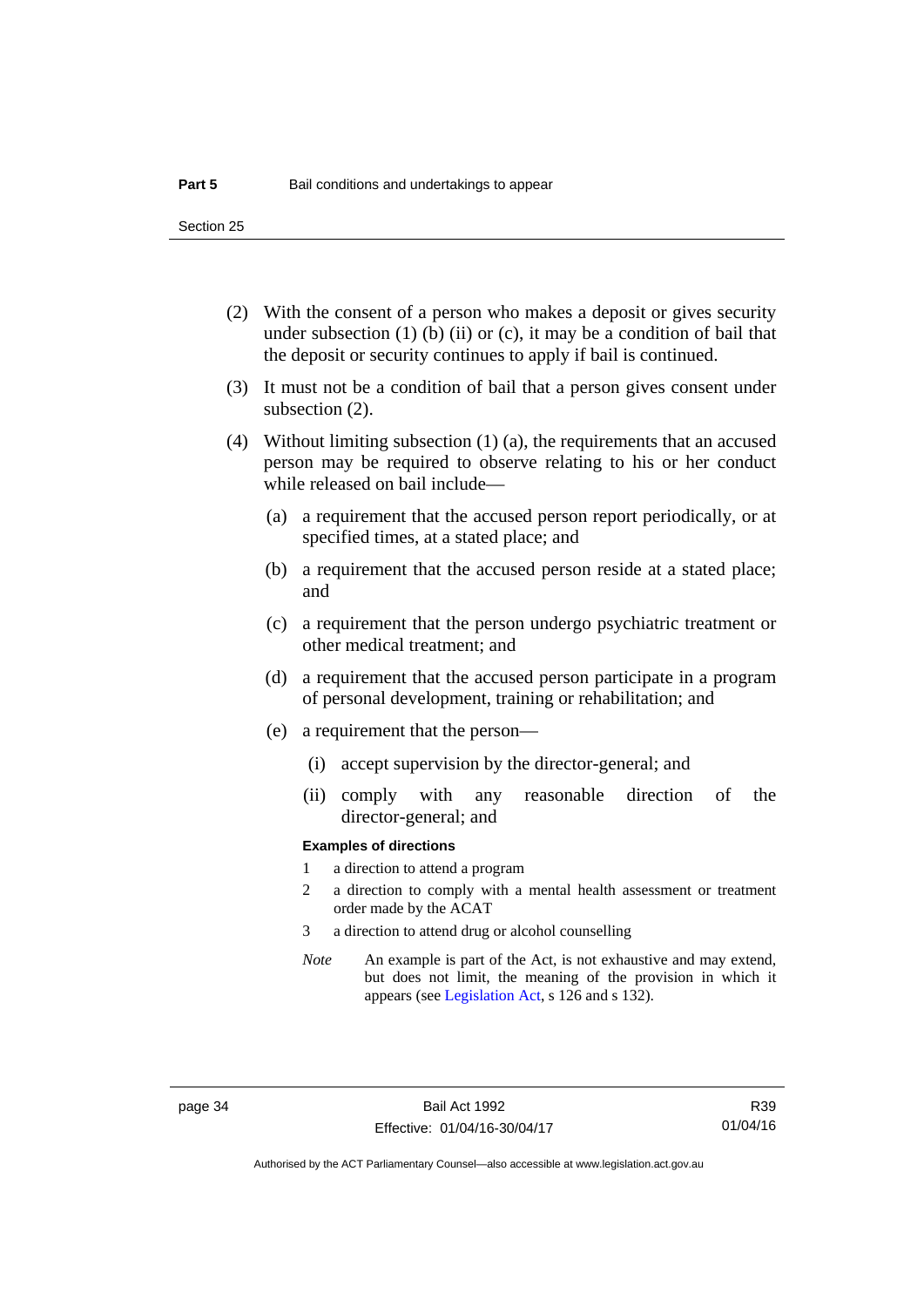(2) With the consent of a person who makes a deposit or gives security under subsection (1) (b) (ii) or (c), it may be a condition of bail that the deposit or security continues to apply if bail is continued.

(3) It must not be a condition of bail that a person gives consent under subsection (2).

(4) Without limiting subsection (1) (a), the requirements that an accused person may be required to observe relating to his or her conduct while released on bail include—

(a) a requirement that the accused person report periodically, or at specified times, at a stated place; and

(b) a requirement that the accused person reside at a stated place; and

(c) a requirement that the person undergo psychiatric treatment or other medical treatment; and

(d) a requirement that the accused person participate in a program of personal development, training or rehabilitation; and

(e) a requirement that the person—

(i) accept supervision by the director-general; and

(ii) comply with any reasonable direction of the director-general; and

**Examples of directions**

1 a direction to attend a program

2 a direction to comply with a mental health assessment or treatment order made by the ACAT

3 a direction to attend drug or alcohol counselling

*Note* An example is part of the Act, is not exhaustive and may extend, but does not limit, the meaning of the provision in which it appears (see Legislation Act, s 126 and s 132).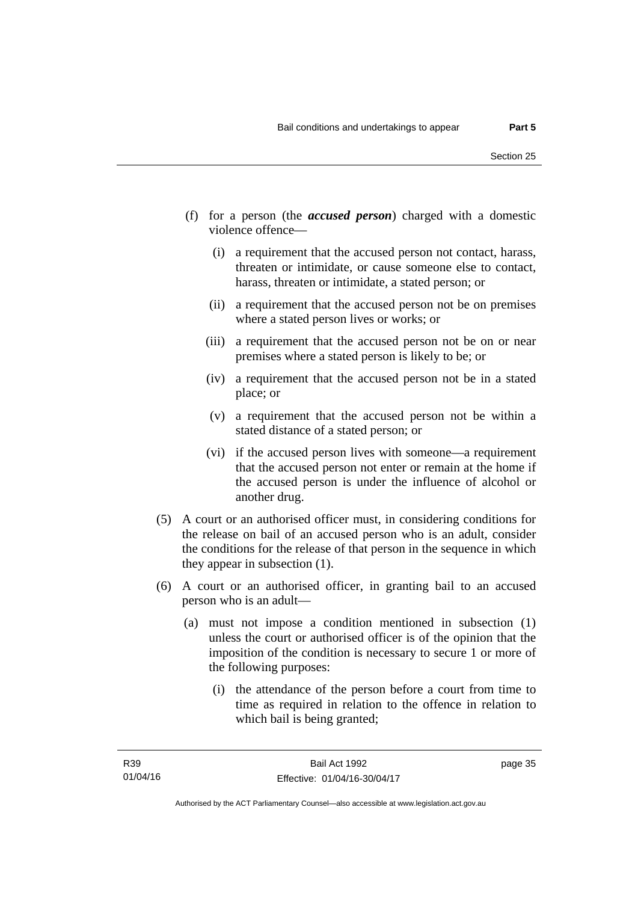(f) for a person (the ***accused person***) charged with a domestic violence offence—

  (i) a requirement that the accused person not contact, harass, threaten or intimidate, or cause someone else to contact, harass, threaten or intimidate, a stated person; or

  (ii) a requirement that the accused person not be on premises where a stated person lives or works; or

  (iii) a requirement that the accused person not be on or near premises where a stated person is likely to be; or

  (iv) a requirement that the accused person not be in a stated place; or

  (v) a requirement that the accused person not be within a stated distance of a stated person; or

  (vi) if the accused person lives with someone—a requirement that the accused person not enter or remain at the home if the accused person is under the influence of alcohol or another drug.

(5) A court or an authorised officer must, in considering conditions for the release on bail of an accused person who is an adult, consider the conditions for the release of that person in the sequence in which they appear in subsection (1).

(6) A court or an authorised officer, in granting bail to an accused person who is an adult—

  (a) must not impose a condition mentioned in subsection (1) unless the court or authorised officer is of the opinion that the imposition of the condition is necessary to secure 1 or more of the following purposes:

    (i) the attendance of the person before a court from time to time as required in relation to the offence in relation to which bail is being granted;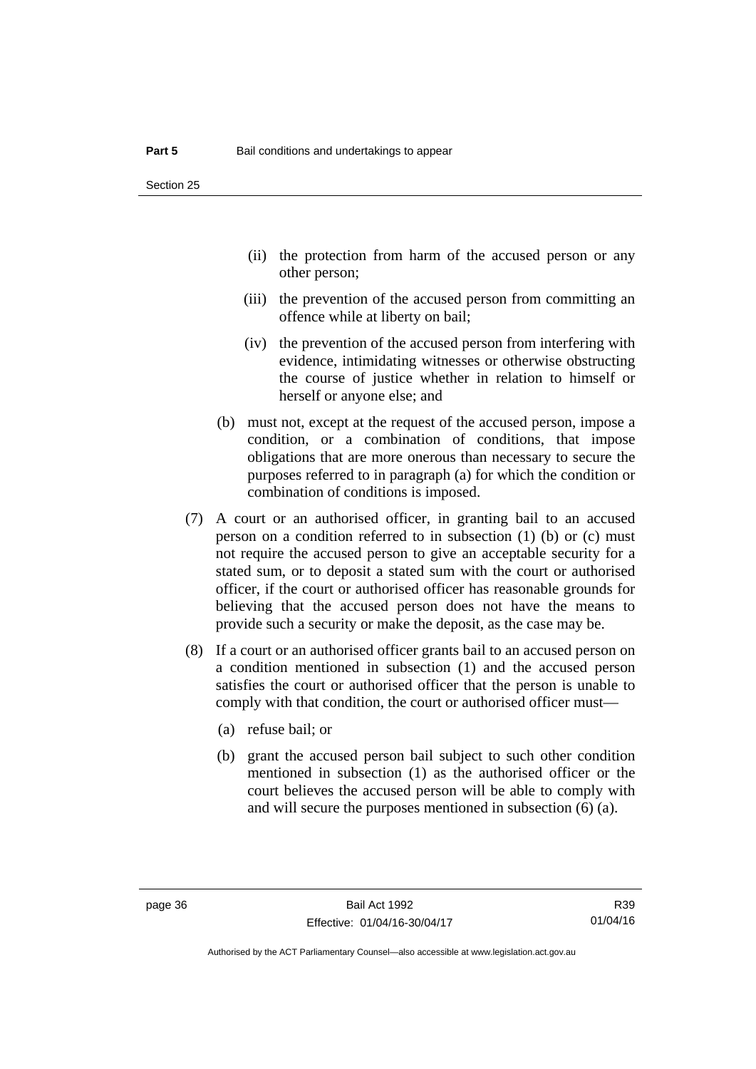(ii) the protection from harm of the accused person or any other person;

(iii) the prevention of the accused person from committing an offence while at liberty on bail;

(iv) the prevention of the accused person from interfering with evidence, intimidating witnesses or otherwise obstructing the course of justice whether in relation to himself or herself or anyone else; and

(b) must not, except at the request of the accused person, impose a condition, or a combination of conditions, that impose obligations that are more onerous than necessary to secure the purposes referred to in paragraph (a) for which the condition or combination of conditions is imposed.

(7) A court or an authorised officer, in granting bail to an accused person on a condition referred to in subsection (1) (b) or (c) must not require the accused person to give an acceptable security for a stated sum, or to deposit a stated sum with the court or authorised officer, if the court or authorised officer has reasonable grounds for believing that the accused person does not have the means to provide such a security or make the deposit, as the case may be.

(8) If a court or an authorised officer grants bail to an accused person on a condition mentioned in subsection (1) and the accused person satisfies the court or authorised officer that the person is unable to comply with that condition, the court or authorised officer must—

(a) refuse bail; or

(b) grant the accused person bail subject to such other condition mentioned in subsection (1) as the authorised officer or the court believes the accused person will be able to comply with and will secure the purposes mentioned in subsection (6) (a).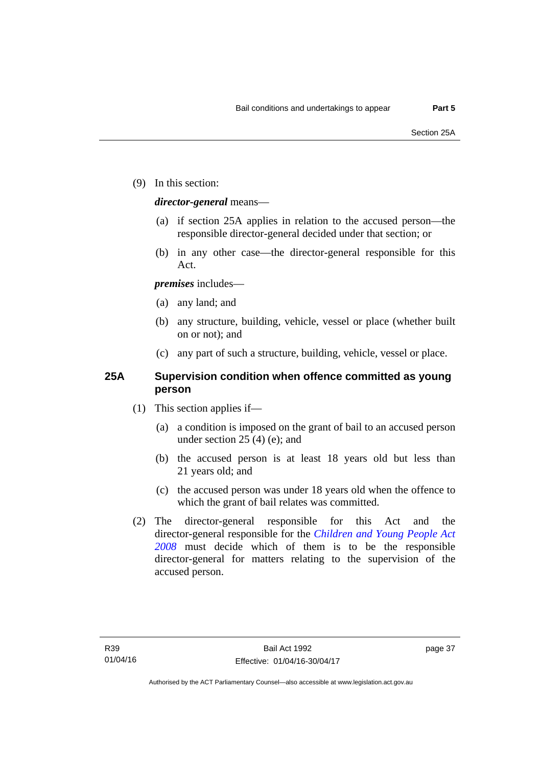(9) In this section:

***director-general*** means—

(a) if section 25A applies in relation to the accused person—the responsible director-general decided under that section; or

(b) in any other case—the director-general responsible for this Act.

***premises*** includes—

(a) any land; and

(b) any structure, building, vehicle, vessel or place (whether built on or not); and

(c) any part of such a structure, building, vehicle, vessel or place.

### 25A Supervision condition when offence committed as young person

(1) This section applies if—

(a) a condition is imposed on the grant of bail to an accused person under section 25 (4) (e); and

(b) the accused person is at least 18 years old but less than 21 years old; and

(c) the accused person was under 18 years old when the offence to which the grant of bail relates was committed.

(2) The director-general responsible for this Act and the director-general responsible for the *Children and Young People Act 2008* must decide which of them is to be the responsible director-general for matters relating to the supervision of the accused person.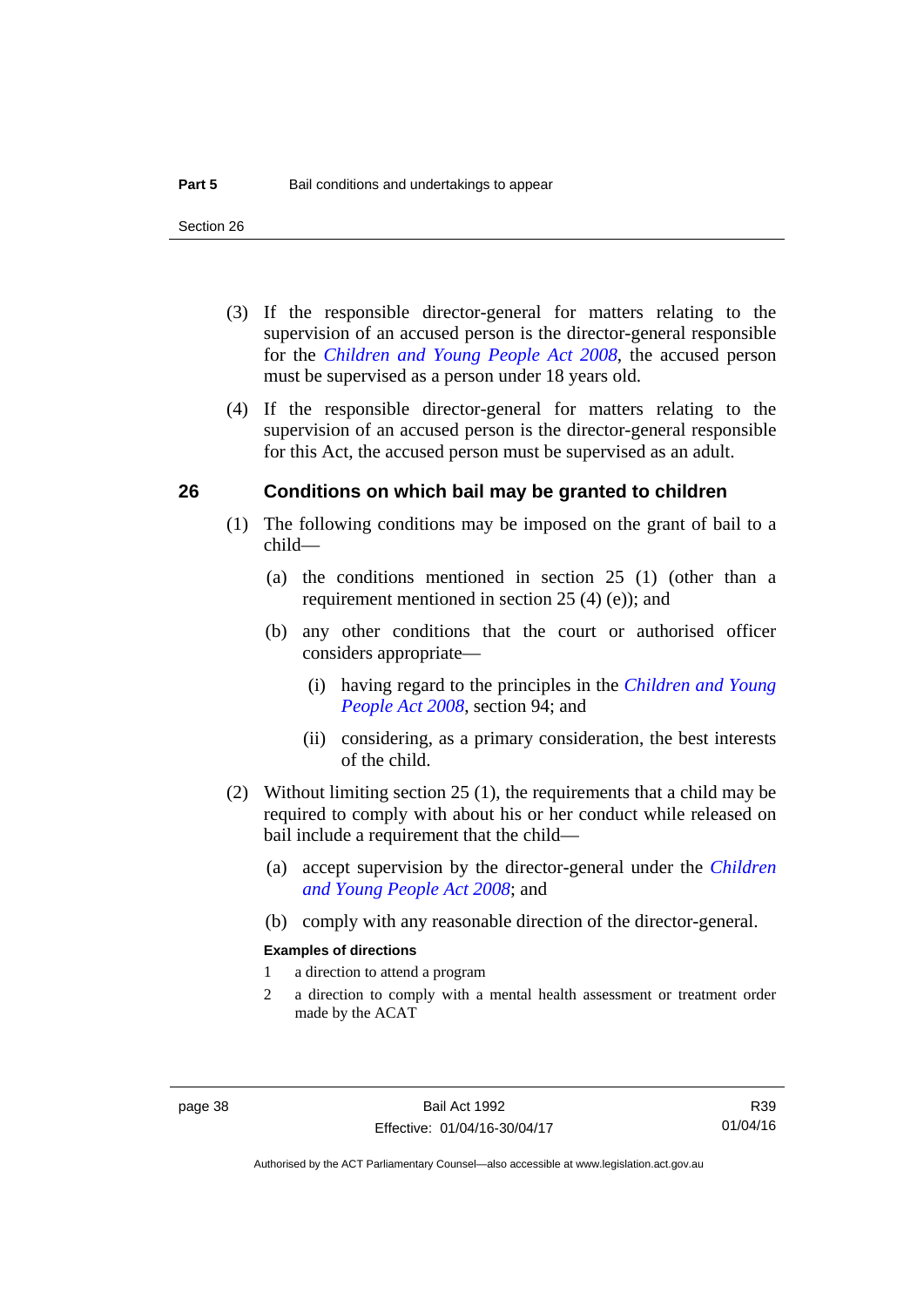(3) If the responsible director-general for matters relating to the supervision of an accused person is the director-general responsible for the *Children and Young People Act 2008*, the accused person must be supervised as a person under 18 years old.

(4) If the responsible director-general for matters relating to the supervision of an accused person is the director-general responsible for this Act, the accused person must be supervised as an adult.

## 26 Conditions on which bail may be granted to children

(1) The following conditions may be imposed on the grant of bail to a child—

(a) the conditions mentioned in section 25 (1) (other than a requirement mentioned in section 25 (4) (e)); and

(b) any other conditions that the court or authorised officer considers appropriate—

(i) having regard to the principles in the *Children and Young People Act 2008*, section 94; and

(ii) considering, as a primary consideration, the best interests of the child.

(2) Without limiting section 25 (1), the requirements that a child may be required to comply with about his or her conduct while released on bail include a requirement that the child—

(a) accept supervision by the director-general under the *Children and Young People Act 2008*; and

(b) comply with any reasonable direction of the director-general.

**Examples of directions**

1 a direction to attend a program

2 a direction to comply with a mental health assessment or treatment order made by the ACAT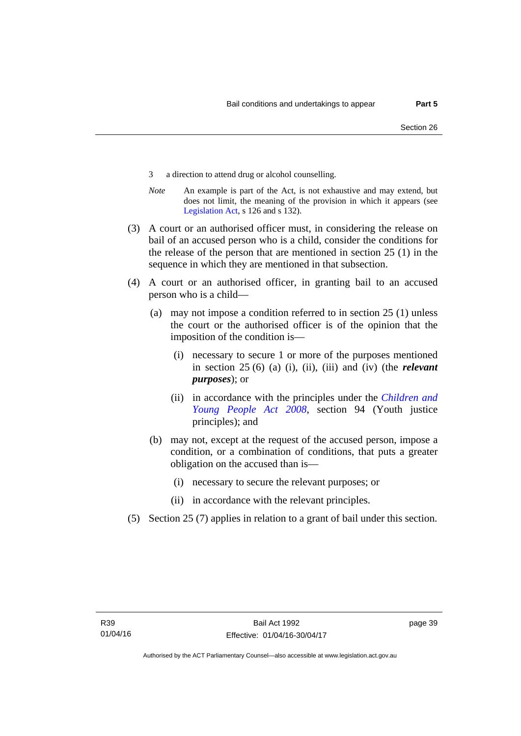3 a direction to attend drug or alcohol counselling.

*Note* An example is part of the Act, is not exhaustive and may extend, but does not limit, the meaning of the provision in which it appears (see Legislation Act, s 126 and s 132).

(3) A court or an authorised officer must, in considering the release on bail of an accused person who is a child, consider the conditions for the release of the person that are mentioned in section 25 (1) in the sequence in which they are mentioned in that subsection.

(4) A court or an authorised officer, in granting bail to an accused person who is a child—

(a) may not impose a condition referred to in section 25 (1) unless the court or the authorised officer is of the opinion that the imposition of the condition is—

(i) necessary to secure 1 or more of the purposes mentioned in section 25 (6) (a) (i), (ii), (iii) and (iv) (the ***relevant purposes***); or

(ii) in accordance with the principles under the *Children and Young People Act 2008*, section 94 (Youth justice principles); and

(b) may not, except at the request of the accused person, impose a condition, or a combination of conditions, that puts a greater obligation on the accused than is—

(i) necessary to secure the relevant purposes; or

(ii) in accordance with the relevant principles.

(5) Section 25 (7) applies in relation to a grant of bail under this section.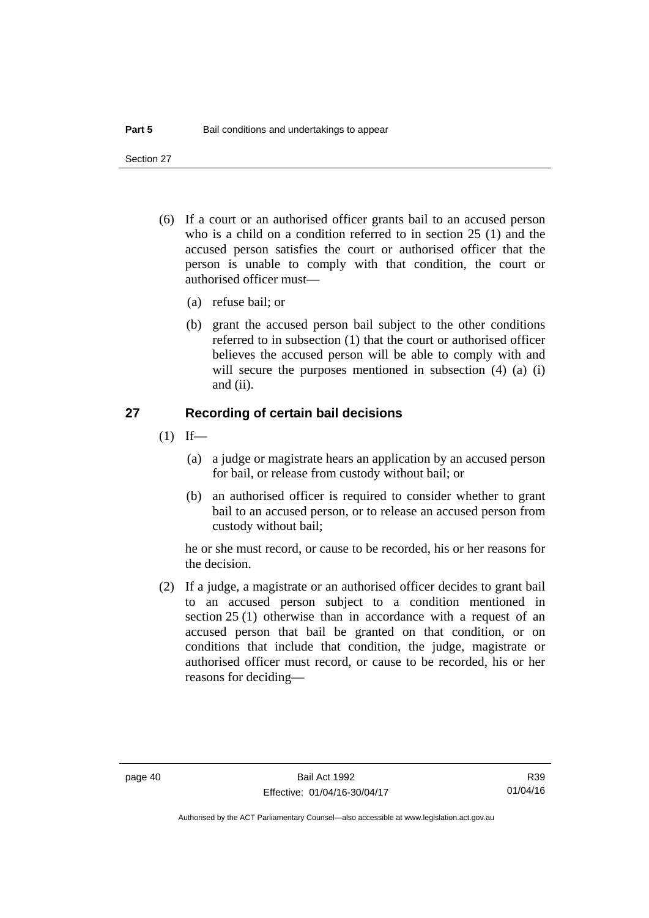(6) If a court or an authorised officer grants bail to an accused person who is a child on a condition referred to in section 25 (1) and the accused person satisfies the court or authorised officer that the person is unable to comply with that condition, the court or authorised officer must—

(a) refuse bail; or

(b) grant the accused person bail subject to the other conditions referred to in subsection (1) that the court or authorised officer believes the accused person will be able to comply with and will secure the purposes mentioned in subsection (4) (a) (i) and (ii).

## 27 Recording of certain bail decisions

(1) If—

(a) a judge or magistrate hears an application by an accused person for bail, or release from custody without bail; or

(b) an authorised officer is required to consider whether to grant bail to an accused person, or to release an accused person from custody without bail;

he or she must record, or cause to be recorded, his or her reasons for the decision.

(2) If a judge, a magistrate or an authorised officer decides to grant bail to an accused person subject to a condition mentioned in section 25 (1) otherwise than in accordance with a request of an accused person that bail be granted on that condition, or on conditions that include that condition, the judge, magistrate or authorised officer must record, or cause to be recorded, his or her reasons for deciding—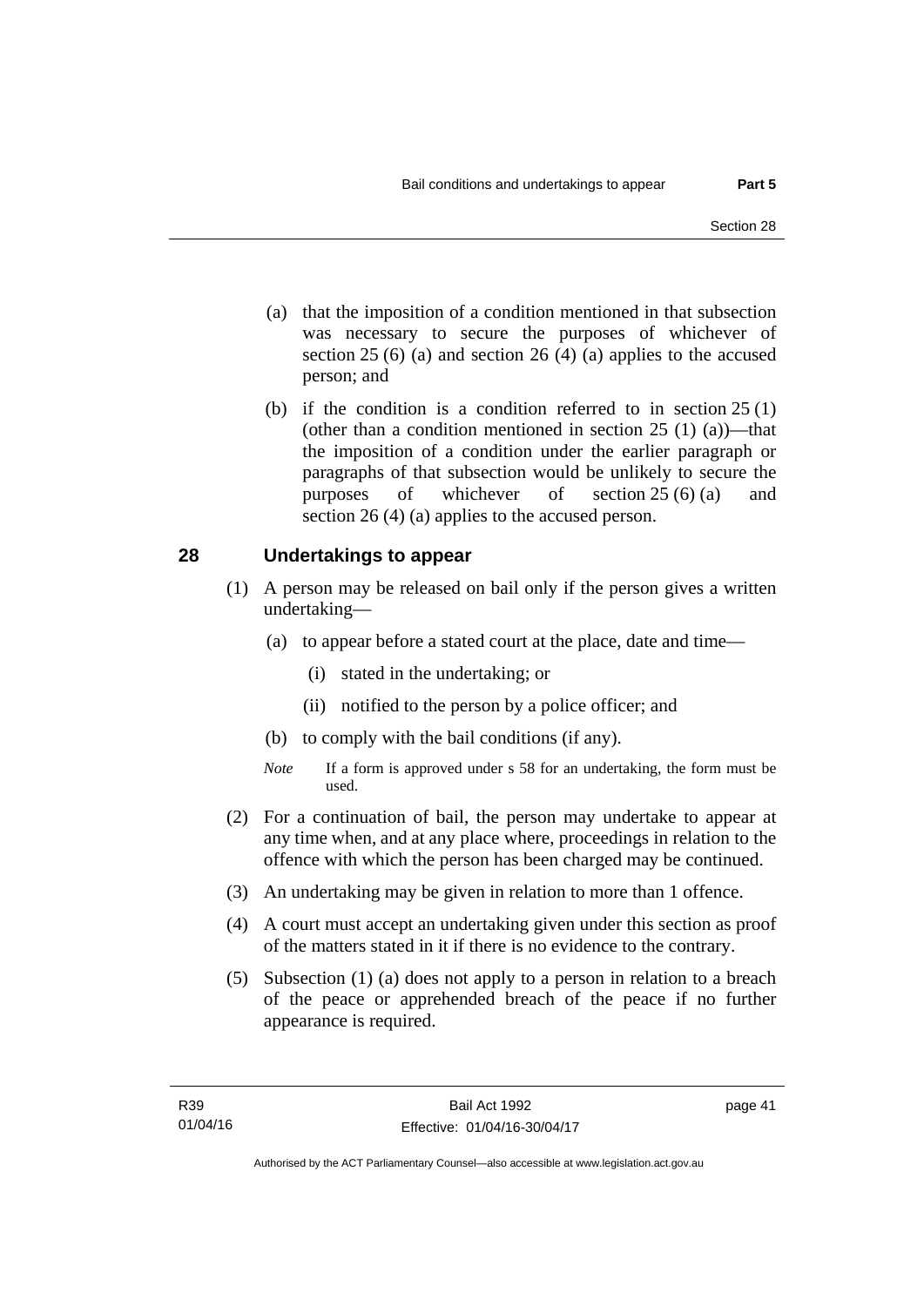(a) that the imposition of a condition mentioned in that subsection was necessary to secure the purposes of whichever of section 25 (6) (a) and section 26 (4) (a) applies to the accused person; and

(b) if the condition is a condition referred to in section 25 (1) (other than a condition mentioned in section 25 (1) (a))—that the imposition of a condition under the earlier paragraph or paragraphs of that subsection would be unlikely to secure the purposes of whichever of section 25 (6) (a) and section 26 (4) (a) applies to the accused person.

## 28 Undertakings to appear

(1) A person may be released on bail only if the person gives a written undertaking—

(a) to appear before a stated court at the place, date and time—

(i) stated in the undertaking; or

(ii) notified to the person by a police officer; and

(b) to comply with the bail conditions (if any).

*Note* If a form is approved under s 58 for an undertaking, the form must be used.

(2) For a continuation of bail, the person may undertake to appear at any time when, and at any place where, proceedings in relation to the offence with which the person has been charged may be continued.

(3) An undertaking may be given in relation to more than 1 offence.

(4) A court must accept an undertaking given under this section as proof of the matters stated in it if there is no evidence to the contrary.

(5) Subsection (1) (a) does not apply to a person in relation to a breach of the peace or apprehended breach of the peace if no further appearance is required.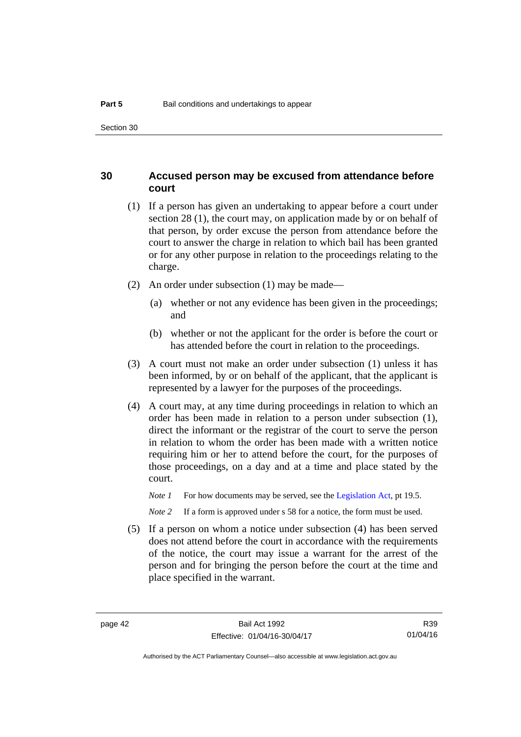## 30 Accused person may be excused from attendance before court

(1) If a person has given an undertaking to appear before a court under section 28 (1), the court may, on application made by or on behalf of that person, by order excuse the person from attendance before the court to answer the charge in relation to which bail has been granted or for any other purpose in relation to the proceedings relating to the charge.

(2) An order under subsection (1) may be made—

(a) whether or not any evidence has been given in the proceedings; and

(b) whether or not the applicant for the order is before the court or has attended before the court in relation to the proceedings.

(3) A court must not make an order under subsection (1) unless it has been informed, by or on behalf of the applicant, that the applicant is represented by a lawyer for the purposes of the proceedings.

(4) A court may, at any time during proceedings in relation to which an order has been made in relation to a person under subsection (1), direct the informant or the registrar of the court to serve the person in relation to whom the order has been made with a written notice requiring him or her to attend before the court, for the purposes of those proceedings, on a day and at a time and place stated by the court.

*Note 1* For how documents may be served, see the Legislation Act, pt 19.5.

*Note 2* If a form is approved under s 58 for a notice, the form must be used.

(5) If a person on whom a notice under subsection (4) has been served does not attend before the court in accordance with the requirements of the notice, the court may issue a warrant for the arrest of the person and for bringing the person before the court at the time and place specified in the warrant.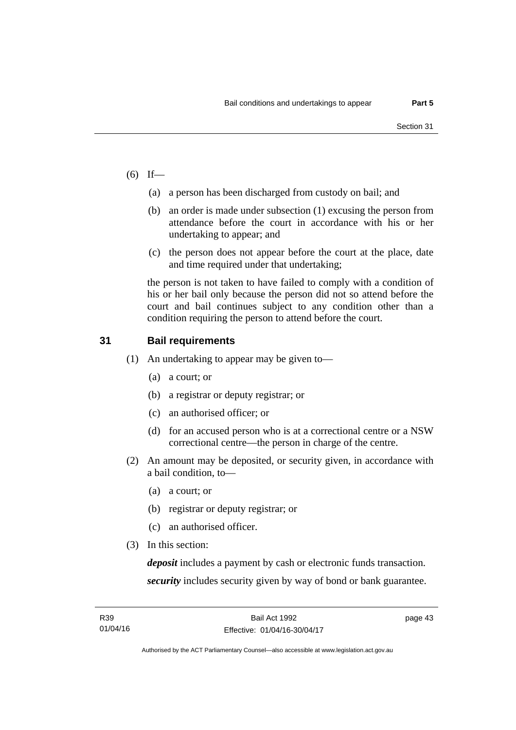(6) If—

(a) a person has been discharged from custody on bail; and

(b) an order is made under subsection (1) excusing the person from attendance before the court in accordance with his or her undertaking to appear; and

(c) the person does not appear before the court at the place, date and time required under that undertaking;

the person is not taken to have failed to comply with a condition of his or her bail only because the person did not so attend before the court and bail continues subject to any condition other than a condition requiring the person to attend before the court.

## 31 Bail requirements

(1) An undertaking to appear may be given to—

(a) a court; or

(b) a registrar or deputy registrar; or

(c) an authorised officer; or

(d) for an accused person who is at a correctional centre or a NSW correctional centre—the person in charge of the centre.

(2) An amount may be deposited, or security given, in accordance with a bail condition, to—

(a) a court; or

(b) registrar or deputy registrar; or

(c) an authorised officer.

(3) In this section:

***deposit*** includes a payment by cash or electronic funds transaction.

***security*** includes security given by way of bond or bank guarantee.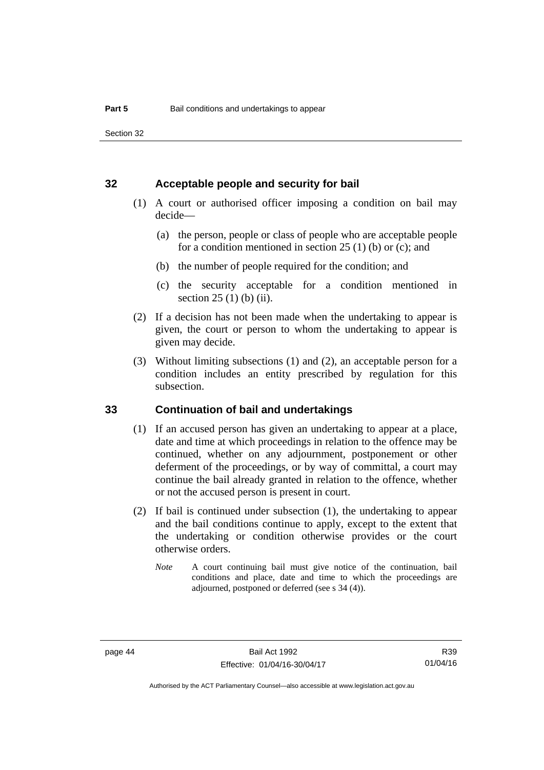## 32 Acceptable people and security for bail

(1) A court or authorised officer imposing a condition on bail may decide—

- (a) the person, people or class of people who are acceptable people for a condition mentioned in section 25 (1) (b) or (c); and
- (b) the number of people required for the condition; and
- (c) the security acceptable for a condition mentioned in section 25 (1) (b) (ii).

(2) If a decision has not been made when the undertaking to appear is given, the court or person to whom the undertaking to appear is given may decide.

(3) Without limiting subsections (1) and (2), an acceptable person for a condition includes an entity prescribed by regulation for this subsection.

## 33 Continuation of bail and undertakings

(1) If an accused person has given an undertaking to appear at a place, date and time at which proceedings in relation to the offence may be continued, whether on any adjournment, postponement or other deferment of the proceedings, or by way of committal, a court may continue the bail already granted in relation to the offence, whether or not the accused person is present in court.

(2) If bail is continued under subsection (1), the undertaking to appear and the bail conditions continue to apply, except to the extent that the undertaking or condition otherwise provides or the court otherwise orders.

*Note* A court continuing bail must give notice of the continuation, bail conditions and place, date and time to which the proceedings are adjourned, postponed or deferred (see s 34 (4)).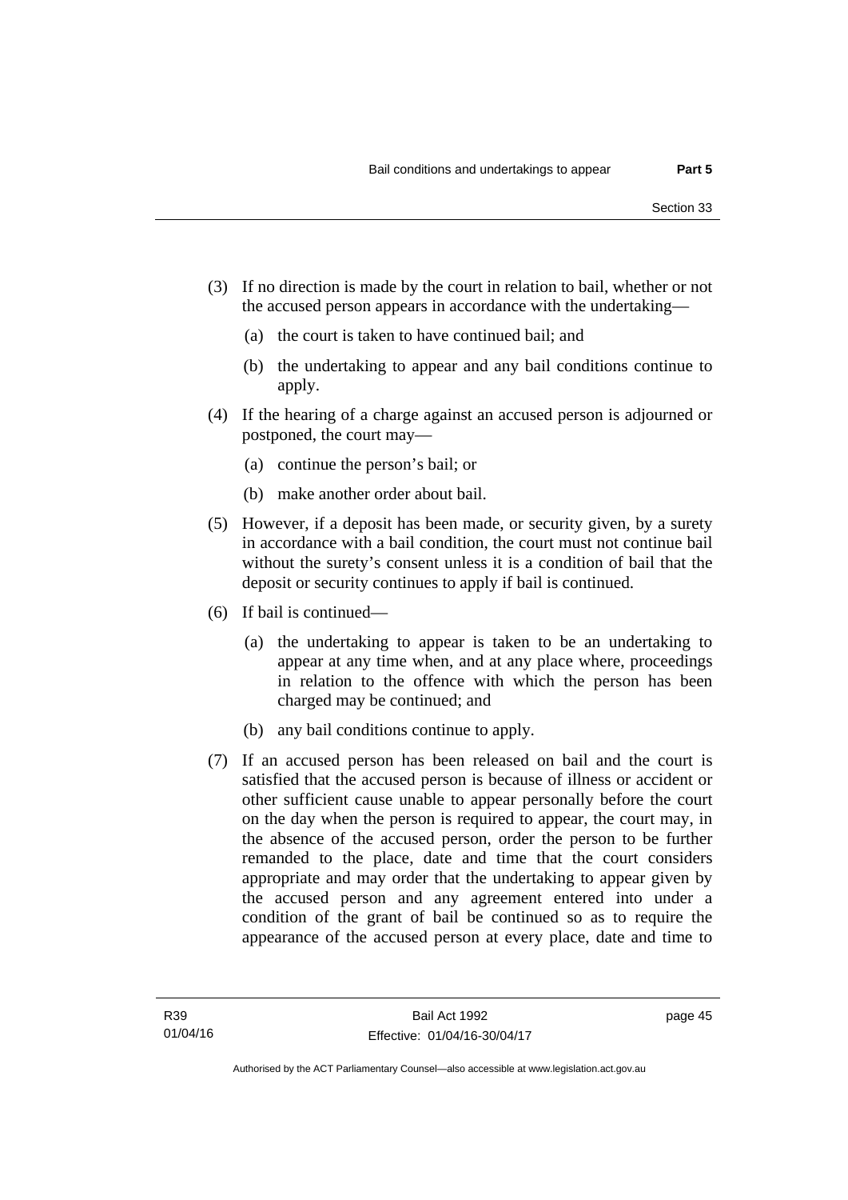(3) If no direction is made by the court in relation to bail, whether or not the accused person appears in accordance with the undertaking—

   (a) the court is taken to have continued bail; and

   (b) the undertaking to appear and any bail conditions continue to apply.

(4) If the hearing of a charge against an accused person is adjourned or postponed, the court may—

   (a) continue the person's bail; or

   (b) make another order about bail.

(5) However, if a deposit has been made, or security given, by a surety in accordance with a bail condition, the court must not continue bail without the surety's consent unless it is a condition of bail that the deposit or security continues to apply if bail is continued.

(6) If bail is continued—

   (a) the undertaking to appear is taken to be an undertaking to appear at any time when, and at any place where, proceedings in relation to the offence with which the person has been charged may be continued; and

   (b) any bail conditions continue to apply.

(7) If an accused person has been released on bail and the court is satisfied that the accused person is because of illness or accident or other sufficient cause unable to appear personally before the court on the day when the person is required to appear, the court may, in the absence of the accused person, order the person to be further remanded to the place, date and time that the court considers appropriate and may order that the undertaking to appear given by the accused person and any agreement entered into under a condition of the grant of bail be continued so as to require the appearance of the accused person at every place, date and time to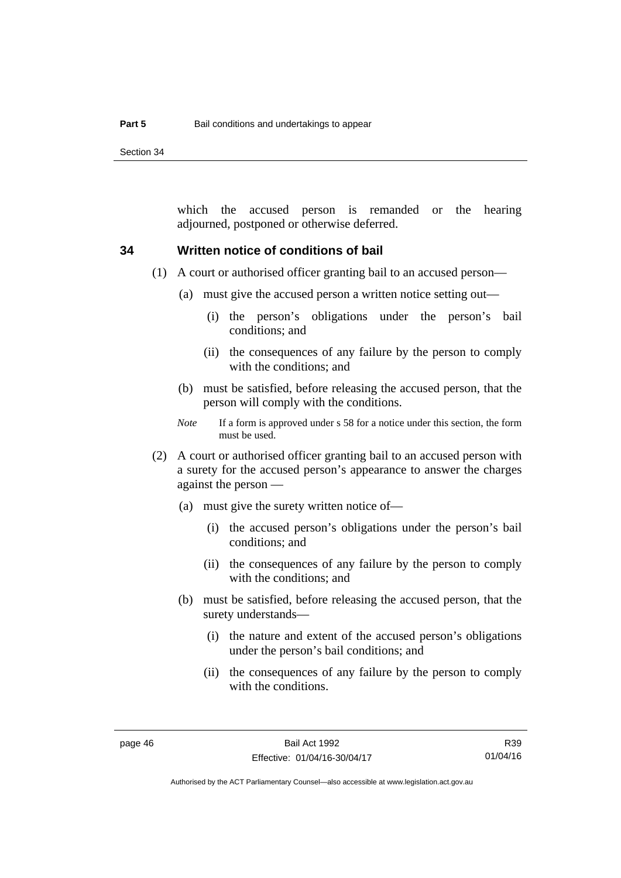which the accused person is remanded or the hearing adjourned, postponed or otherwise deferred.

### 34 Written notice of conditions of bail

(1) A court or authorised officer granting bail to an accused person—

(a) must give the accused person a written notice setting out—

(i) the person's obligations under the person's bail conditions; and

(ii) the consequences of any failure by the person to comply with the conditions; and

(b) must be satisfied, before releasing the accused person, that the person will comply with the conditions.

*Note* If a form is approved under s 58 for a notice under this section, the form must be used.

(2) A court or authorised officer granting bail to an accused person with a surety for the accused person's appearance to answer the charges against the person —

(a) must give the surety written notice of—

(i) the accused person's obligations under the person's bail conditions; and

(ii) the consequences of any failure by the person to comply with the conditions; and

(b) must be satisfied, before releasing the accused person, that the surety understands—

(i) the nature and extent of the accused person's obligations under the person's bail conditions; and

(ii) the consequences of any failure by the person to comply with the conditions.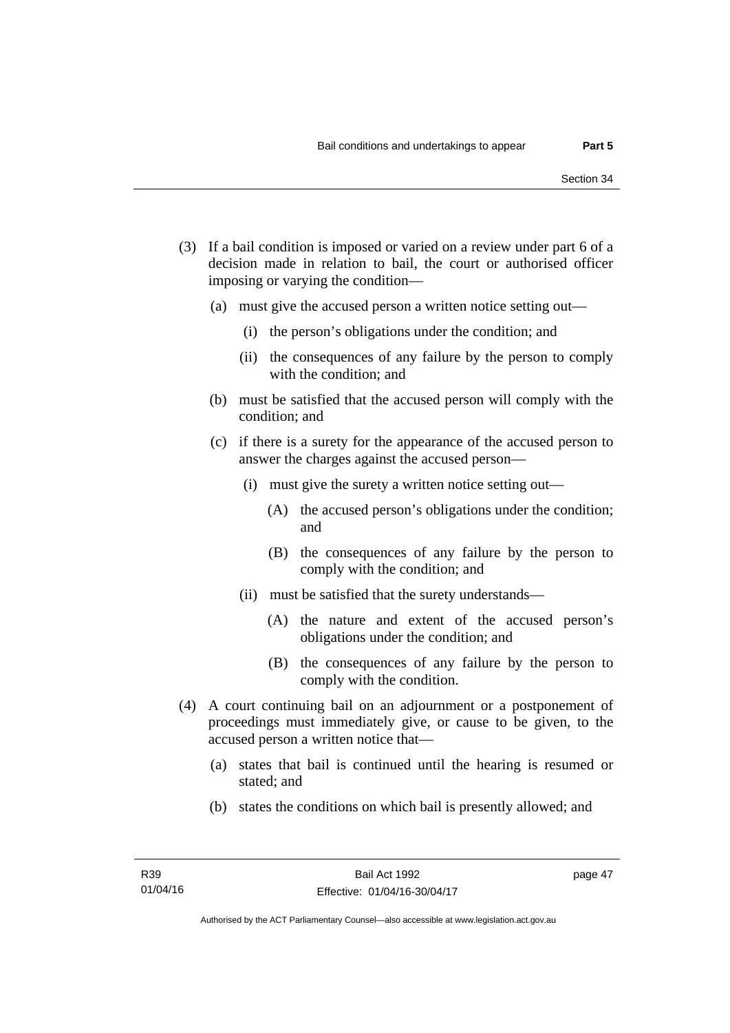(3) If a bail condition is imposed or varied on a review under part 6 of a decision made in relation to bail, the court or authorised officer imposing or varying the condition—

  (a) must give the accused person a written notice setting out—

    (i) the person's obligations under the condition; and

    (ii) the consequences of any failure by the person to comply with the condition; and

  (b) must be satisfied that the accused person will comply with the condition; and

  (c) if there is a surety for the appearance of the accused person to answer the charges against the accused person—

    (i) must give the surety a written notice setting out—

      (A) the accused person's obligations under the condition; and

      (B) the consequences of any failure by the person to comply with the condition; and

    (ii) must be satisfied that the surety understands—

      (A) the nature and extent of the accused person's obligations under the condition; and

      (B) the consequences of any failure by the person to comply with the condition.

(4) A court continuing bail on an adjournment or a postponement of proceedings must immediately give, or cause to be given, to the accused person a written notice that—

  (a) states that bail is continued until the hearing is resumed or stated; and

  (b) states the conditions on which bail is presently allowed; and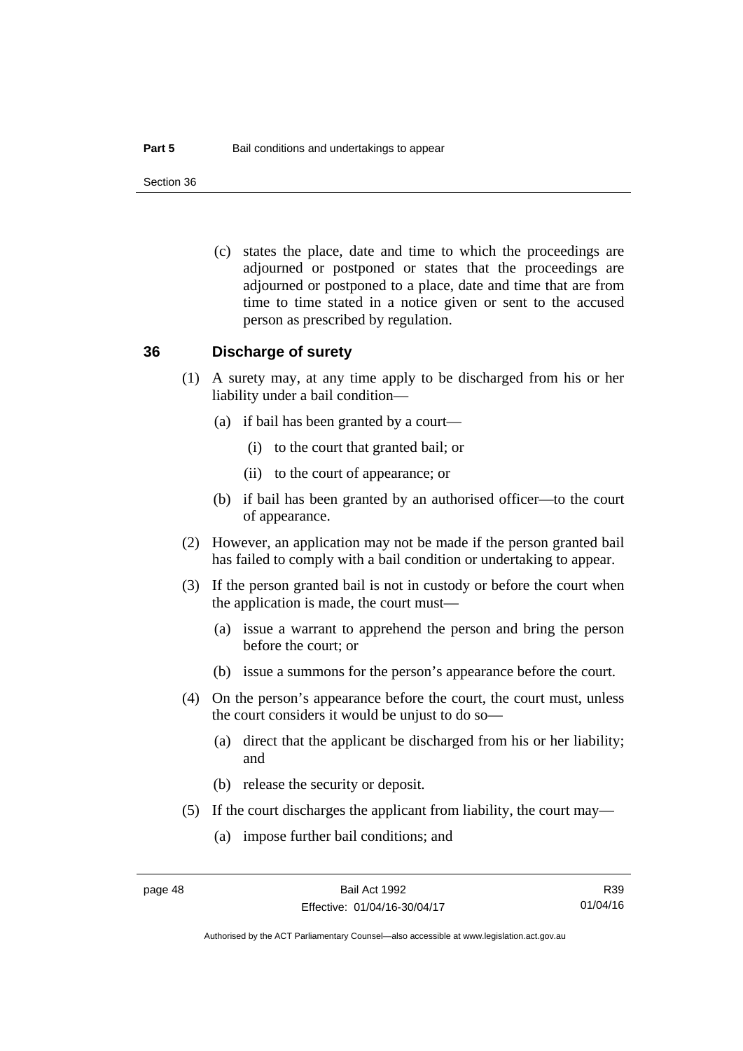(c) states the place, date and time to which the proceedings are adjourned or postponed or states that the proceedings are adjourned or postponed to a place, date and time that are from time to time stated in a notice given or sent to the accused person as prescribed by regulation.

## 36 Discharge of surety

(1) A surety may, at any time apply to be discharged from his or her liability under a bail condition—

- (a) if bail has been granted by a court—
  - (i) to the court that granted bail; or
  - (ii) to the court of appearance; or
- (b) if bail has been granted by an authorised officer—to the court of appearance.

(2) However, an application may not be made if the person granted bail has failed to comply with a bail condition or undertaking to appear.

(3) If the person granted bail is not in custody or before the court when the application is made, the court must—

- (a) issue a warrant to apprehend the person and bring the person before the court; or
- (b) issue a summons for the person's appearance before the court.

(4) On the person's appearance before the court, the court must, unless the court considers it would be unjust to do so—

- (a) direct that the applicant be discharged from his or her liability; and
- (b) release the security or deposit.

(5) If the court discharges the applicant from liability, the court may—

- (a) impose further bail conditions; and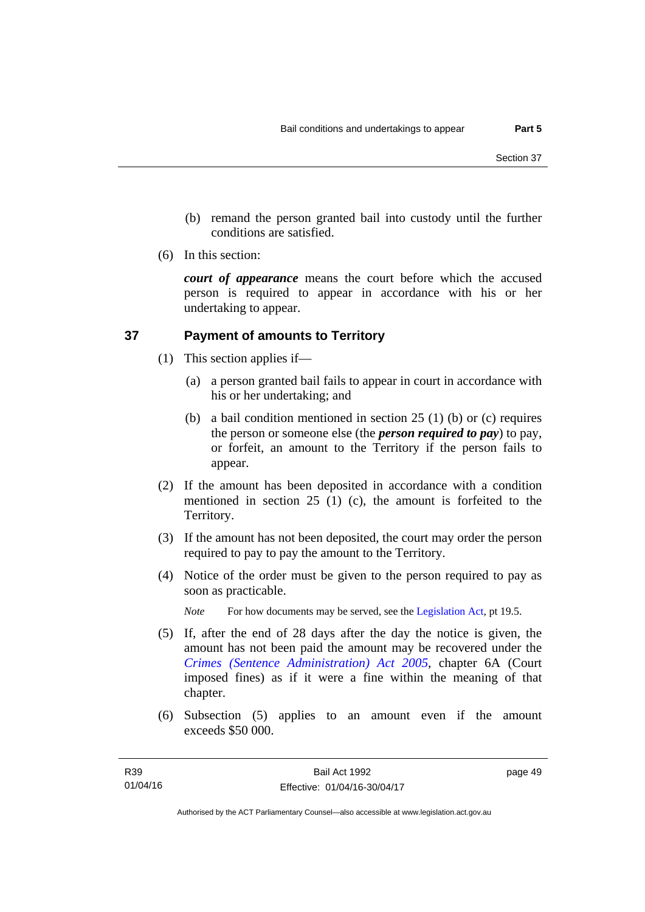(b) remand the person granted bail into custody until the further conditions are satisfied.

(6) In this section:

***court of appearance*** means the court before which the accused person is required to appear in accordance with his or her undertaking to appear.

### 37 Payment of amounts to Territory

(1) This section applies if—

(a) a person granted bail fails to appear in court in accordance with his or her undertaking; and

(b) a bail condition mentioned in section 25 (1) (b) or (c) requires the person or someone else (the ***person required to pay***) to pay, or forfeit, an amount to the Territory if the person fails to appear.

(2) If the amount has been deposited in accordance with a condition mentioned in section 25 (1) (c), the amount is forfeited to the Territory.

(3) If the amount has not been deposited, the court may order the person required to pay to pay the amount to the Territory.

(4) Notice of the order must be given to the person required to pay as soon as practicable.

*Note* For how documents may be served, see the Legislation Act, pt 19.5.

(5) If, after the end of 28 days after the day the notice is given, the amount has not been paid the amount may be recovered under the *Crimes (Sentence Administration) Act 2005*, chapter 6A (Court imposed fines) as if it were a fine within the meaning of that chapter.

(6) Subsection (5) applies to an amount even if the amount exceeds $50 000.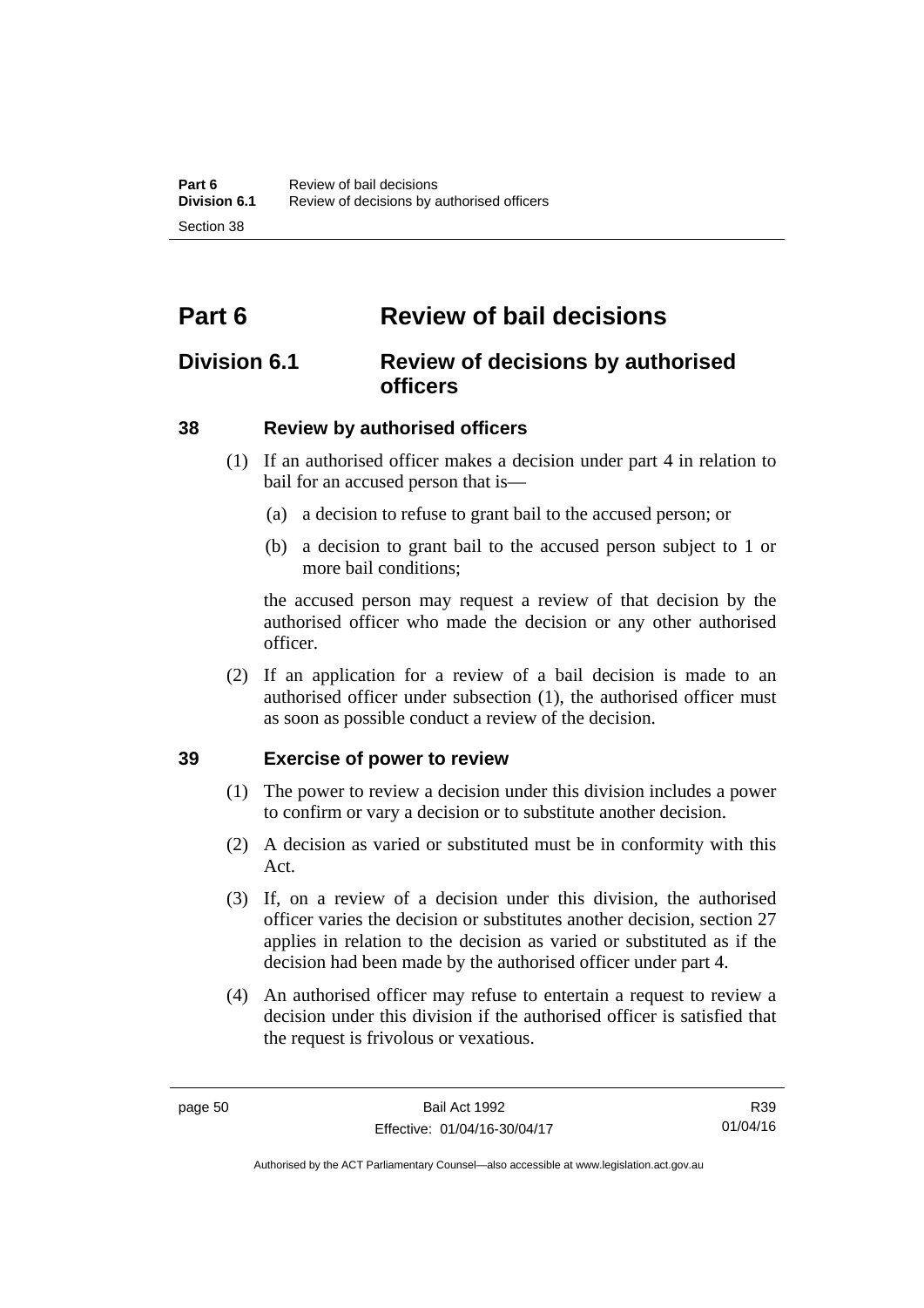# Part 6 Review of bail decisions

## Division 6.1 Review of decisions by authorised officers

### 38 Review by authorised officers

(1) If an authorised officer makes a decision under part 4 in relation to bail for an accused person that is—

(a) a decision to refuse to grant bail to the accused person; or

(b) a decision to grant bail to the accused person subject to 1 or more bail conditions;

the accused person may request a review of that decision by the authorised officer who made the decision or any other authorised officer.

(2) If an application for a review of a bail decision is made to an authorised officer under subsection (1), the authorised officer must as soon as possible conduct a review of the decision.

### 39 Exercise of power to review

(1) The power to review a decision under this division includes a power to confirm or vary a decision or to substitute another decision.

(2) A decision as varied or substituted must be in conformity with this Act.

(3) If, on a review of a decision under this division, the authorised officer varies the decision or substitutes another decision, section 27 applies in relation to the decision as varied or substituted as if the decision had been made by the authorised officer under part 4.

(4) An authorised officer may refuse to entertain a request to review a decision under this division if the authorised officer is satisfied that the request is frivolous or vexatious.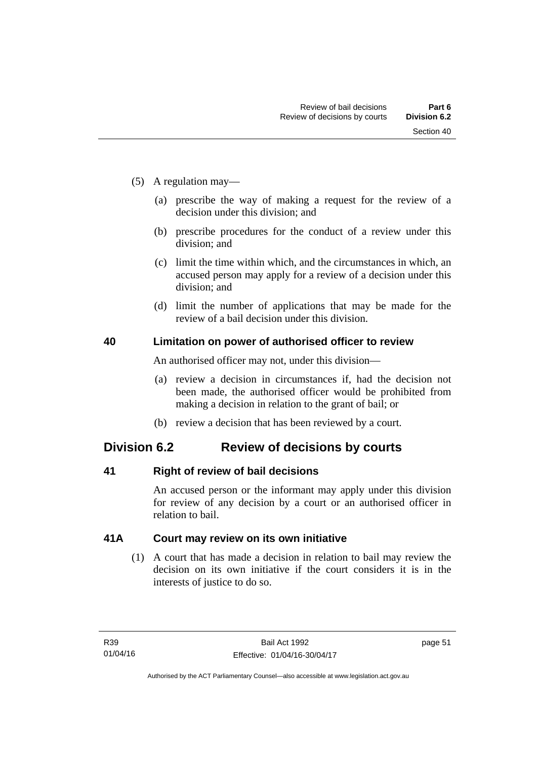(5) A regulation may—

(a) prescribe the way of making a request for the review of a decision under this division; and

(b) prescribe procedures for the conduct of a review under this division; and

(c) limit the time within which, and the circumstances in which, an accused person may apply for a review of a decision under this division; and

(d) limit the number of applications that may be made for the review of a bail decision under this division.

### 40 Limitation on power of authorised officer to review

An authorised officer may not, under this division—

(a) review a decision in circumstances if, had the decision not been made, the authorised officer would be prohibited from making a decision in relation to the grant of bail; or

(b) review a decision that has been reviewed by a court.

## Division 6.2 Review of decisions by courts

### 41 Right of review of bail decisions

An accused person or the informant may apply under this division for review of any decision by a court or an authorised officer in relation to bail.

### 41A Court may review on its own initiative

(1) A court that has made a decision in relation to bail may review the decision on its own initiative if the court considers it is in the interests of justice to do so.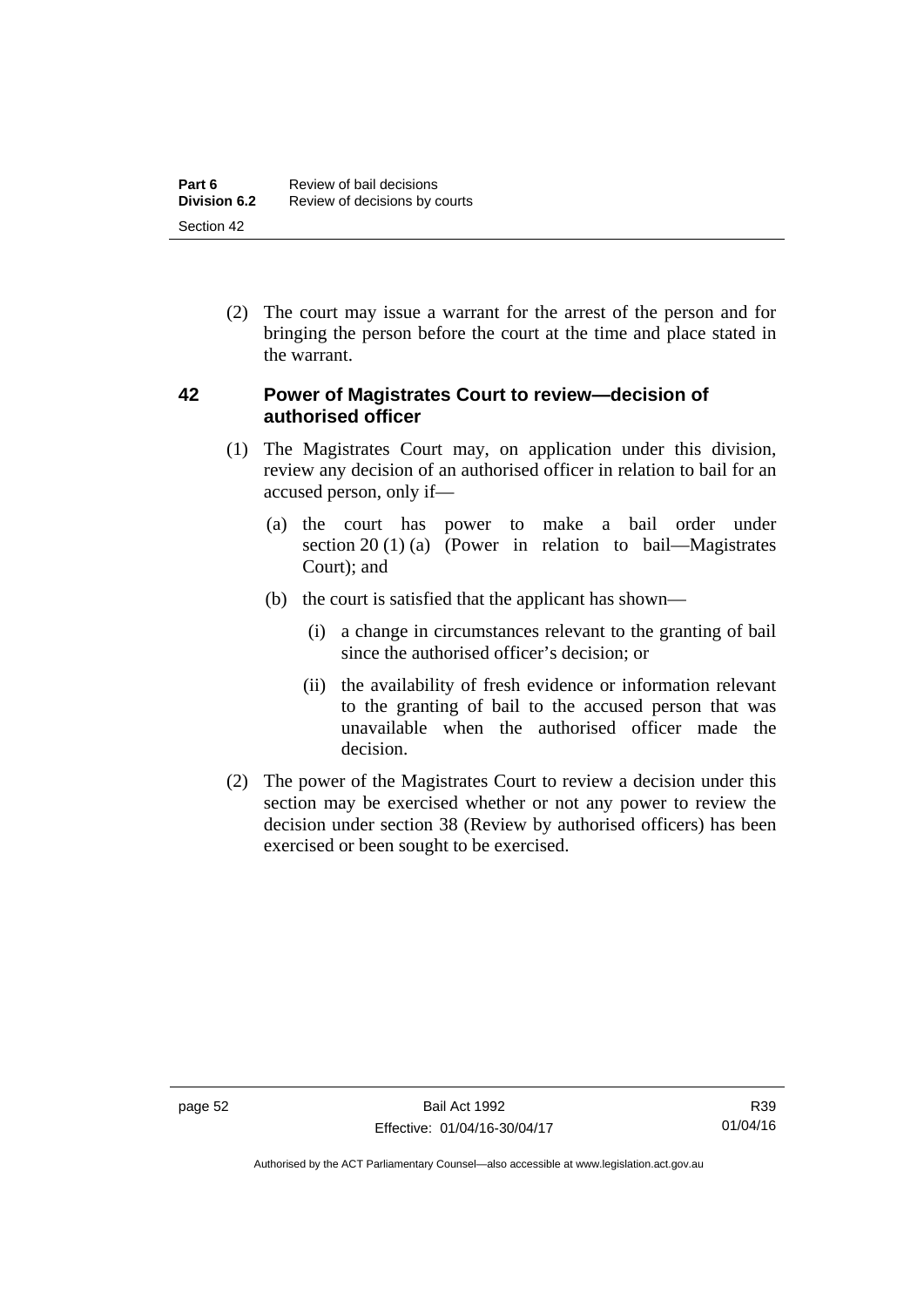(2) The court may issue a warrant for the arrest of the person and for bringing the person before the court at the time and place stated in the warrant.

### 42 Power of Magistrates Court to review—decision of authorised officer

(1) The Magistrates Court may, on application under this division, review any decision of an authorised officer in relation to bail for an accused person, only if—

(a) the court has power to make a bail order under section 20 (1) (a) (Power in relation to bail—Magistrates Court); and

(b) the court is satisfied that the applicant has shown—

(i) a change in circumstances relevant to the granting of bail since the authorised officer's decision; or

(ii) the availability of fresh evidence or information relevant to the granting of bail to the accused person that was unavailable when the authorised officer made the decision.

(2) The power of the Magistrates Court to review a decision under this section may be exercised whether or not any power to review the decision under section 38 (Review by authorised officers) has been exercised or been sought to be exercised.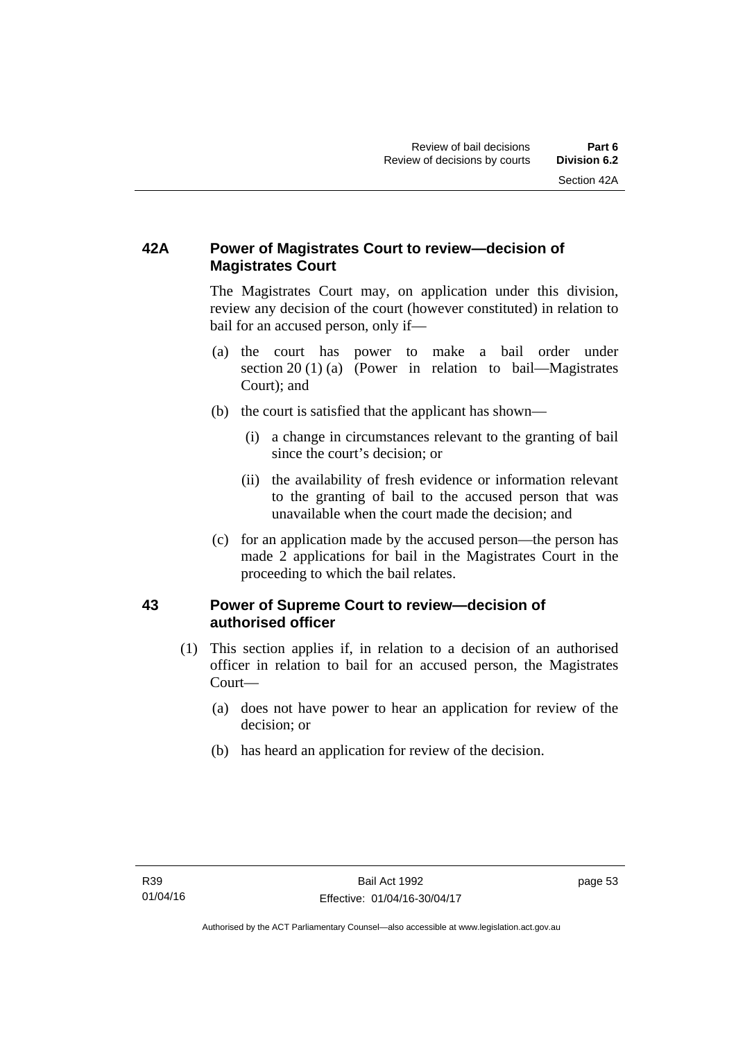### 42A Power of Magistrates Court to review—decision of Magistrates Court

The Magistrates Court may, on application under this division, review any decision of the court (however constituted) in relation to bail for an accused person, only if—

(a) the court has power to make a bail order under section 20 (1) (a) (Power in relation to bail—Magistrates Court); and

(b) the court is satisfied that the applicant has shown—

  (i) a change in circumstances relevant to the granting of bail since the court's decision; or

  (ii) the availability of fresh evidence or information relevant to the granting of bail to the accused person that was unavailable when the court made the decision; and

(c) for an application made by the accused person—the person has made 2 applications for bail in the Magistrates Court in the proceeding to which the bail relates.

### 43 Power of Supreme Court to review—decision of authorised officer

(1) This section applies if, in relation to a decision of an authorised officer in relation to bail for an accused person, the Magistrates Court—

  (a) does not have power to hear an application for review of the decision; or

  (b) has heard an application for review of the decision.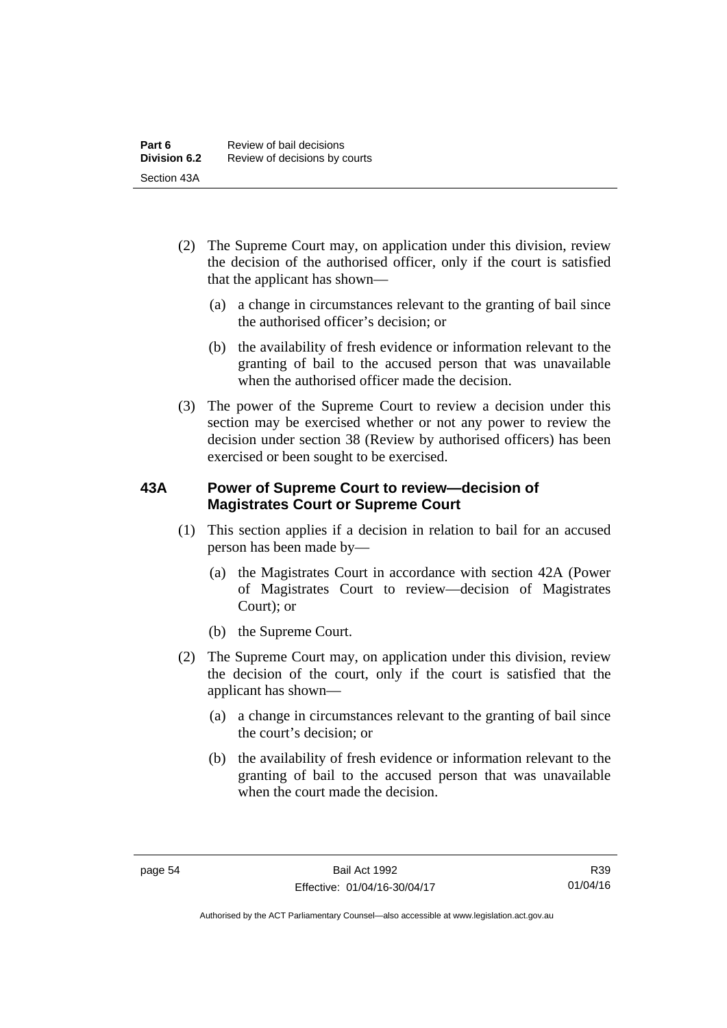(2) The Supreme Court may, on application under this division, review the decision of the authorised officer, only if the court is satisfied that the applicant has shown—

(a) a change in circumstances relevant to the granting of bail since the authorised officer's decision; or

(b) the availability of fresh evidence or information relevant to the granting of bail to the accused person that was unavailable when the authorised officer made the decision.

(3) The power of the Supreme Court to review a decision under this section may be exercised whether or not any power to review the decision under section 38 (Review by authorised officers) has been exercised or been sought to be exercised.

### 43A Power of Supreme Court to review—decision of Magistrates Court or Supreme Court

(1) This section applies if a decision in relation to bail for an accused person has been made by—

(a) the Magistrates Court in accordance with section 42A (Power of Magistrates Court to review—decision of Magistrates Court); or

(b) the Supreme Court.

(2) The Supreme Court may, on application under this division, review the decision of the court, only if the court is satisfied that the applicant has shown—

(a) a change in circumstances relevant to the granting of bail since the court's decision; or

(b) the availability of fresh evidence or information relevant to the granting of bail to the accused person that was unavailable when the court made the decision.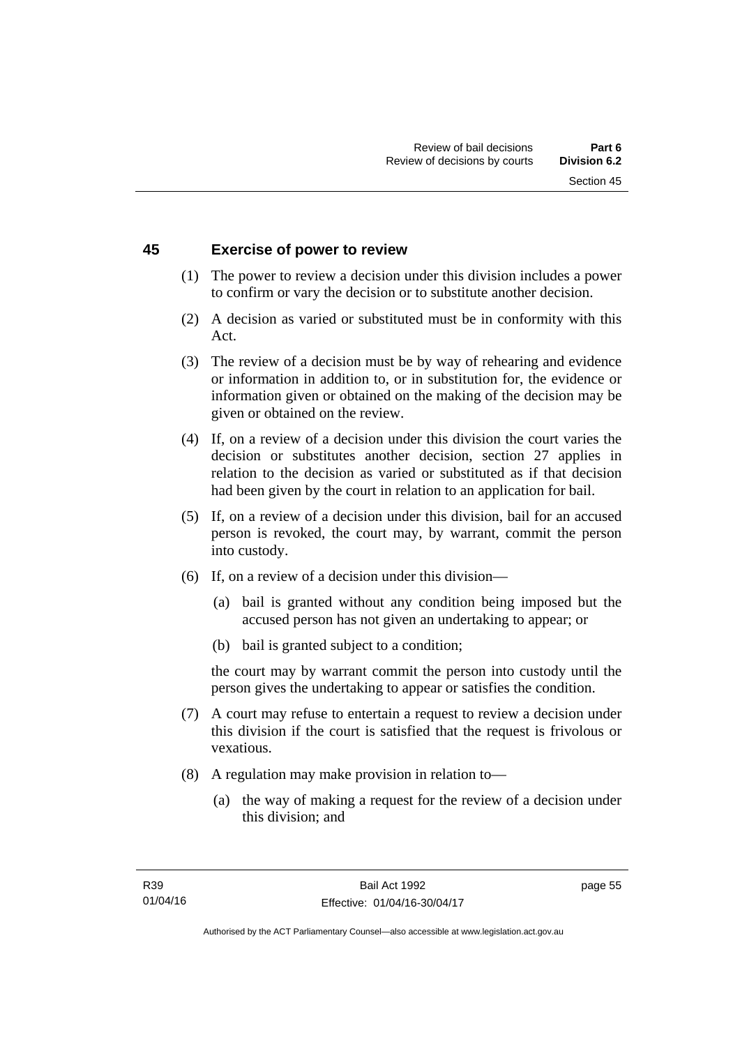## 45 Exercise of power to review

(1) The power to review a decision under this division includes a power to confirm or vary the decision or to substitute another decision.

(2) A decision as varied or substituted must be in conformity with this Act.

(3) The review of a decision must be by way of rehearing and evidence or information in addition to, or in substitution for, the evidence or information given or obtained on the making of the decision may be given or obtained on the review.

(4) If, on a review of a decision under this division the court varies the decision or substitutes another decision, section 27 applies in relation to the decision as varied or substituted as if that decision had been given by the court in relation to an application for bail.

(5) If, on a review of a decision under this division, bail for an accused person is revoked, the court may, by warrant, commit the person into custody.

(6) If, on a review of a decision under this division—

- (a) bail is granted without any condition being imposed but the accused person has not given an undertaking to appear; or
- (b) bail is granted subject to a condition;

the court may by warrant commit the person into custody until the person gives the undertaking to appear or satisfies the condition.

(7) A court may refuse to entertain a request to review a decision under this division if the court is satisfied that the request is frivolous or vexatious.

(8) A regulation may make provision in relation to—

- (a) the way of making a request for the review of a decision under this division; and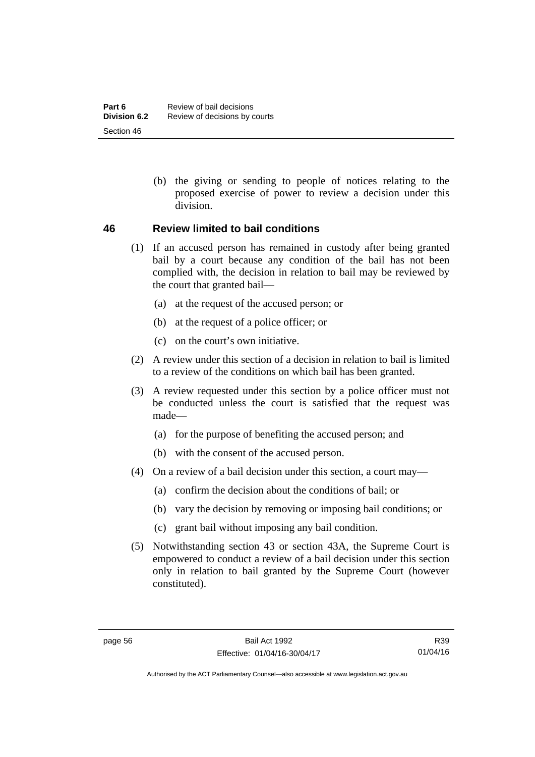(b) the giving or sending to people of notices relating to the proposed exercise of power to review a decision under this division.

## 46 Review limited to bail conditions

(1) If an accused person has remained in custody after being granted bail by a court because any condition of the bail has not been complied with, the decision in relation to bail may be reviewed by the court that granted bail—

(a) at the request of the accused person; or

(b) at the request of a police officer; or

(c) on the court's own initiative.

(2) A review under this section of a decision in relation to bail is limited to a review of the conditions on which bail has been granted.

(3) A review requested under this section by a police officer must not be conducted unless the court is satisfied that the request was made—

(a) for the purpose of benefiting the accused person; and

(b) with the consent of the accused person.

(4) On a review of a bail decision under this section, a court may—

(a) confirm the decision about the conditions of bail; or

(b) vary the decision by removing or imposing bail conditions; or

(c) grant bail without imposing any bail condition.

(5) Notwithstanding section 43 or section 43A, the Supreme Court is empowered to conduct a review of a bail decision under this section only in relation to bail granted by the Supreme Court (however constituted).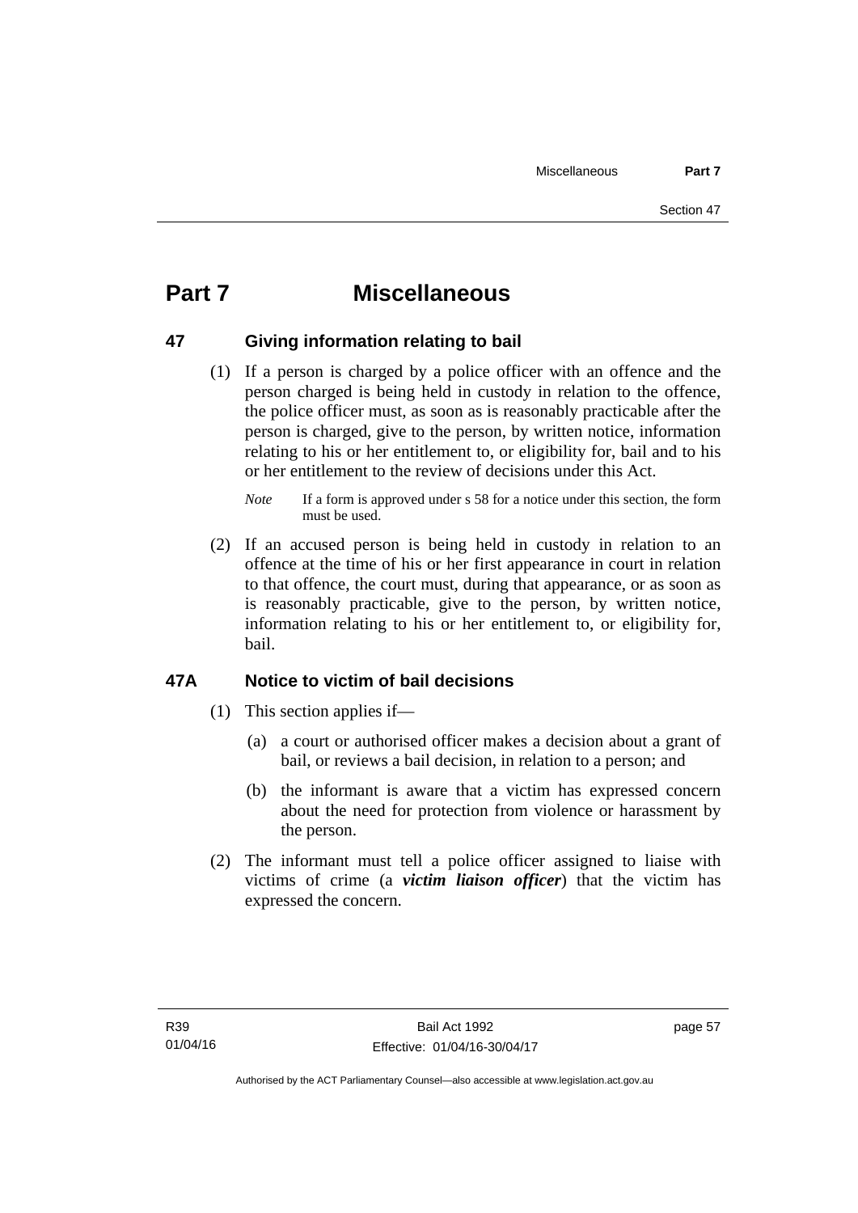# Part 7 Miscellaneous

## 47 Giving information relating to bail

(1) If a person is charged by a police officer with an offence and the person charged is being held in custody in relation to the offence, the police officer must, as soon as is reasonably practicable after the person is charged, give to the person, by written notice, information relating to his or her entitlement to, or eligibility for, bail and to his or her entitlement to the review of decisions under this Act.

*Note* If a form is approved under s 58 for a notice under this section, the form must be used.

(2) If an accused person is being held in custody in relation to an offence at the time of his or her first appearance in court in relation to that offence, the court must, during that appearance, or as soon as is reasonably practicable, give to the person, by written notice, information relating to his or her entitlement to, or eligibility for, bail.

## 47A Notice to victim of bail decisions

(1) This section applies if—

(a) a court or authorised officer makes a decision about a grant of bail, or reviews a bail decision, in relation to a person; and

(b) the informant is aware that a victim has expressed concern about the need for protection from violence or harassment by the person.

(2) The informant must tell a police officer assigned to liaise with victims of crime (a ***victim liaison officer***) that the victim has expressed the concern.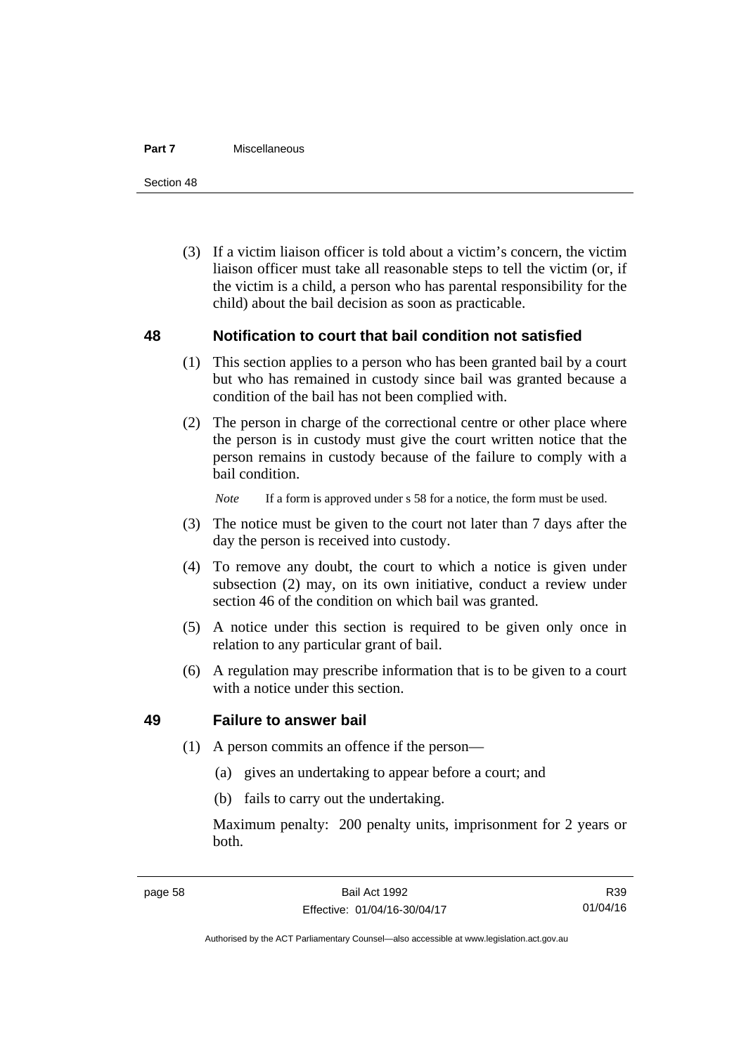(3) If a victim liaison officer is told about a victim's concern, the victim liaison officer must take all reasonable steps to tell the victim (or, if the victim is a child, a person who has parental responsibility for the child) about the bail decision as soon as practicable.

## 48 Notification to court that bail condition not satisfied

(1) This section applies to a person who has been granted bail by a court but who has remained in custody since bail was granted because a condition of the bail has not been complied with.

(2) The person in charge of the correctional centre or other place where the person is in custody must give the court written notice that the person remains in custody because of the failure to comply with a bail condition.

*Note* If a form is approved under s 58 for a notice, the form must be used.

(3) The notice must be given to the court not later than 7 days after the day the person is received into custody.

(4) To remove any doubt, the court to which a notice is given under subsection (2) may, on its own initiative, conduct a review under section 46 of the condition on which bail was granted.

(5) A notice under this section is required to be given only once in relation to any particular grant of bail.

(6) A regulation may prescribe information that is to be given to a court with a notice under this section.

## 49 Failure to answer bail

(1) A person commits an offence if the person—

(a) gives an undertaking to appear before a court; and

(b) fails to carry out the undertaking.

Maximum penalty: 200 penalty units, imprisonment for 2 years or both.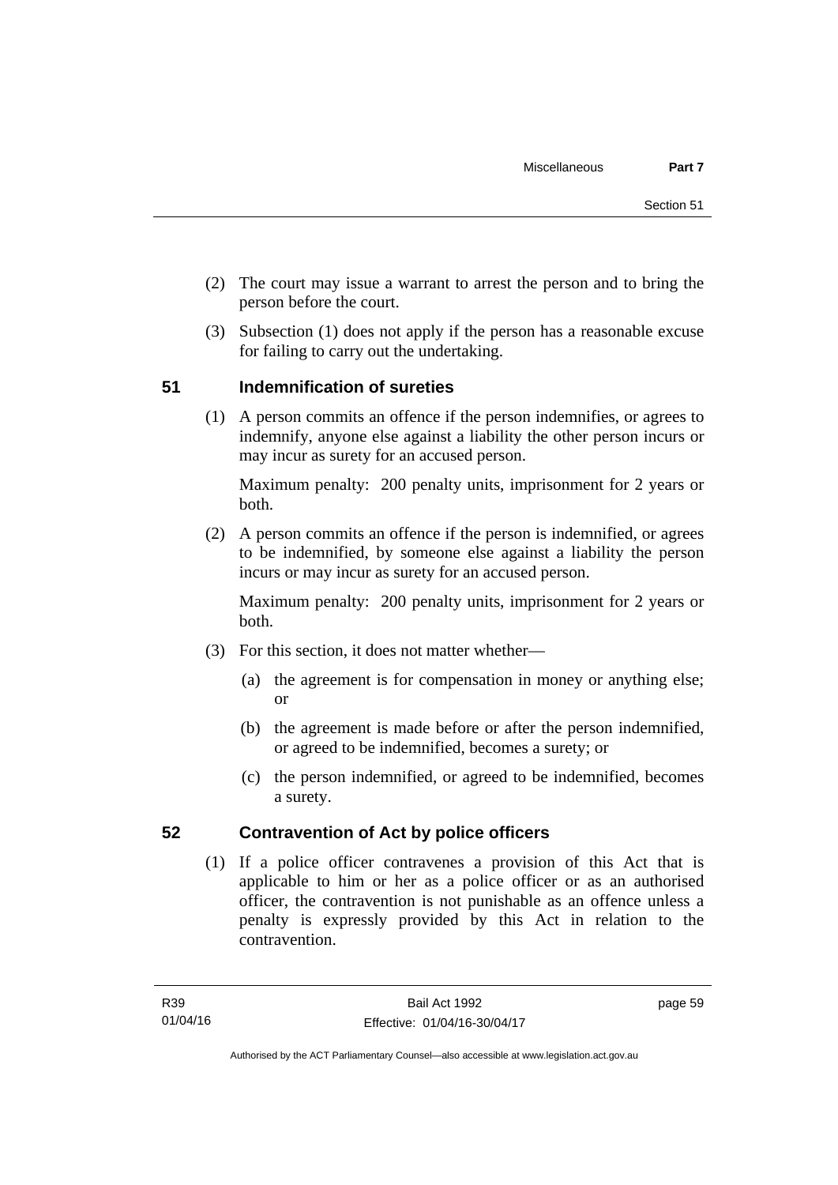(2) The court may issue a warrant to arrest the person and to bring the person before the court.

(3) Subsection (1) does not apply if the person has a reasonable excuse for failing to carry out the undertaking.

## 51 Indemnification of sureties

(1) A person commits an offence if the person indemnifies, or agrees to indemnify, anyone else against a liability the other person incurs or may incur as surety for an accused person.

Maximum penalty: 200 penalty units, imprisonment for 2 years or both.

(2) A person commits an offence if the person is indemnified, or agrees to be indemnified, by someone else against a liability the person incurs or may incur as surety for an accused person.

Maximum penalty: 200 penalty units, imprisonment for 2 years or both.

(3) For this section, it does not matter whether—

(a) the agreement is for compensation in money or anything else; or

(b) the agreement is made before or after the person indemnified, or agreed to be indemnified, becomes a surety; or

(c) the person indemnified, or agreed to be indemnified, becomes a surety.

## 52 Contravention of Act by police officers

(1) If a police officer contravenes a provision of this Act that is applicable to him or her as a police officer or as an authorised officer, the contravention is not punishable as an offence unless a penalty is expressly provided by this Act in relation to the contravention.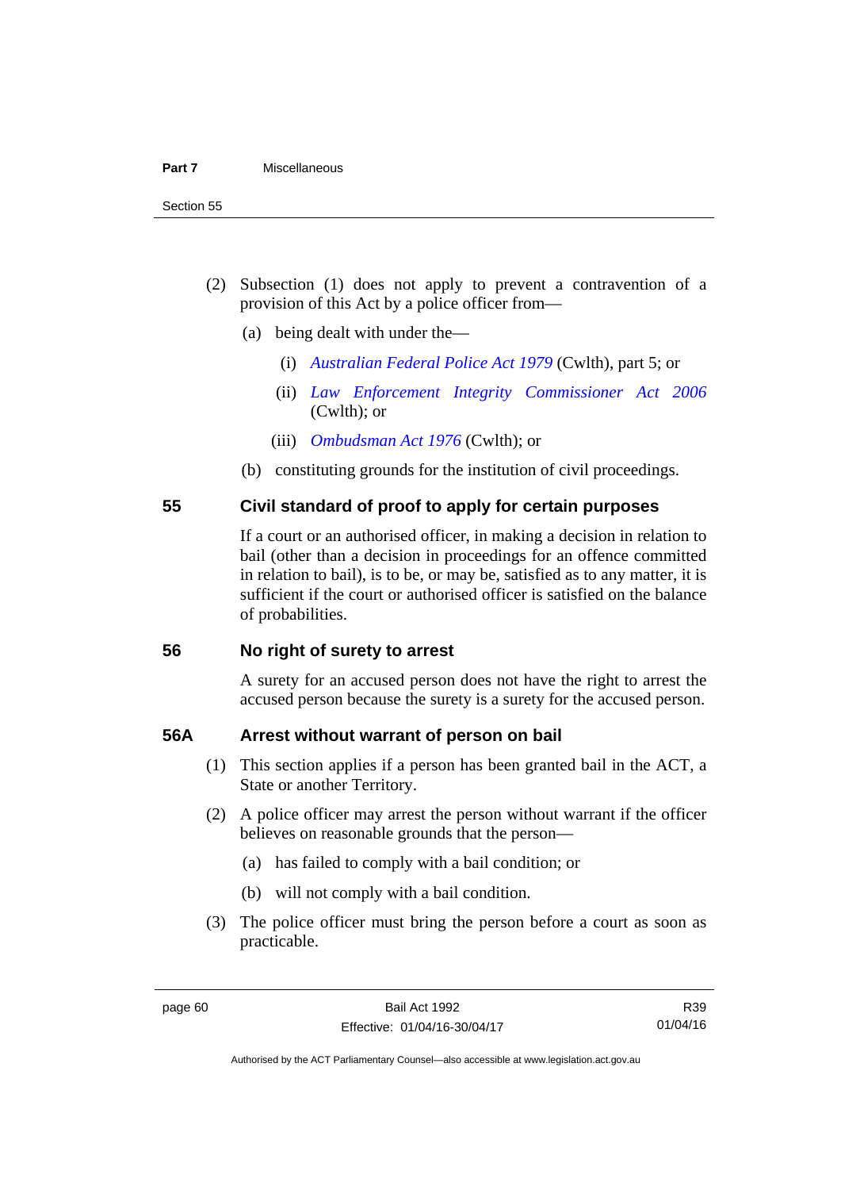(2) Subsection (1) does not apply to prevent a contravention of a provision of this Act by a police officer from—

(a) being dealt with under the—

(i) *Australian Federal Police Act 1979* (Cwlth), part 5; or

(ii) *Law Enforcement Integrity Commissioner Act 2006* (Cwlth); or

(iii) *Ombudsman Act 1976* (Cwlth); or

(b) constituting grounds for the institution of civil proceedings.

## 55 Civil standard of proof to apply for certain purposes

If a court or an authorised officer, in making a decision in relation to bail (other than a decision in proceedings for an offence committed in relation to bail), is to be, or may be, satisfied as to any matter, it is sufficient if the court or authorised officer is satisfied on the balance of probabilities.

## 56 No right of surety to arrest

A surety for an accused person does not have the right to arrest the accused person because the surety is a surety for the accused person.

## 56A Arrest without warrant of person on bail

(1) This section applies if a person has been granted bail in the ACT, a State or another Territory.

(2) A police officer may arrest the person without warrant if the officer believes on reasonable grounds that the person—

(a) has failed to comply with a bail condition; or

(b) will not comply with a bail condition.

(3) The police officer must bring the person before a court as soon as practicable.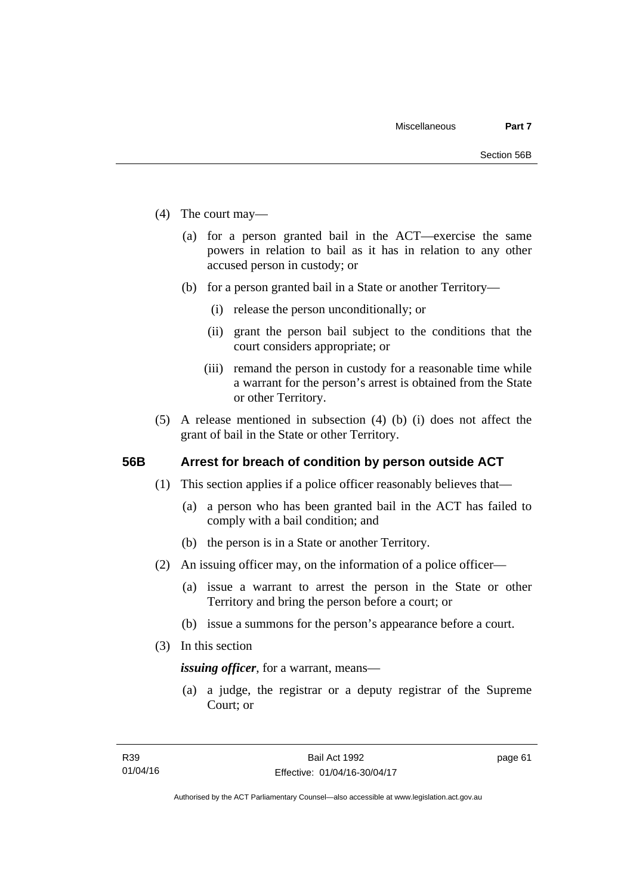(4) The court may—

(a) for a person granted bail in the ACT—exercise the same powers in relation to bail as it has in relation to any other accused person in custody; or

(b) for a person granted bail in a State or another Territory—

(i) release the person unconditionally; or

(ii) grant the person bail subject to the conditions that the court considers appropriate; or

(iii) remand the person in custody for a reasonable time while a warrant for the person's arrest is obtained from the State or other Territory.

(5) A release mentioned in subsection (4) (b) (i) does not affect the grant of bail in the State or other Territory.

### 56B Arrest for breach of condition by person outside ACT

(1) This section applies if a police officer reasonably believes that—

(a) a person who has been granted bail in the ACT has failed to comply with a bail condition; and

(b) the person is in a State or another Territory.

(2) An issuing officer may, on the information of a police officer—

(a) issue a warrant to arrest the person in the State or other Territory and bring the person before a court; or

(b) issue a summons for the person's appearance before a court.

(3) In this section

***issuing officer***, for a warrant, means—

(a) a judge, the registrar or a deputy registrar of the Supreme Court; or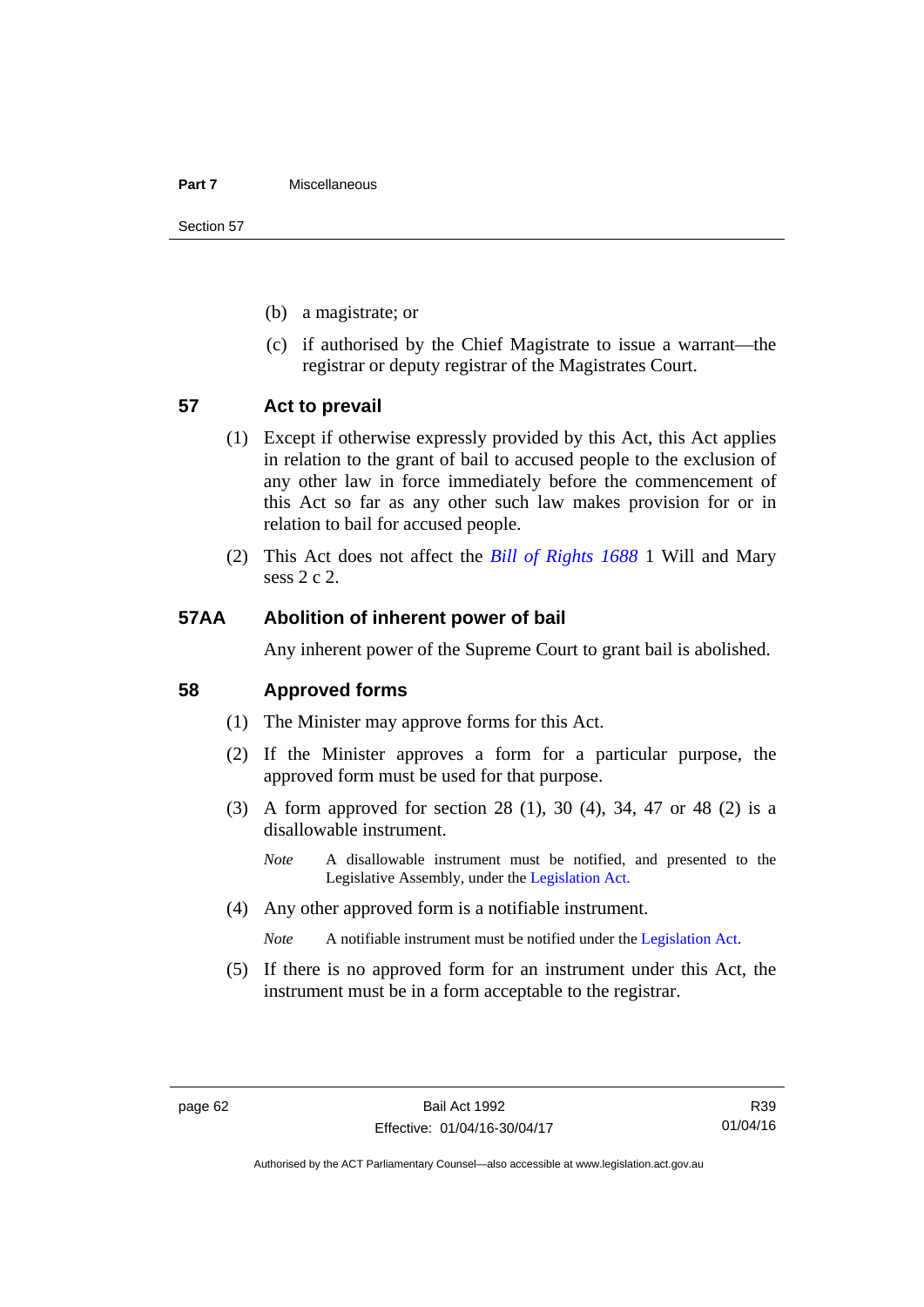(b) a magistrate; or

(c) if authorised by the Chief Magistrate to issue a warrant—the registrar or deputy registrar of the Magistrates Court.

## 57 Act to prevail

(1) Except if otherwise expressly provided by this Act, this Act applies in relation to the grant of bail to accused people to the exclusion of any other law in force immediately before the commencement of this Act so far as any other such law makes provision for or in relation to bail for accused people.

(2) This Act does not affect the *Bill of Rights 1688* 1 Will and Mary sess 2 c 2.

## 57AA Abolition of inherent power of bail

Any inherent power of the Supreme Court to grant bail is abolished.

## 58 Approved forms

(1) The Minister may approve forms for this Act.

(2) If the Minister approves a form for a particular purpose, the approved form must be used for that purpose.

(3) A form approved for section 28 (1), 30 (4), 34, 47 or 48 (2) is a disallowable instrument.

*Note* A disallowable instrument must be notified, and presented to the Legislative Assembly, under the Legislation Act.

(4) Any other approved form is a notifiable instrument.

*Note* A notifiable instrument must be notified under the Legislation Act.

(5) If there is no approved form for an instrument under this Act, the instrument must be in a form acceptable to the registrar.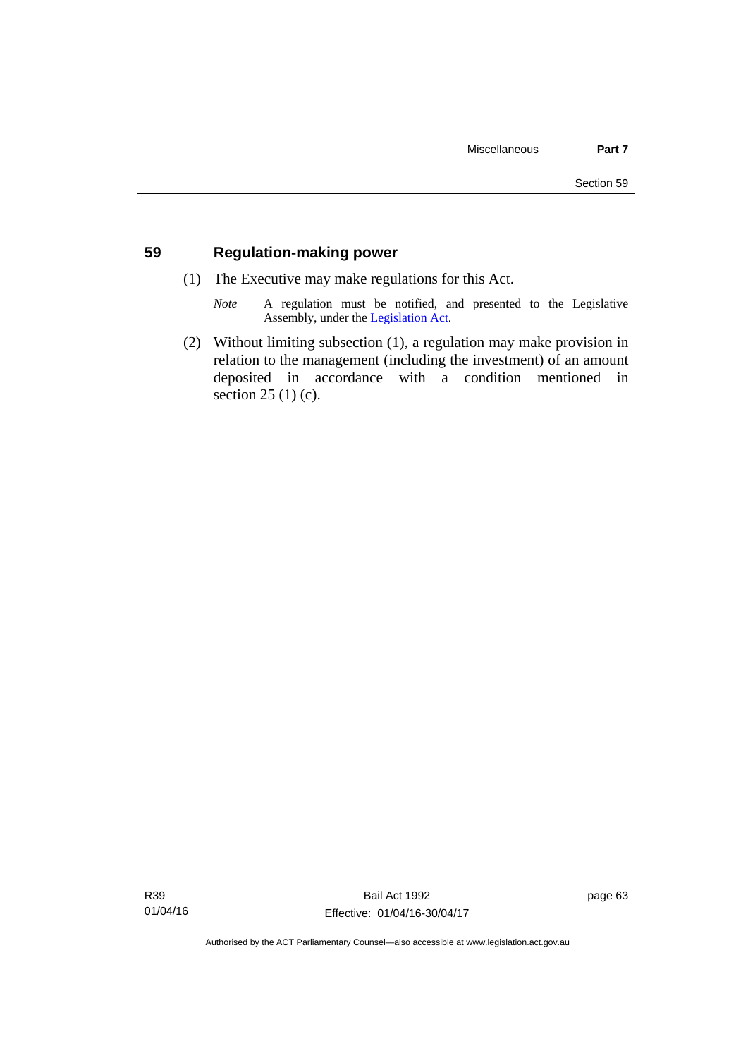## 59 Regulation-making power

(1) The Executive may make regulations for this Act.

*Note* A regulation must be notified, and presented to the Legislative Assembly, under the Legislation Act.

(2) Without limiting subsection (1), a regulation may make provision in relation to the management (including the investment) of an amount deposited in accordance with a condition mentioned in section 25 (1) (c).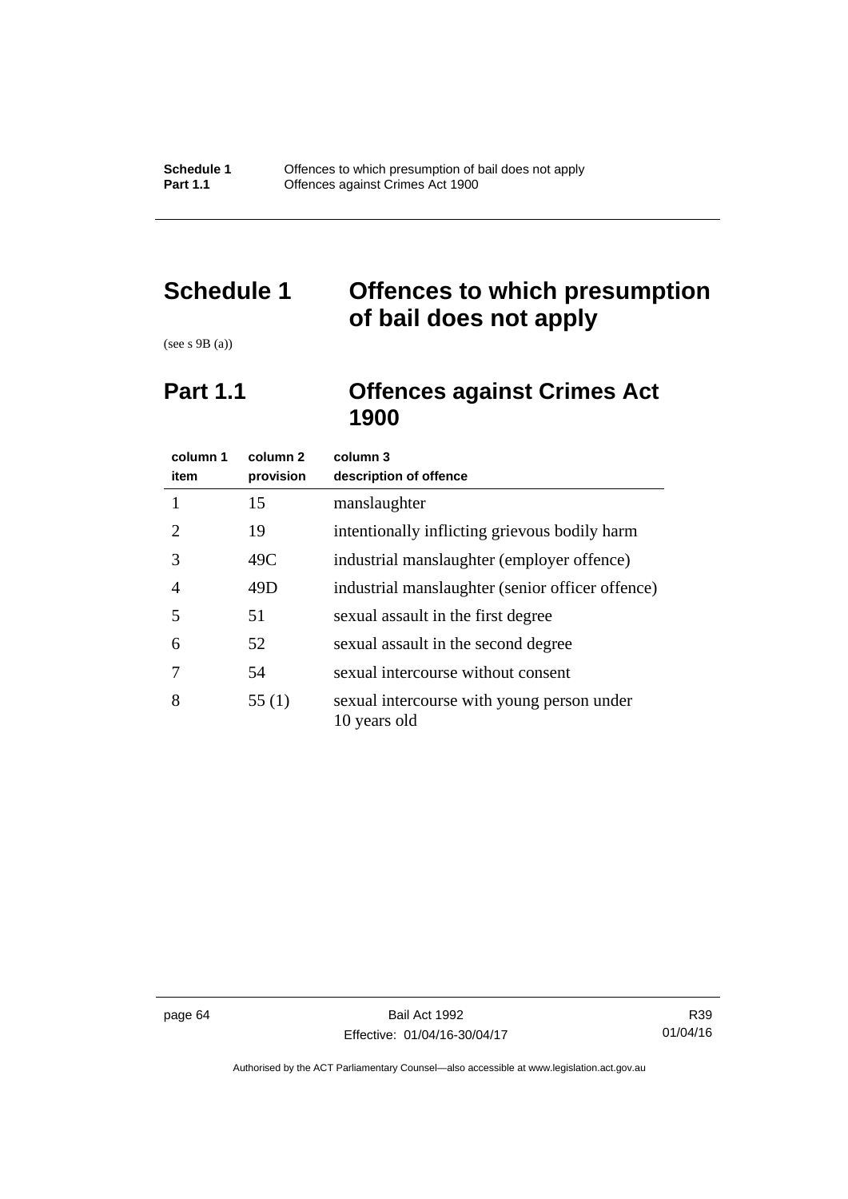# Schedule 1 Offences to which presumption of bail does not apply

(see s 9B (a))

## Part 1.1 Offences against Crimes Act 1900

| column 1 item | column 2 provision | column 3 description of offence |
|---|---|---|
| 1 | 15 | manslaughter |
| 2 | 19 | intentionally inflicting grievous bodily harm |
| 3 | 49C | industrial manslaughter (employer offence) |
| 4 | 49D | industrial manslaughter (senior officer offence) |
| 5 | 51 | sexual assault in the first degree |
| 6 | 52 | sexual assault in the second degree |
| 7 | 54 | sexual intercourse without consent |
| 8 | 55 (1) | sexual intercourse with young person under 10 years old |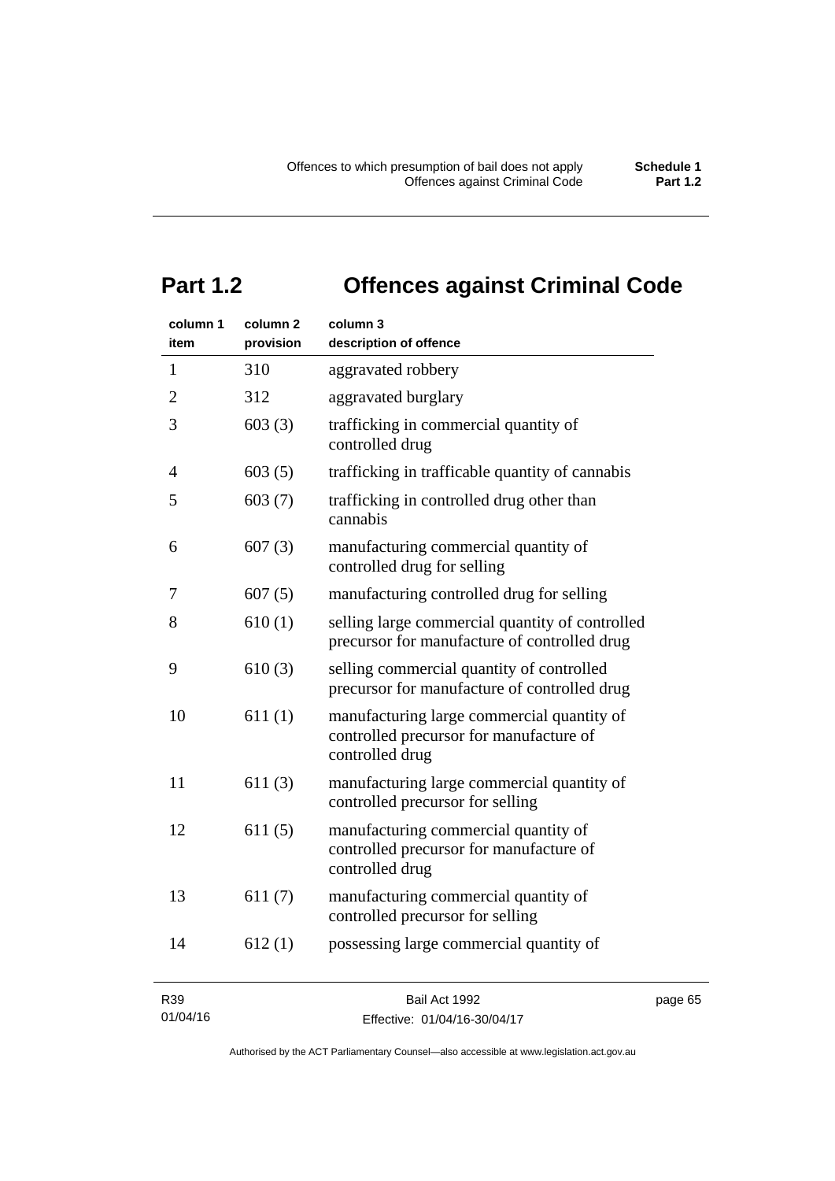## Part 1.2 Offences against Criminal Code

| column 1 item | column 2 provision | column 3 description of offence |
|---|---|---|
| 1 | 310 | aggravated robbery |
| 2 | 312 | aggravated burglary |
| 3 | 603 (3) | trafficking in commercial quantity of controlled drug |
| 4 | 603 (5) | trafficking in trafficable quantity of cannabis |
| 5 | 603 (7) | trafficking in controlled drug other than cannabis |
| 6 | 607 (3) | manufacturing commercial quantity of controlled drug for selling |
| 7 | 607 (5) | manufacturing controlled drug for selling |
| 8 | 610 (1) | selling large commercial quantity of controlled precursor for manufacture of controlled drug |
| 9 | 610 (3) | selling commercial quantity of controlled precursor for manufacture of controlled drug |
| 10 | 611 (1) | manufacturing large commercial quantity of controlled precursor for manufacture of controlled drug |
| 11 | 611 (3) | manufacturing large commercial quantity of controlled precursor for selling |
| 12 | 611 (5) | manufacturing commercial quantity of controlled precursor for manufacture of controlled drug |
| 13 | 611 (7) | manufacturing commercial quantity of controlled precursor for selling |
| 14 | 612 (1) | possessing large commercial quantity of |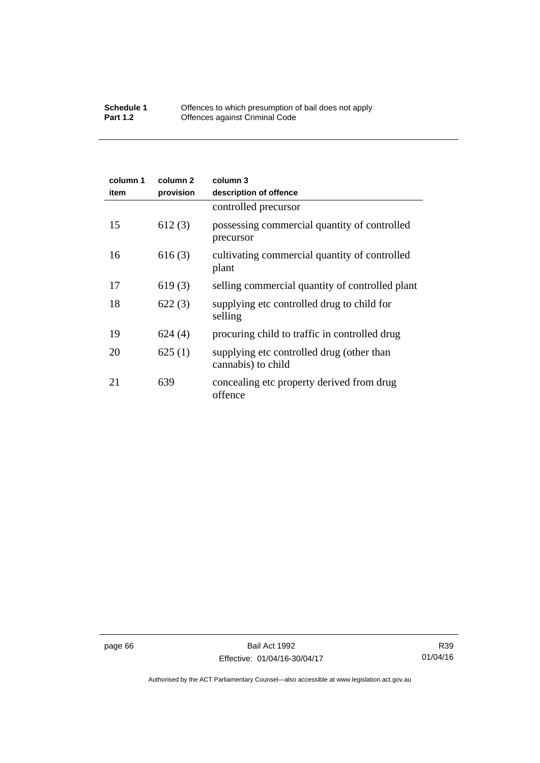| column 1 item | column 2 provision | column 3 description of offence |
|---|---|---|
| | | controlled precursor |
| 15 | 612 (3) | possessing commercial quantity of controlled precursor |
| 16 | 616 (3) | cultivating commercial quantity of controlled plant |
| 17 | 619 (3) | selling commercial quantity of controlled plant |
| 18 | 622 (3) | supplying etc controlled drug to child for selling |
| 19 | 624 (4) | procuring child to traffic in controlled drug |
| 20 | 625 (1) | supplying etc controlled drug (other than cannabis) to child |
| 21 | 639 | concealing etc property derived from drug offence |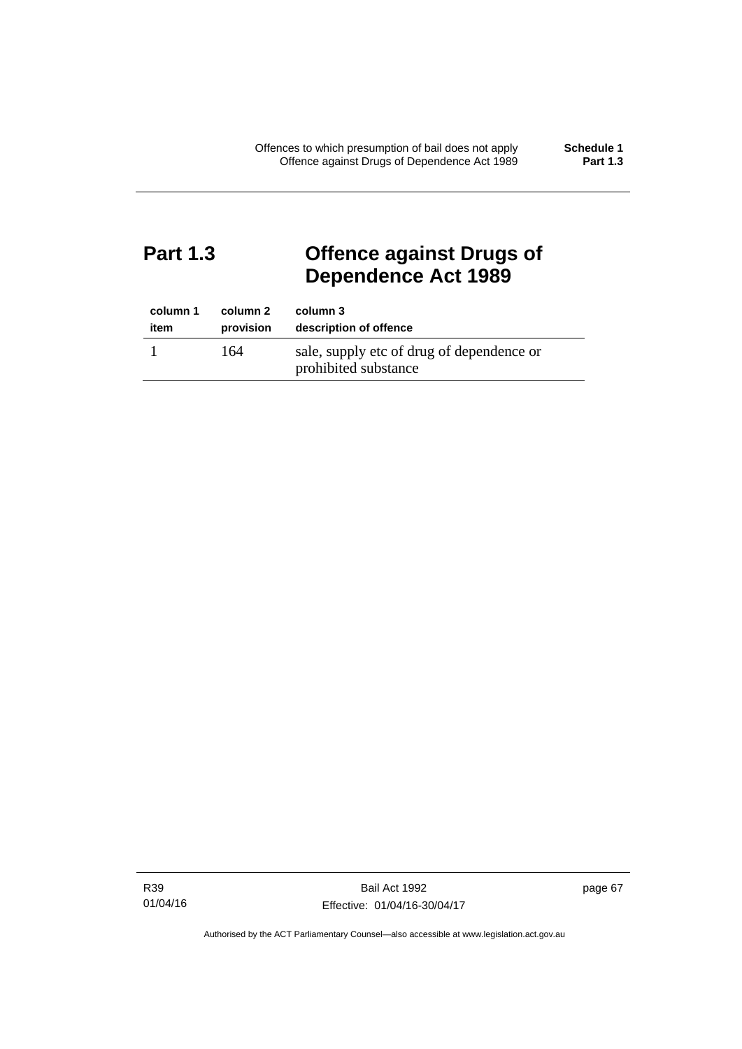## Part 1.3 Offence against Drugs of Dependence Act 1989

| column 1<br>item | column 2<br>provision | column 3<br>description of offence |
|---|---|---|
| 1 | 164 | sale, supply etc of drug of dependence or prohibited substance |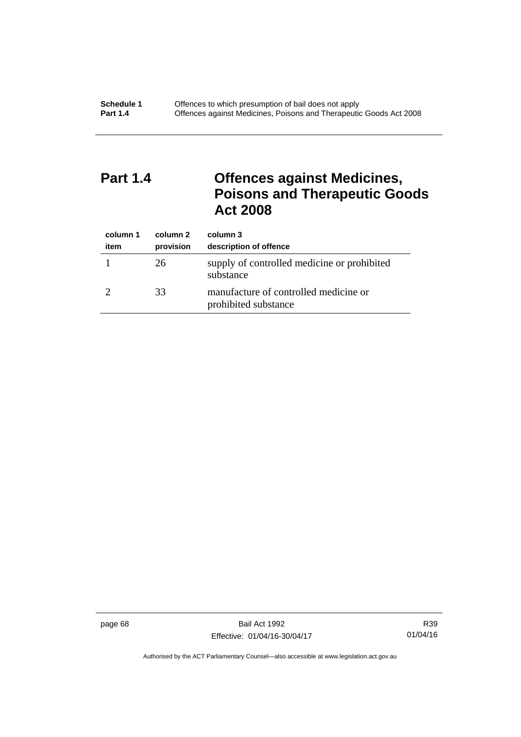## Part 1.4 Offences against Medicines, Poisons and Therapeutic Goods Act 2008

| column 1<br>item | column 2<br>provision | column 3<br>description of offence |
|---|---|---|
| 1 | 26 | supply of controlled medicine or prohibited substance |
| 2 | 33 | manufacture of controlled medicine or prohibited substance |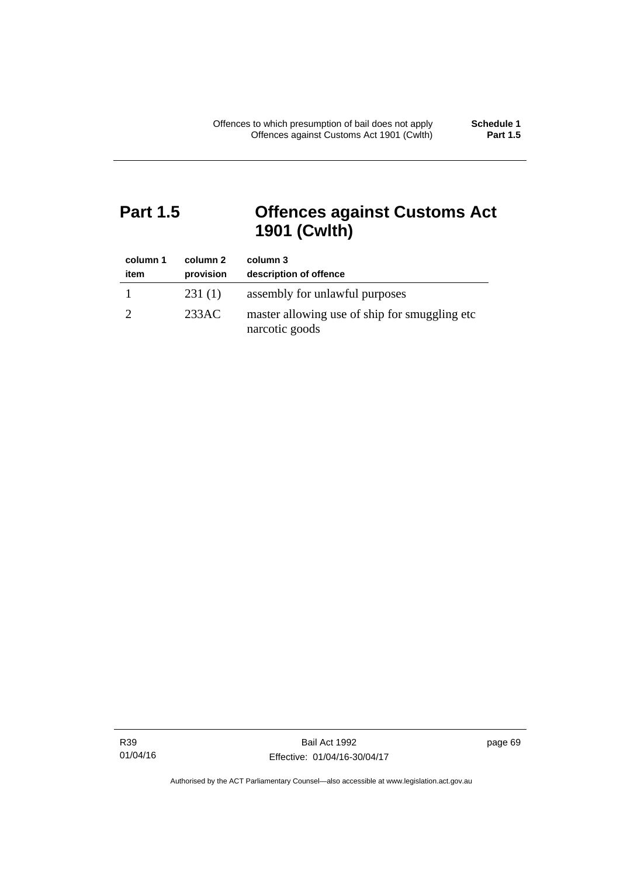# Part 1.5 Offences against Customs Act 1901 (Cwlth)

| column 1<br>item | column 2<br>provision | column 3<br>description of offence |
|---|---|---|
| 1 | 231 (1) | assembly for unlawful purposes |
| 2 | 233AC | master allowing use of ship for smuggling etc narcotic goods |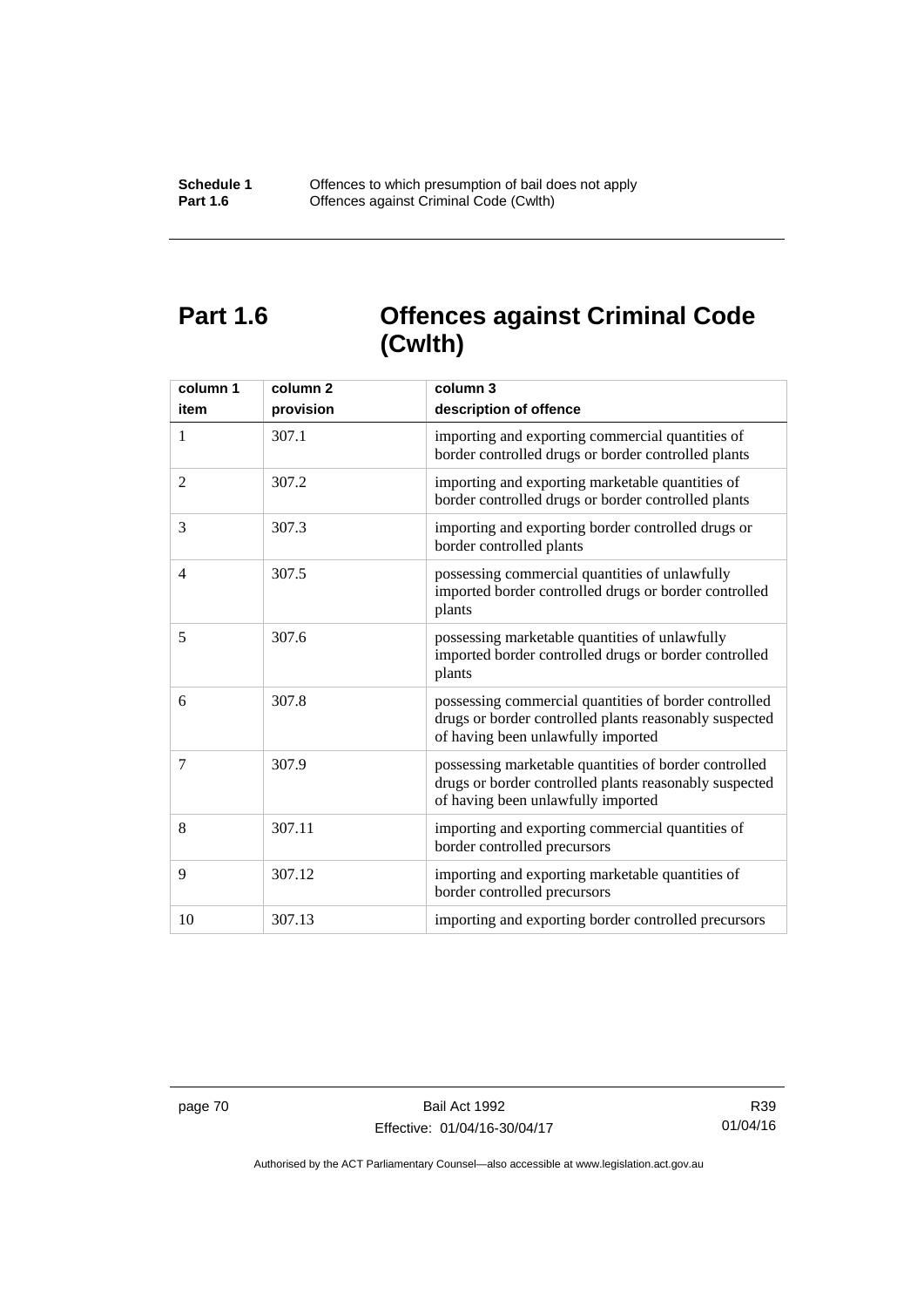## Part 1.6 Offences against Criminal Code (Cwlth)

| column 1<br>item | column 2<br>provision | column 3<br>description of offence |
|---|---|---|
| 1 | 307.1 | importing and exporting commercial quantities of border controlled drugs or border controlled plants |
| 2 | 307.2 | importing and exporting marketable quantities of border controlled drugs or border controlled plants |
| 3 | 307.3 | importing and exporting border controlled drugs or border controlled plants |
| 4 | 307.5 | possessing commercial quantities of unlawfully imported border controlled drugs or border controlled plants |
| 5 | 307.6 | possessing marketable quantities of unlawfully imported border controlled drugs or border controlled plants |
| 6 | 307.8 | possessing commercial quantities of border controlled drugs or border controlled plants reasonably suspected of having been unlawfully imported |
| 7 | 307.9 | possessing marketable quantities of border controlled drugs or border controlled plants reasonably suspected of having been unlawfully imported |
| 8 | 307.11 | importing and exporting commercial quantities of border controlled precursors |
| 9 | 307.12 | importing and exporting marketable quantities of border controlled precursors |
| 10 | 307.13 | importing and exporting border controlled precursors |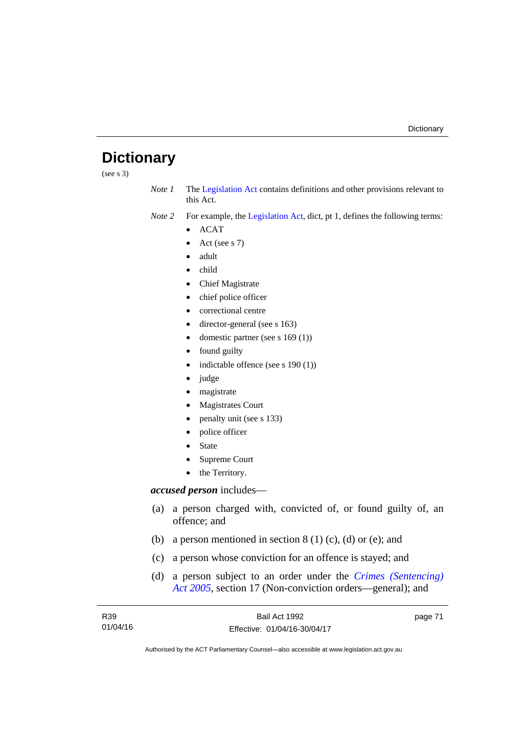# Dictionary

(see s 3)

*Note 1* The Legislation Act contains definitions and other provisions relevant to this Act.

*Note 2* For example, the Legislation Act, dict, pt 1, defines the following terms:

- ACAT
- Act (see s 7)
- adult
- child
- Chief Magistrate
- chief police officer
- correctional centre
- director-general (see s 163)
- domestic partner (see s 169 (1))
- found guilty
- indictable offence (see s 190 (1))
- judge
- magistrate
- Magistrates Court
- penalty unit (see s 133)
- police officer
- State
- Supreme Court
- the Territory.

***accused person*** includes—

(a) a person charged with, convicted of, or found guilty of, an offence; and

(b) a person mentioned in section 8 (1) (c), (d) or (e); and

(c) a person whose conviction for an offence is stayed; and

(d) a person subject to an order under the *Crimes (Sentencing) Act 2005*, section 17 (Non-conviction orders—general); and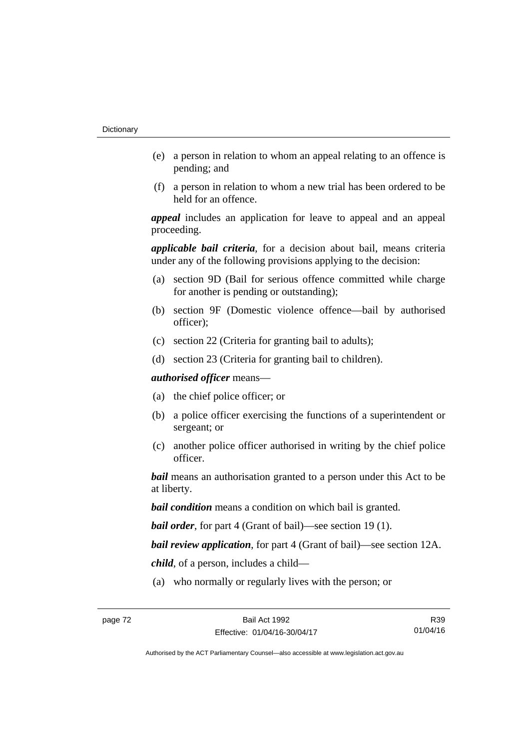(e) a person in relation to whom an appeal relating to an offence is pending; and

(f) a person in relation to whom a new trial has been ordered to be held for an offence.

***appeal*** includes an application for leave to appeal and an appeal proceeding.

***applicable bail criteria***, for a decision about bail, means criteria under any of the following provisions applying to the decision:

(a) section 9D (Bail for serious offence committed while charge for another is pending or outstanding);

(b) section 9F (Domestic violence offence—bail by authorised officer);

(c) section 22 (Criteria for granting bail to adults);

(d) section 23 (Criteria for granting bail to children).

***authorised officer*** means—

(a) the chief police officer; or

(b) a police officer exercising the functions of a superintendent or sergeant; or

(c) another police officer authorised in writing by the chief police officer.

***bail*** means an authorisation granted to a person under this Act to be at liberty.

***bail condition*** means a condition on which bail is granted.

***bail order***, for part 4 (Grant of bail)—see section 19 (1).

***bail review application***, for part 4 (Grant of bail)—see section 12A.

***child***, of a person, includes a child—

(a) who normally or regularly lives with the person; or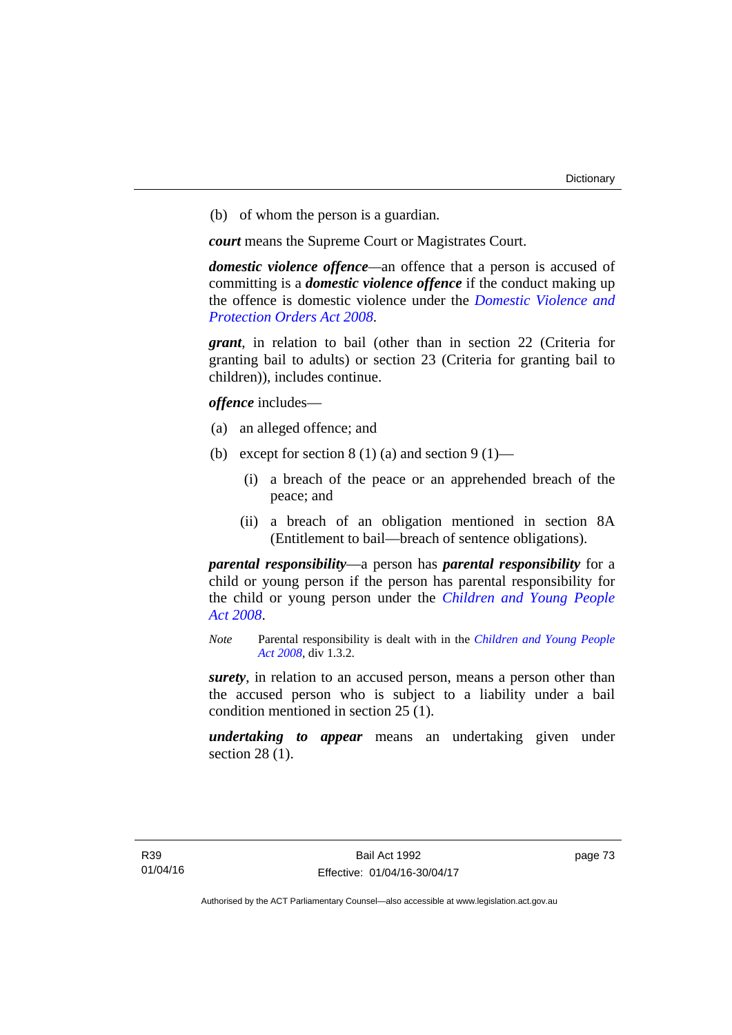(b) of whom the person is a guardian.

***court*** means the Supreme Court or Magistrates Court.

***domestic violence offence***—an offence that a person is accused of committing is a ***domestic violence offence*** if the conduct making up the offence is domestic violence under the *Domestic Violence and Protection Orders Act 2008*.

***grant***, in relation to bail (other than in section 22 (Criteria for granting bail to adults) or section 23 (Criteria for granting bail to children)), includes continue.

***offence*** includes—

(a) an alleged offence; and

(b) except for section 8 (1) (a) and section 9 (1)—

  (i) a breach of the peace or an apprehended breach of the peace; and

  (ii) a breach of an obligation mentioned in section 8A (Entitlement to bail—breach of sentence obligations).

***parental responsibility***—a person has ***parental responsibility*** for a child or young person if the person has parental responsibility for the child or young person under the *Children and Young People Act 2008*.

*Note* Parental responsibility is dealt with in the *Children and Young People Act 2008*, div 1.3.2.

***surety***, in relation to an accused person, means a person other than the accused person who is subject to a liability under a bail condition mentioned in section 25 (1).

***undertaking to appear*** means an undertaking given under section 28 (1).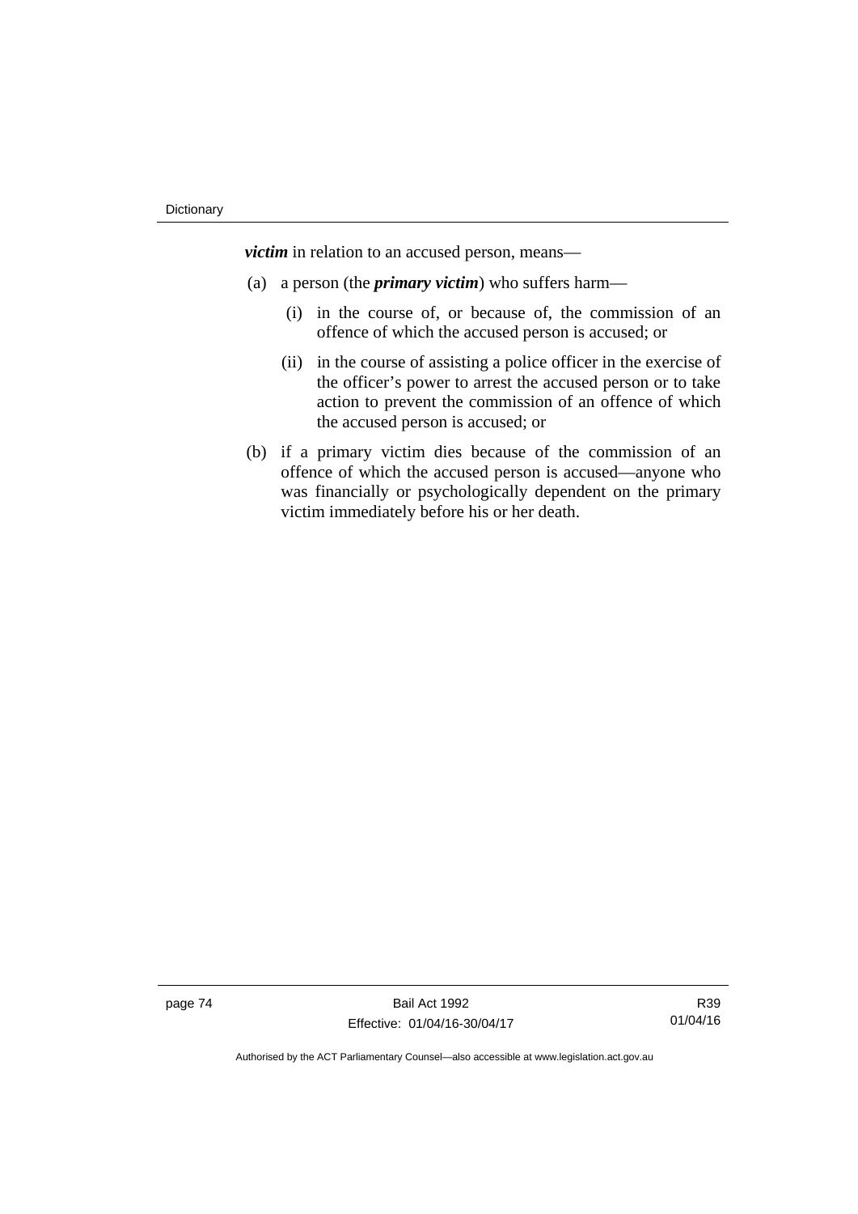***victim*** in relation to an accused person, means—

(a) a person (the ***primary victim***) who suffers harm—

  (i) in the course of, or because of, the commission of an offence of which the accused person is accused; or

  (ii) in the course of assisting a police officer in the exercise of the officer's power to arrest the accused person or to take action to prevent the commission of an offence of which the accused person is accused; or

(b) if a primary victim dies because of the commission of an offence of which the accused person is accused—anyone who was financially or psychologically dependent on the primary victim immediately before his or her death.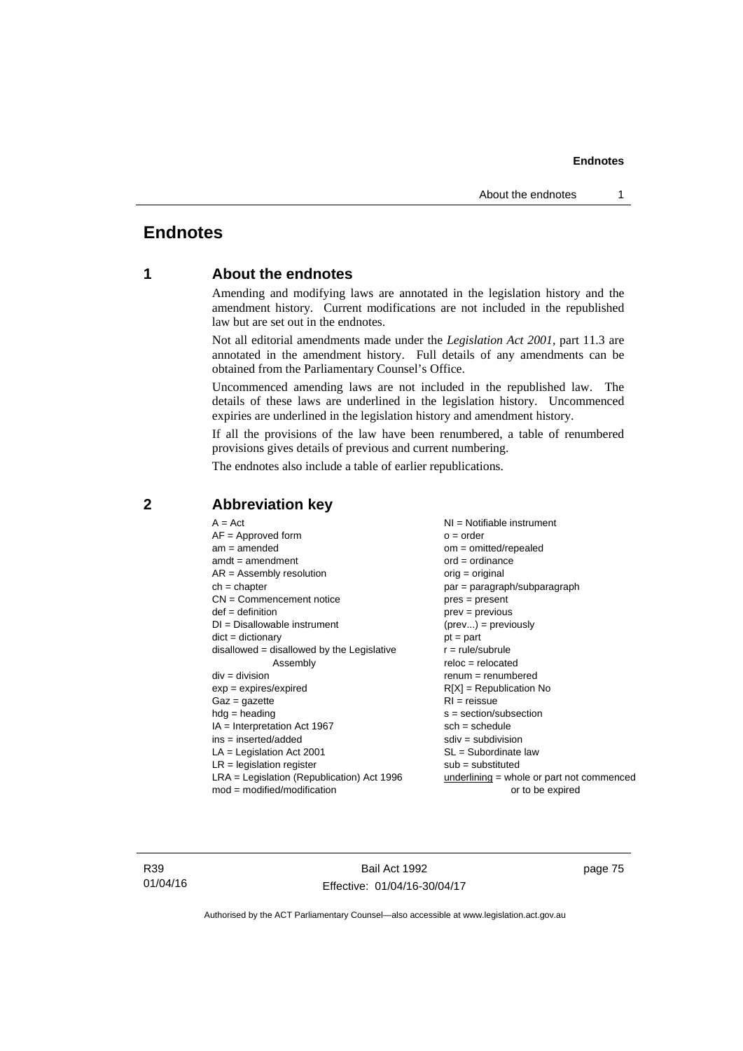# Endnotes

## 1 About the endnotes

Amending and modifying laws are annotated in the legislation history and the amendment history. Current modifications are not included in the republished law but are set out in the endnotes.

Not all editorial amendments made under the *Legislation Act 2001*, part 11.3 are annotated in the amendment history. Full details of any amendments can be obtained from the Parliamentary Counsel's Office.

Uncommenced amending laws are not included in the republished law. The details of these laws are underlined in the legislation history. Uncommenced expiries are underlined in the legislation history and amendment history.

If all the provisions of the law have been renumbered, a table of renumbered provisions gives details of previous and current numbering.

The endnotes also include a table of earlier republications.

## 2 Abbreviation key

A = Act
AF = Approved form
am = amended
amdt = amendment
AR = Assembly resolution
ch = chapter
CN = Commencement notice
def = definition
DI = Disallowable instrument
dict = dictionary
disallowed = disallowed by the Legislative Assembly
div = division
exp = expires/expired
Gaz = gazette
hdg = heading
IA = Interpretation Act 1967
ins = inserted/added
LA = Legislation Act 2001
LR = legislation register
LRA = Legislation (Republication) Act 1996
mod = modified/modification
NI = Notifiable instrument
o = order
om = omitted/repealed
ord = ordinance
orig = original
par = paragraph/subparagraph
pres = present
prev = previous
(prev...) = previously
pt = part
r = rule/subrule
reloc = relocated
renum = renumbered
R[X] = Republication No
RI = reissue
s = section/subsection
sch = schedule
sdiv = subdivision
SL = Subordinate law
sub = substituted
underlining = whole or part not commenced or to be expired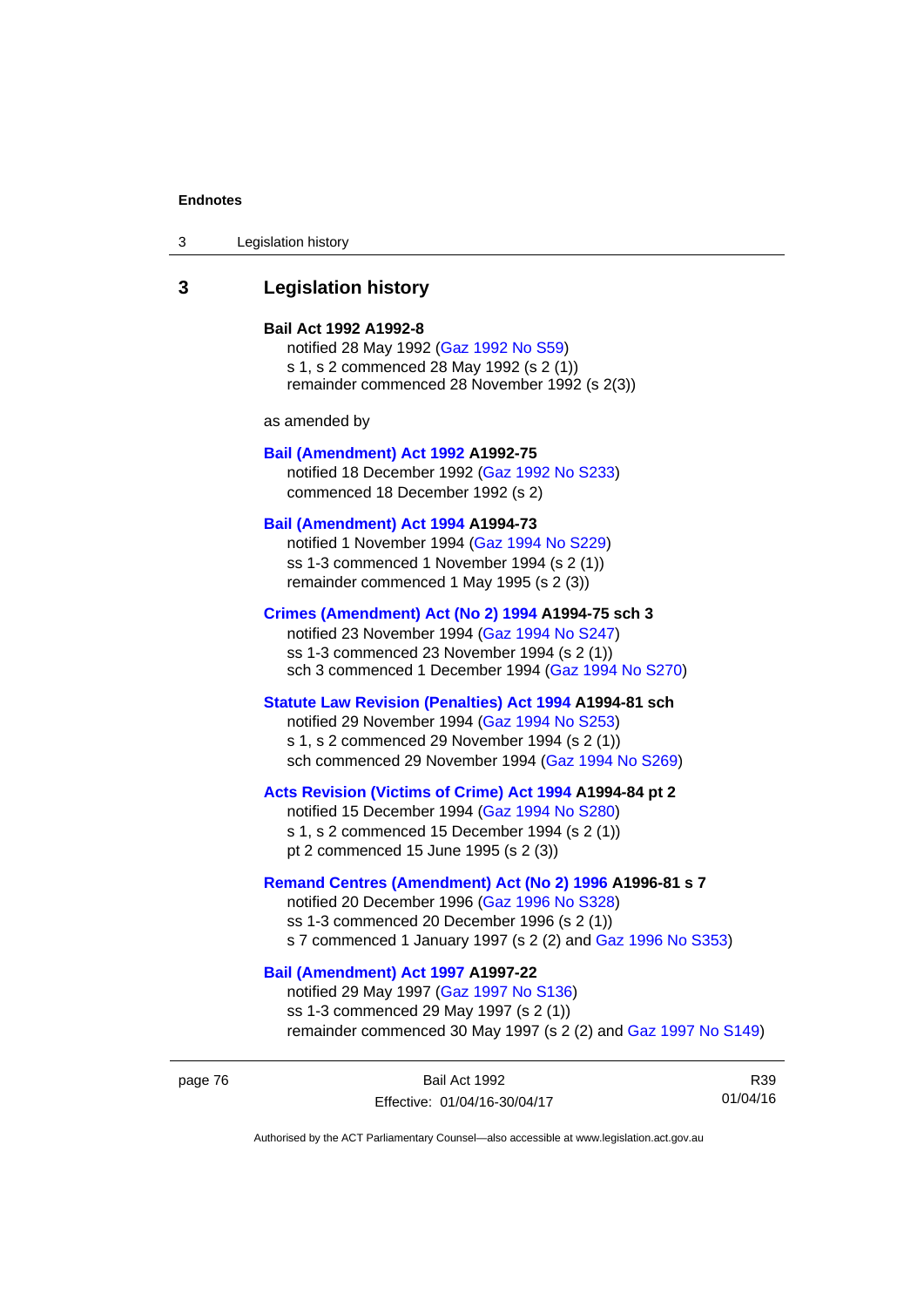## 3 Legislation history

**Bail Act 1992 A1992-8**

notified 28 May 1992 (Gaz 1992 No S59)
s 1, s 2 commenced 28 May 1992 (s 2 (1))
remainder commenced 28 November 1992 (s 2(3))

as amended by

**Bail (Amendment) Act 1992 A1992-75**

notified 18 December 1992 (Gaz 1992 No S233)
commenced 18 December 1992 (s 2)

**Bail (Amendment) Act 1994 A1994-73**

notified 1 November 1994 (Gaz 1994 No S229)
ss 1-3 commenced 1 November 1994 (s 2 (1))
remainder commenced 1 May 1995 (s 2 (3))

**Crimes (Amendment) Act (No 2) 1994 A1994-75 sch 3**

notified 23 November 1994 (Gaz 1994 No S247)
ss 1-3 commenced 23 November 1994 (s 2 (1))
sch 3 commenced 1 December 1994 (Gaz 1994 No S270)

**Statute Law Revision (Penalties) Act 1994 A1994-81 sch**

notified 29 November 1994 (Gaz 1994 No S253)
s 1, s 2 commenced 29 November 1994 (s 2 (1))
sch commenced 29 November 1994 (Gaz 1994 No S269)

**Acts Revision (Victims of Crime) Act 1994 A1994-84 pt 2**

notified 15 December 1994 (Gaz 1994 No S280)
s 1, s 2 commenced 15 December 1994 (s 2 (1))
pt 2 commenced 15 June 1995 (s 2 (3))

**Remand Centres (Amendment) Act (No 2) 1996 A1996-81 s 7**

notified 20 December 1996 (Gaz 1996 No S328)
ss 1-3 commenced 20 December 1996 (s 2 (1))
s 7 commenced 1 January 1997 (s 2 (2) and Gaz 1996 No S353)

**Bail (Amendment) Act 1997 A1997-22**

notified 29 May 1997 (Gaz 1997 No S136)
ss 1-3 commenced 29 May 1997 (s 2 (1))
remainder commenced 30 May 1997 (s 2 (2) and Gaz 1997 No S149)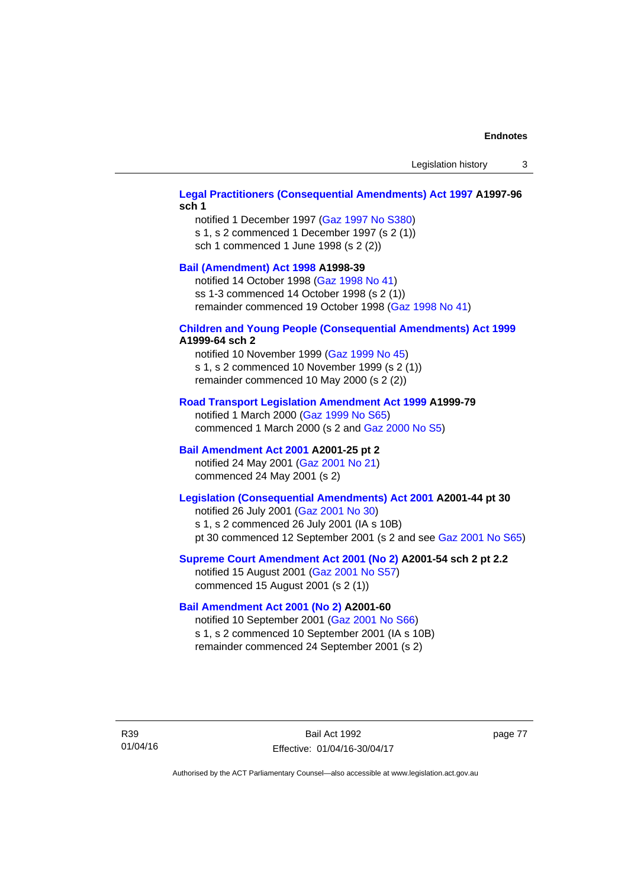**Legal Practitioners (Consequential Amendments) Act 1997 A1997-96 sch 1**

notified 1 December 1997 (Gaz 1997 No S380)
s 1, s 2 commenced 1 December 1997 (s 2 (1))
sch 1 commenced 1 June 1998 (s 2 (2))

**Bail (Amendment) Act 1998 A1998-39**

notified 14 October 1998 (Gaz 1998 No 41)
ss 1-3 commenced 14 October 1998 (s 2 (1))
remainder commenced 19 October 1998 (Gaz 1998 No 41)

**Children and Young People (Consequential Amendments) Act 1999 A1999-64 sch 2**

notified 10 November 1999 (Gaz 1999 No 45)
s 1, s 2 commenced 10 November 1999 (s 2 (1))
remainder commenced 10 May 2000 (s 2 (2))

**Road Transport Legislation Amendment Act 1999 A1999-79**

notified 1 March 2000 (Gaz 1999 No S65)
commenced 1 March 2000 (s 2 and Gaz 2000 No S5)

**Bail Amendment Act 2001 A2001-25 pt 2**

notified 24 May 2001 (Gaz 2001 No 21)
commenced 24 May 2001 (s 2)

**Legislation (Consequential Amendments) Act 2001 A2001-44 pt 30**

notified 26 July 2001 (Gaz 2001 No 30)
s 1, s 2 commenced 26 July 2001 (IA s 10B)
pt 30 commenced 12 September 2001 (s 2 and see Gaz 2001 No S65)

**Supreme Court Amendment Act 2001 (No 2) A2001-54 sch 2 pt 2.2**

notified 15 August 2001 (Gaz 2001 No S57)
commenced 15 August 2001 (s 2 (1))

**Bail Amendment Act 2001 (No 2) A2001-60**

notified 10 September 2001 (Gaz 2001 No S66)
s 1, s 2 commenced 10 September 2001 (IA s 10B)
remainder commenced 24 September 2001 (s 2)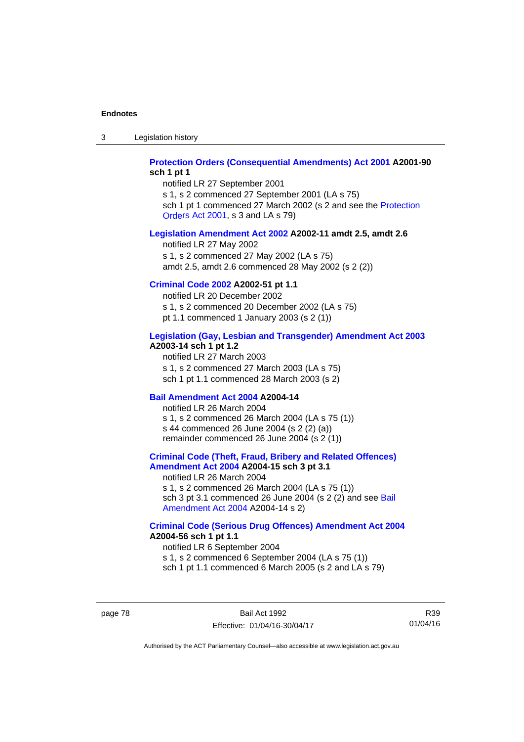**Protection Orders (Consequential Amendments) Act 2001 A2001-90 sch 1 pt 1**

notified LR 27 September 2001

s 1, s 2 commenced 27 September 2001 (LA s 75)

sch 1 pt 1 commenced 27 March 2002 (s 2 and see the Protection Orders Act 2001, s 3 and LA s 79)

**Legislation Amendment Act 2002 A2002-11 amdt 2.5, amdt 2.6**

notified LR 27 May 2002

s 1, s 2 commenced 27 May 2002 (LA s 75)

amdt 2.5, amdt 2.6 commenced 28 May 2002 (s 2 (2))

**Criminal Code 2002 A2002-51 pt 1.1**

notified LR 20 December 2002

s 1, s 2 commenced 20 December 2002 (LA s 75)

pt 1.1 commenced 1 January 2003 (s 2 (1))

**Legislation (Gay, Lesbian and Transgender) Amendment Act 2003 A2003-14 sch 1 pt 1.2**

notified LR 27 March 2003

s 1, s 2 commenced 27 March 2003 (LA s 75)

sch 1 pt 1.1 commenced 28 March 2003 (s 2)

**Bail Amendment Act 2004 A2004-14**

notified LR 26 March 2004

s 1, s 2 commenced 26 March 2004 (LA s 75 (1))

s 44 commenced 26 June 2004 (s 2 (2) (a))

remainder commenced 26 June 2004 (s 2 (1))

**Criminal Code (Theft, Fraud, Bribery and Related Offences) Amendment Act 2004 A2004-15 sch 3 pt 3.1**

notified LR 26 March 2004

s 1, s 2 commenced 26 March 2004 (LA s 75 (1))

sch 3 pt 3.1 commenced 26 June 2004 (s 2 (2) and see Bail Amendment Act 2004 A2004-14 s 2)

**Criminal Code (Serious Drug Offences) Amendment Act 2004 A2004-56 sch 1 pt 1.1**

notified LR 6 September 2004

s 1, s 2 commenced 6 September 2004 (LA s 75 (1))

sch 1 pt 1.1 commenced 6 March 2005 (s 2 and LA s 79)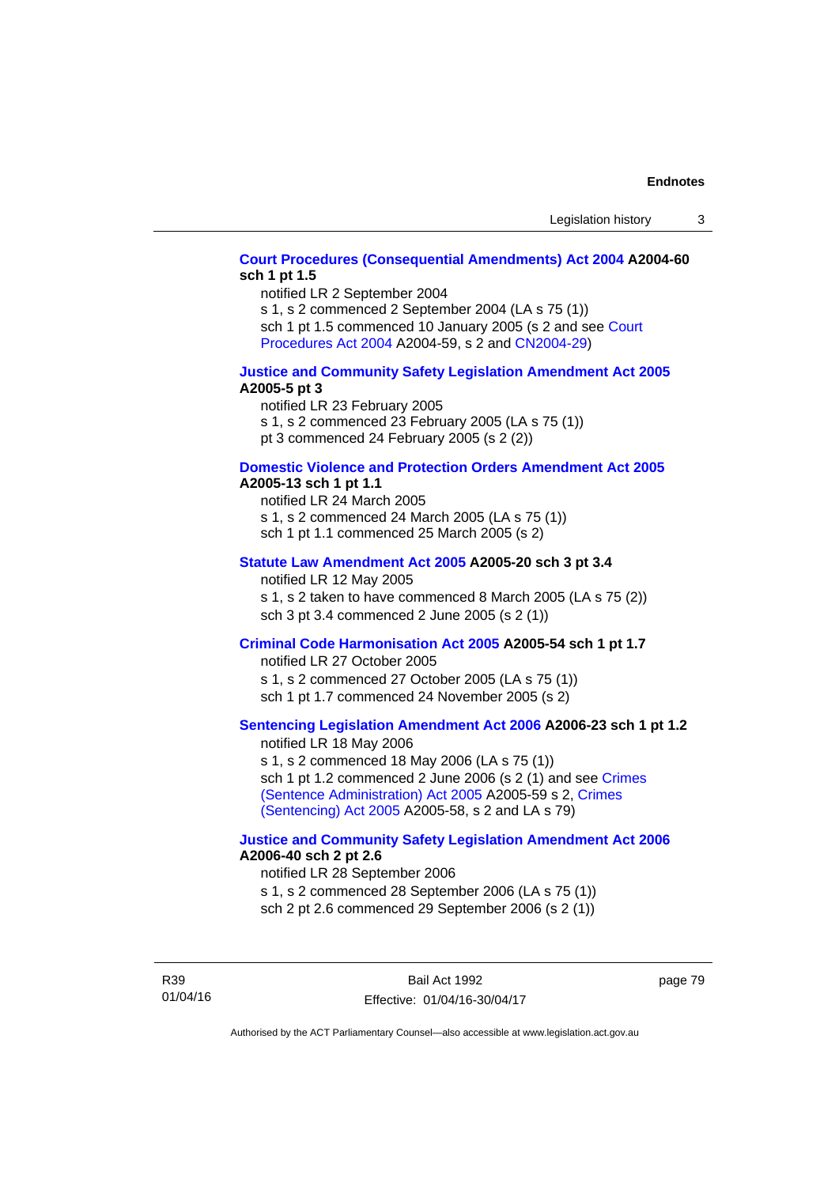**Court Procedures (Consequential Amendments) Act 2004 A2004-60 sch 1 pt 1.5**

notified LR 2 September 2004

s 1, s 2 commenced 2 September 2004 (LA s 75 (1))

sch 1 pt 1.5 commenced 10 January 2005 (s 2 and see Court Procedures Act 2004 A2004-59, s 2 and CN2004-29)

**Justice and Community Safety Legislation Amendment Act 2005 A2005-5 pt 3**

notified LR 23 February 2005

s 1, s 2 commenced 23 February 2005 (LA s 75 (1))

pt 3 commenced 24 February 2005 (s 2 (2))

**Domestic Violence and Protection Orders Amendment Act 2005 A2005-13 sch 1 pt 1.1**

notified LR 24 March 2005

s 1, s 2 commenced 24 March 2005 (LA s 75 (1))

sch 1 pt 1.1 commenced 25 March 2005 (s 2)

**Statute Law Amendment Act 2005 A2005-20 sch 3 pt 3.4**

notified LR 12 May 2005

s 1, s 2 taken to have commenced 8 March 2005 (LA s 75 (2))

sch 3 pt 3.4 commenced 2 June 2005 (s 2 (1))

**Criminal Code Harmonisation Act 2005 A2005-54 sch 1 pt 1.7**

notified LR 27 October 2005

s 1, s 2 commenced 27 October 2005 (LA s 75 (1))

sch 1 pt 1.7 commenced 24 November 2005 (s 2)

**Sentencing Legislation Amendment Act 2006 A2006-23 sch 1 pt 1.2**

notified LR 18 May 2006

s 1, s 2 commenced 18 May 2006 (LA s 75 (1))

sch 1 pt 1.2 commenced 2 June 2006 (s 2 (1) and see Crimes (Sentence Administration) Act 2005 A2005-59 s 2, Crimes (Sentencing) Act 2005 A2005-58, s 2 and LA s 79)

**Justice and Community Safety Legislation Amendment Act 2006 A2006-40 sch 2 pt 2.6**

notified LR 28 September 2006

s 1, s 2 commenced 28 September 2006 (LA s 75 (1))

sch 2 pt 2.6 commenced 29 September 2006 (s 2 (1))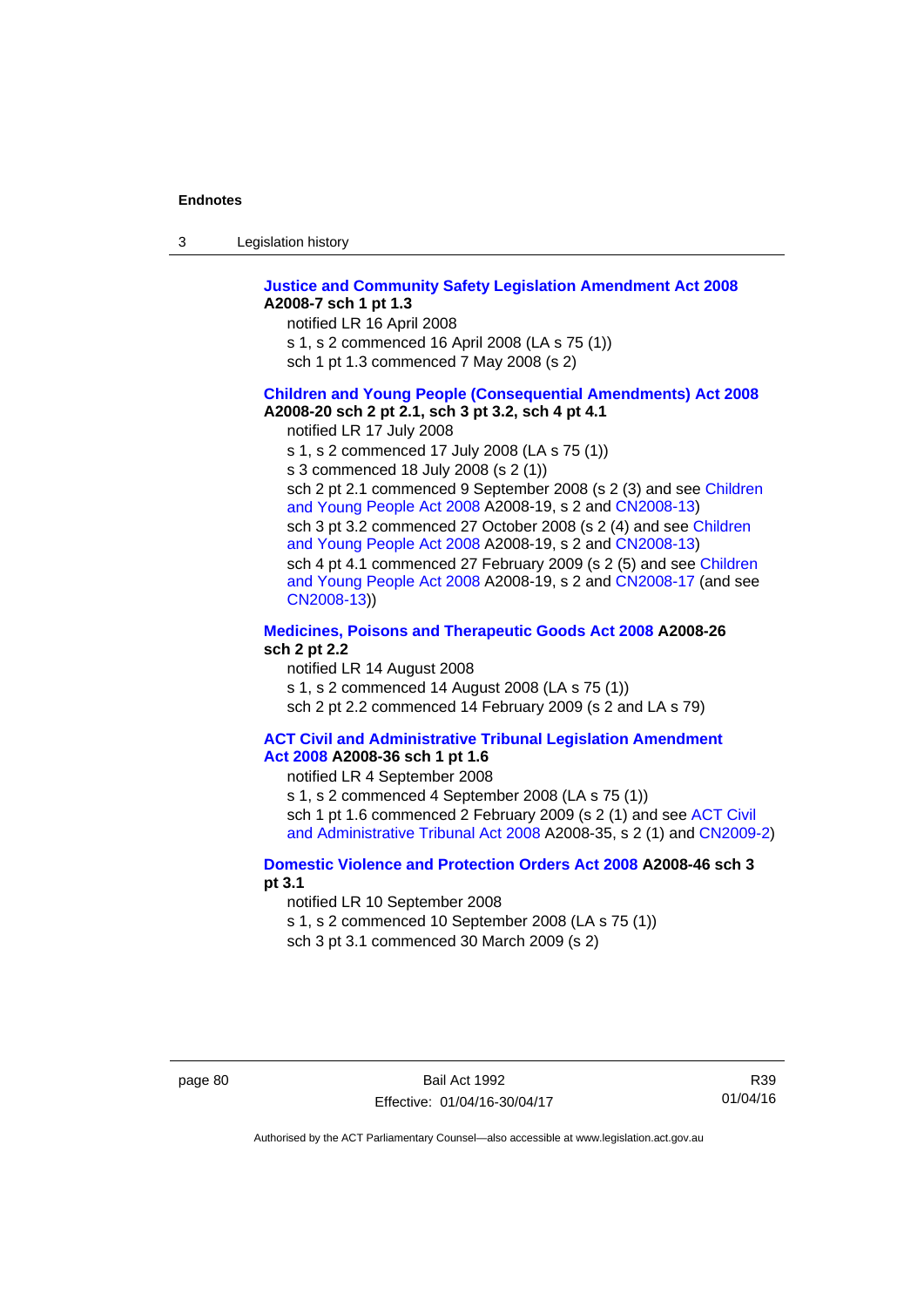**Justice and Community Safety Legislation Amendment Act 2008** **A2008-7 sch 1 pt 1.3**

notified LR 16 April 2008

s 1, s 2 commenced 16 April 2008 (LA s 75 (1))

sch 1 pt 1.3 commenced 7 May 2008 (s 2)

**Children and Young People (Consequential Amendments) Act 2008** **A2008-20 sch 2 pt 2.1, sch 3 pt 3.2, sch 4 pt 4.1**

notified LR 17 July 2008

s 1, s 2 commenced 17 July 2008 (LA s 75 (1))

s 3 commenced 18 July 2008 (s 2 (1))

sch 2 pt 2.1 commenced 9 September 2008 (s 2 (3) and see Children and Young People Act 2008 A2008-19, s 2 and CN2008-13)

sch 3 pt 3.2 commenced 27 October 2008 (s 2 (4) and see Children and Young People Act 2008 A2008-19, s 2 and CN2008-13)

sch 4 pt 4.1 commenced 27 February 2009 (s 2 (5) and see Children and Young People Act 2008 A2008-19, s 2 and CN2008-17 (and see CN2008-13))

**Medicines, Poisons and Therapeutic Goods Act 2008** **A2008-26 sch 2 pt 2.2**

notified LR 14 August 2008

s 1, s 2 commenced 14 August 2008 (LA s 75 (1))

sch 2 pt 2.2 commenced 14 February 2009 (s 2 and LA s 79)

**ACT Civil and Administrative Tribunal Legislation Amendment Act 2008** **A2008-36 sch 1 pt 1.6**

notified LR 4 September 2008

s 1, s 2 commenced 4 September 2008 (LA s 75 (1))

sch 1 pt 1.6 commenced 2 February 2009 (s 2 (1) and see ACT Civil and Administrative Tribunal Act 2008 A2008-35, s 2 (1) and CN2009-2)

**Domestic Violence and Protection Orders Act 2008** **A2008-46 sch 3 pt 3.1**

notified LR 10 September 2008

s 1, s 2 commenced 10 September 2008 (LA s 75 (1))

sch 3 pt 3.1 commenced 30 March 2009 (s 2)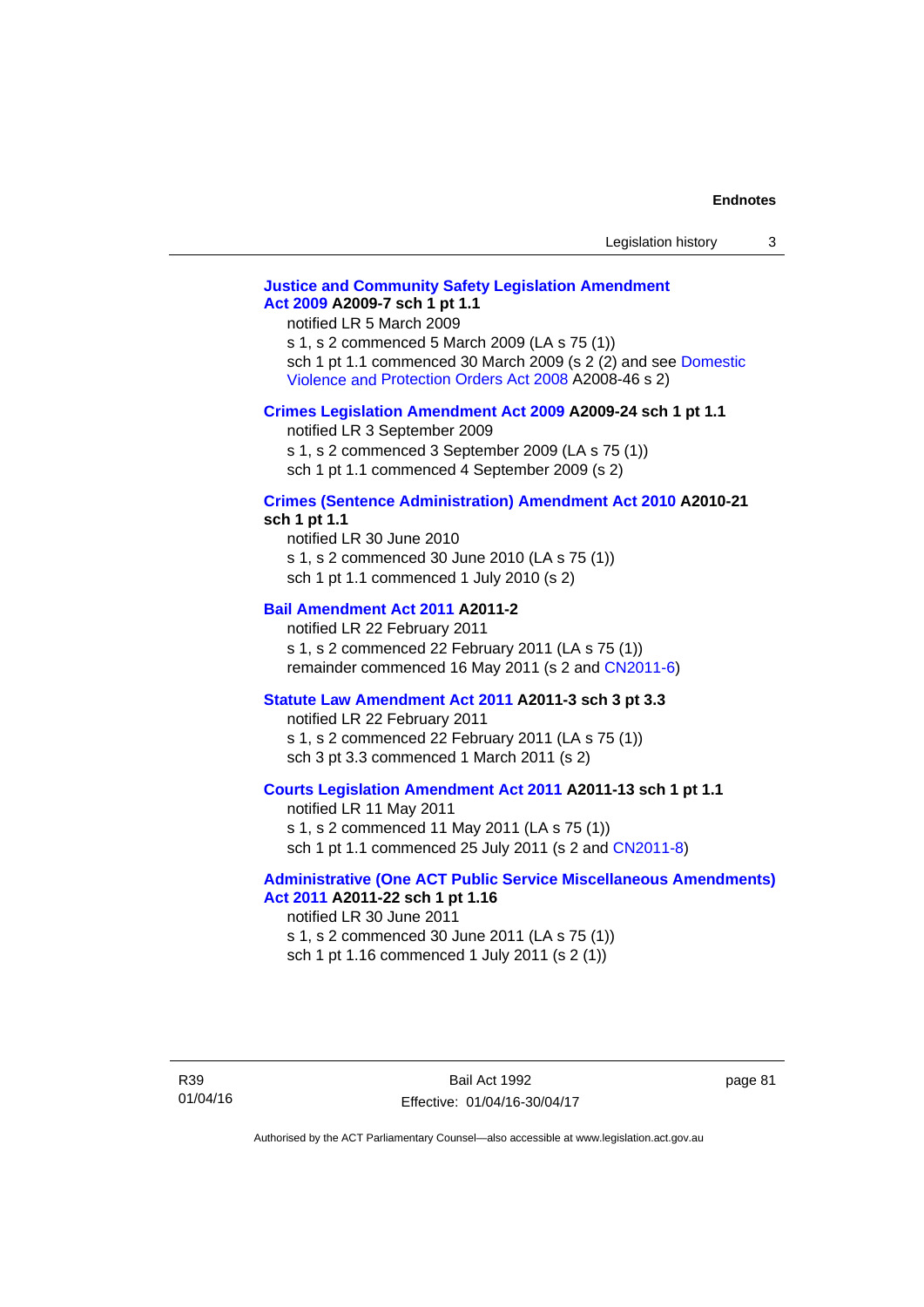**Justice and Community Safety Legislation Amendment Act 2009 A2009-7 sch 1 pt 1.1**

notified LR 5 March 2009

s 1, s 2 commenced 5 March 2009 (LA s 75 (1))

sch 1 pt 1.1 commenced 30 March 2009 (s 2 (2) and see Domestic Violence and Protection Orders Act 2008 A2008-46 s 2)

**Crimes Legislation Amendment Act 2009 A2009-24 sch 1 pt 1.1**

notified LR 3 September 2009

s 1, s 2 commenced 3 September 2009 (LA s 75 (1))

sch 1 pt 1.1 commenced 4 September 2009 (s 2)

**Crimes (Sentence Administration) Amendment Act 2010 A2010-21 sch 1 pt 1.1**

notified LR 30 June 2010

s 1, s 2 commenced 30 June 2010 (LA s 75 (1))

sch 1 pt 1.1 commenced 1 July 2010 (s 2)

**Bail Amendment Act 2011 A2011-2**

notified LR 22 February 2011

s 1, s 2 commenced 22 February 2011 (LA s 75 (1))

remainder commenced 16 May 2011 (s 2 and CN2011-6)

**Statute Law Amendment Act 2011 A2011-3 sch 3 pt 3.3**

notified LR 22 February 2011

s 1, s 2 commenced 22 February 2011 (LA s 75 (1))

sch 3 pt 3.3 commenced 1 March 2011 (s 2)

**Courts Legislation Amendment Act 2011 A2011-13 sch 1 pt 1.1**

notified LR 11 May 2011

s 1, s 2 commenced 11 May 2011 (LA s 75 (1))

sch 1 pt 1.1 commenced 25 July 2011 (s 2 and CN2011-8)

**Administrative (One ACT Public Service Miscellaneous Amendments) Act 2011 A2011-22 sch 1 pt 1.16**

notified LR 30 June 2011

s 1, s 2 commenced 30 June 2011 (LA s 75 (1))

sch 1 pt 1.16 commenced 1 July 2011 (s 2 (1))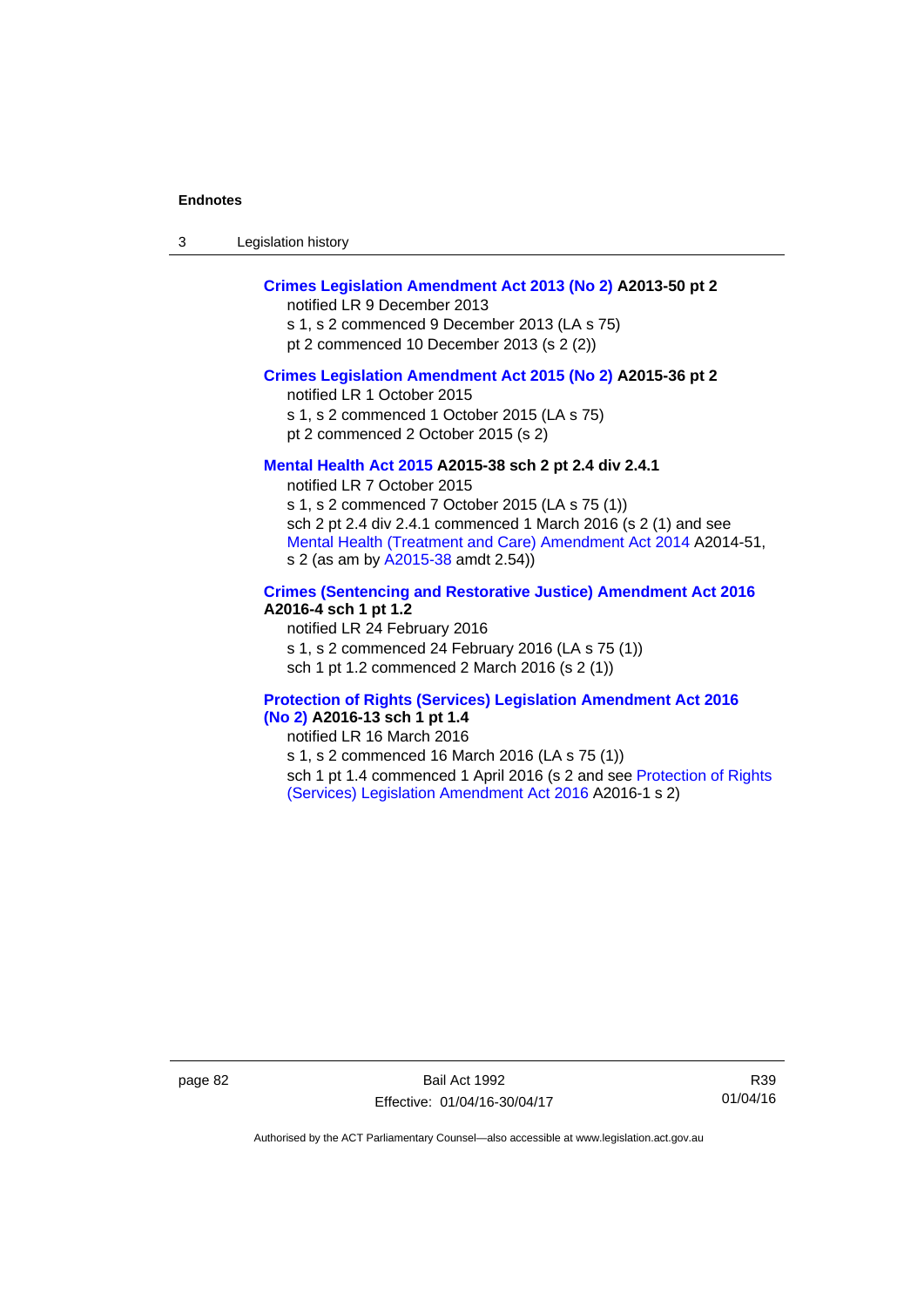**Crimes Legislation Amendment Act 2013 (No 2) A2013-50 pt 2**

notified LR 9 December 2013

s 1, s 2 commenced 9 December 2013 (LA s 75)

pt 2 commenced 10 December 2013 (s 2 (2))

**Crimes Legislation Amendment Act 2015 (No 2) A2015-36 pt 2**

notified LR 1 October 2015

s 1, s 2 commenced 1 October 2015 (LA s 75)

pt 2 commenced 2 October 2015 (s 2)

**Mental Health Act 2015 A2015-38 sch 2 pt 2.4 div 2.4.1**

notified LR 7 October 2015

s 1, s 2 commenced 7 October 2015 (LA s 75 (1))

sch 2 pt 2.4 div 2.4.1 commenced 1 March 2016 (s 2 (1) and see Mental Health (Treatment and Care) Amendment Act 2014 A2014-51, s 2 (as am by A2015-38 amdt 2.54))

**Crimes (Sentencing and Restorative Justice) Amendment Act 2016 A2016-4 sch 1 pt 1.2**

notified LR 24 February 2016

s 1, s 2 commenced 24 February 2016 (LA s 75 (1))

sch 1 pt 1.2 commenced 2 March 2016 (s 2 (1))

**Protection of Rights (Services) Legislation Amendment Act 2016 (No 2) A2016-13 sch 1 pt 1.4**

notified LR 16 March 2016

s 1, s 2 commenced 16 March 2016 (LA s 75 (1))

sch 1 pt 1.4 commenced 1 April 2016 (s 2 and see Protection of Rights (Services) Legislation Amendment Act 2016 A2016-1 s 2)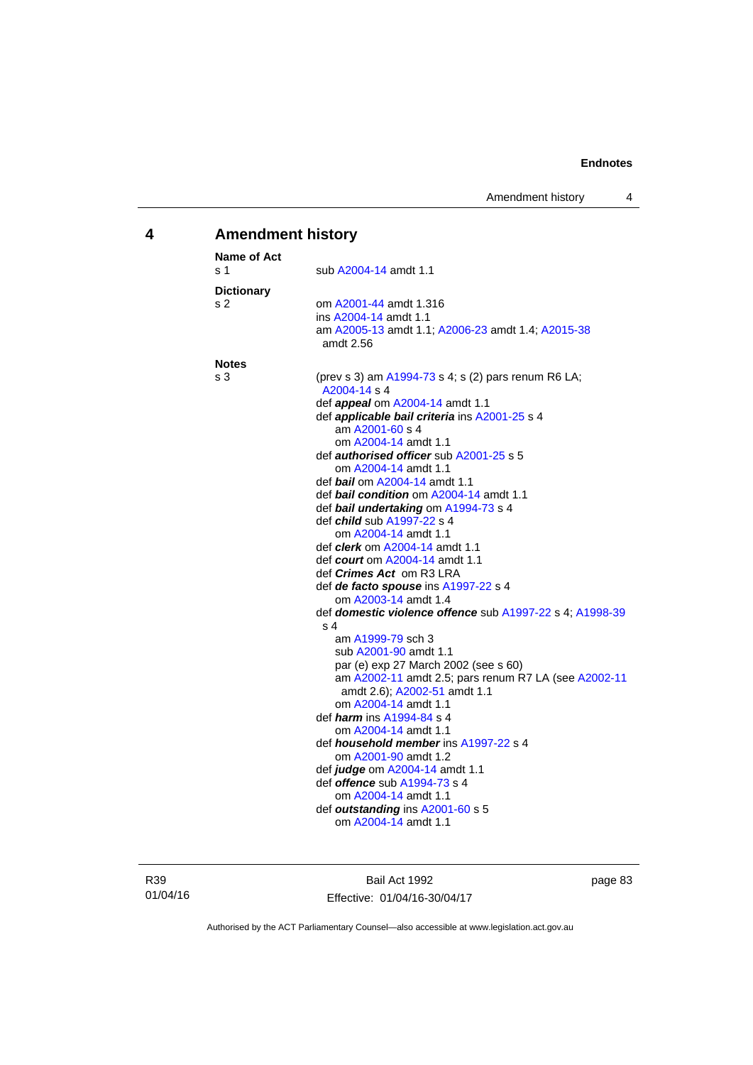## 4 Amendment history

**Name of Act**
s 1 — sub A2004-14 amdt 1.1

**Dictionary**
s 2 — om A2001-44 amdt 1.316
ins A2004-14 amdt 1.1
am A2005-13 amdt 1.1; A2006-23 amdt 1.4; A2015-38 amdt 2.56

**Notes**
s 3 — (prev s 3) am A1994-73 s 4; s (2) pars renum R6 LA; A2004-14 s 4
def ***appeal*** om A2004-14 amdt 1.1
def ***applicable bail criteria*** ins A2001-25 s 4
am A2001-60 s 4
om A2004-14 amdt 1.1
def ***authorised officer*** sub A2001-25 s 5
om A2004-14 amdt 1.1
def ***bail*** om A2004-14 amdt 1.1
def ***bail condition*** om A2004-14 amdt 1.1
def ***bail undertaking*** om A1994-73 s 4
def ***child*** sub A1997-22 s 4
om A2004-14 amdt 1.1
def ***clerk*** om A2004-14 amdt 1.1
def ***court*** om A2004-14 amdt 1.1
def ***Crimes Act*** om R3 LRA
def ***de facto spouse*** ins A1997-22 s 4
om A2003-14 amdt 1.4
def ***domestic violence offence*** sub A1997-22 s 4; A1998-39 s 4
am A1999-79 sch 3
sub A2001-90 amdt 1.1
par (e) exp 27 March 2002 (see s 60)
am A2002-11 amdt 2.5; pars renum R7 LA (see A2002-11 amdt 2.6); A2002-51 amdt 1.1
om A2004-14 amdt 1.1
def ***harm*** ins A1994-84 s 4
om A2004-14 amdt 1.1
def ***household member*** ins A1997-22 s 4
om A2001-90 amdt 1.2
def ***judge*** om A2004-14 amdt 1.1
def ***offence*** sub A1994-73 s 4
om A2004-14 amdt 1.1
def ***outstanding*** ins A2001-60 s 5
om A2004-14 amdt 1.1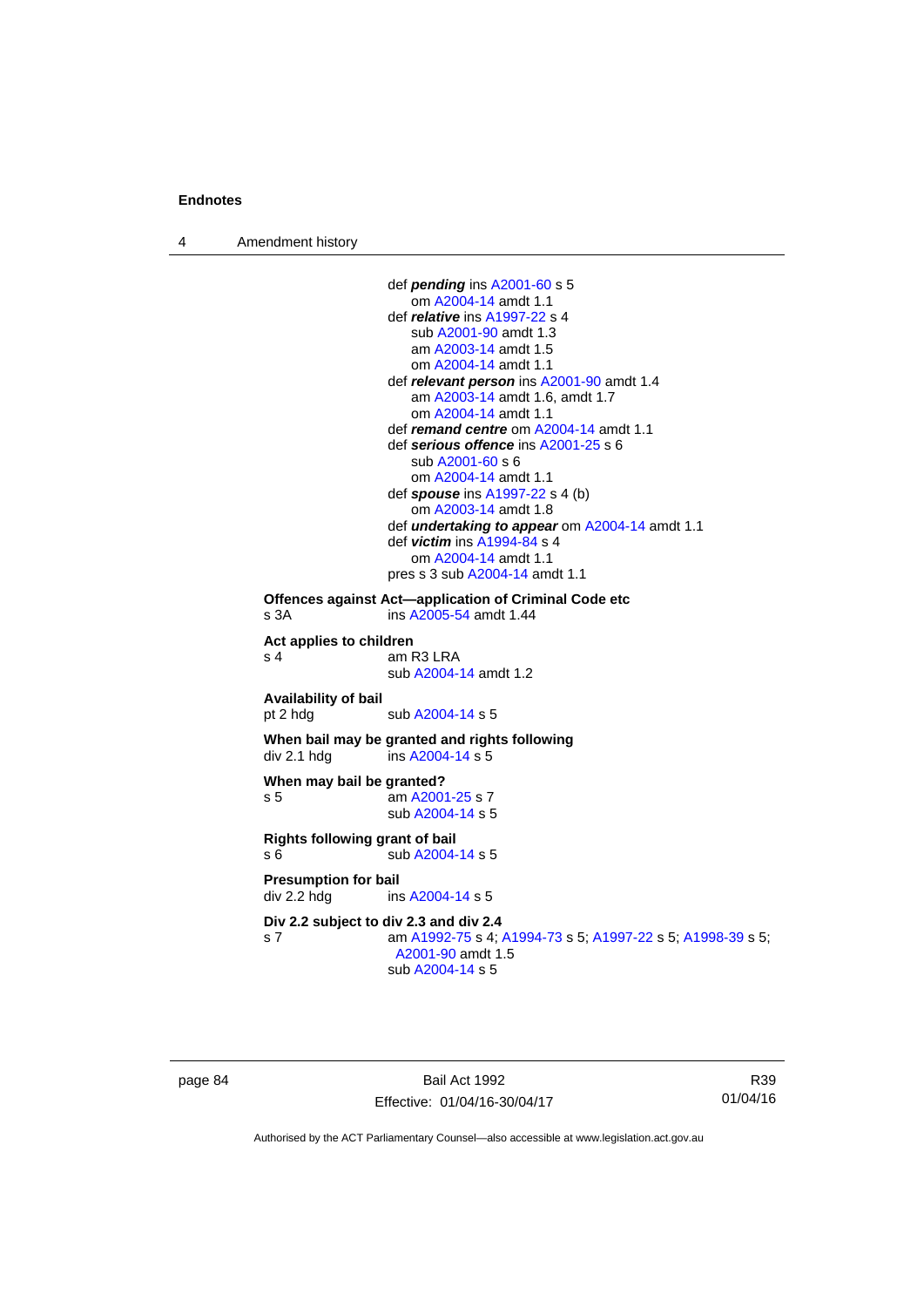def ***pending*** ins A2001-60 s 5
om A2004-14 amdt 1.1
def ***relative*** ins A1997-22 s 4
sub A2001-90 amdt 1.3
am A2003-14 amdt 1.5
om A2004-14 amdt 1.1
def ***relevant person*** ins A2001-90 amdt 1.4
am A2003-14 amdt 1.6, amdt 1.7
om A2004-14 amdt 1.1
def ***remand centre*** om A2004-14 amdt 1.1
def ***serious offence*** ins A2001-25 s 6
sub A2001-60 s 6
om A2004-14 amdt 1.1
def ***spouse*** ins A1997-22 s 4 (b)
om A2003-14 amdt 1.8
def ***undertaking to appear*** om A2004-14 amdt 1.1
def ***victim*** ins A1994-84 s 4
om A2004-14 amdt 1.1
pres s 3 sub A2004-14 amdt 1.1

**Offences against Act—application of Criminal Code etc**
s 3A ins A2005-54 amdt 1.44

**Act applies to children**
s 4 am R3 LRA
sub A2004-14 amdt 1.2

**Availability of bail**
pt 2 hdg sub A2004-14 s 5

**When bail may be granted and rights following**
div 2.1 hdg ins A2004-14 s 5

**When may bail be granted?**
s 5 am A2001-25 s 7
sub A2004-14 s 5

**Rights following grant of bail**
s 6 sub A2004-14 s 5

**Presumption for bail**
div 2.2 hdg ins A2004-14 s 5

**Div 2.2 subject to div 2.3 and div 2.4**
s 7 am A1992-75 s 4; A1994-73 s 5; A1997-22 s 5; A1998-39 s 5; A2001-90 amdt 1.5
sub A2004-14 s 5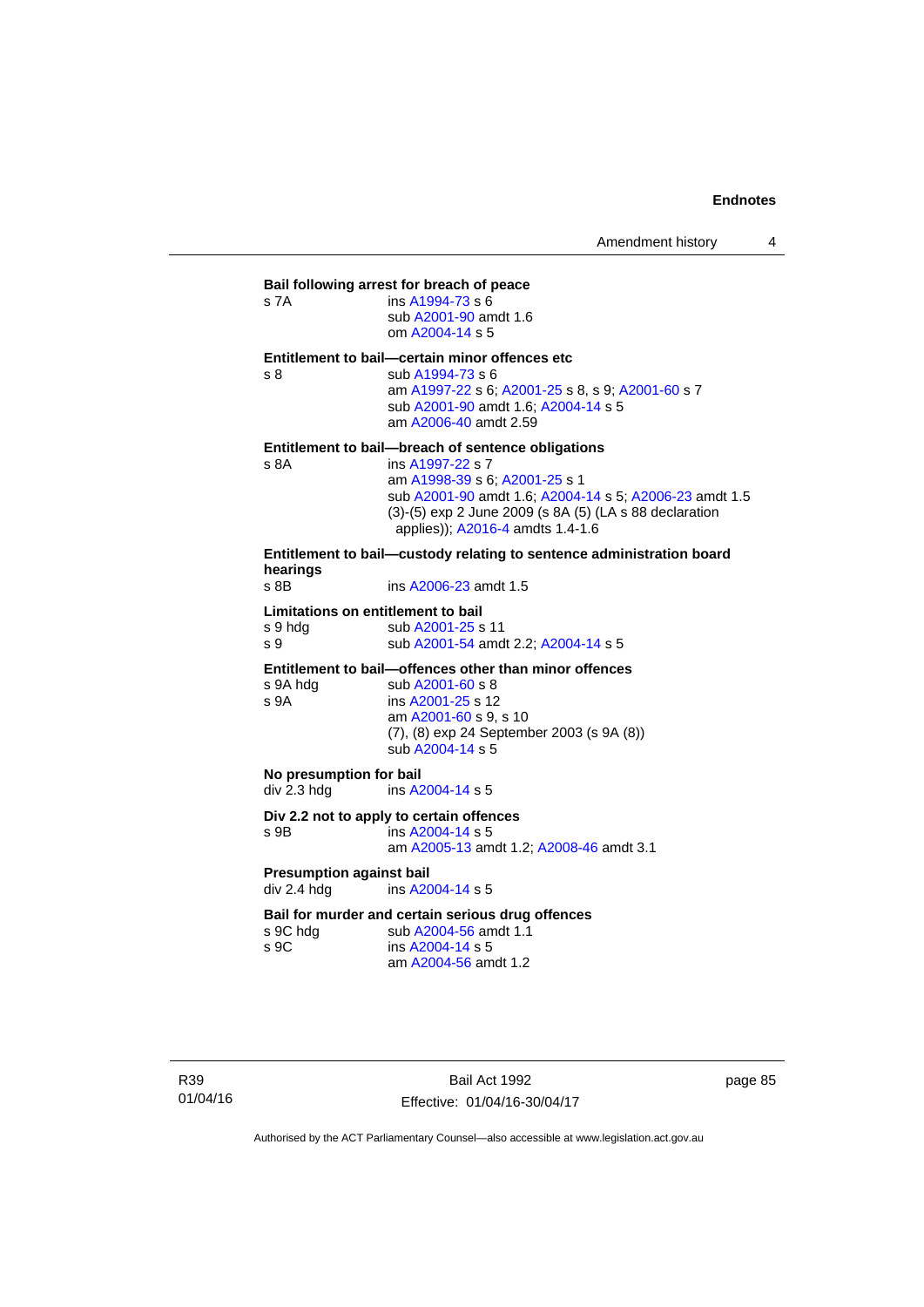**Bail following arrest for breach of peace**

s 7A ins A1994-73 s 6
sub A2001-90 amdt 1.6
om A2004-14 s 5

**Entitlement to bail—certain minor offences etc**

s 8 sub A1994-73 s 6
am A1997-22 s 6; A2001-25 s 8, s 9; A2001-60 s 7
sub A2001-90 amdt 1.6; A2004-14 s 5
am A2006-40 amdt 2.59

**Entitlement to bail—breach of sentence obligations**

s 8A ins A1997-22 s 7
am A1998-39 s 6; A2001-25 s 1
sub A2001-90 amdt 1.6; A2004-14 s 5; A2006-23 amdt 1.5
(3)-(5) exp 2 June 2009 (s 8A (5) (LA s 88 declaration applies)); A2016-4 amdts 1.4-1.6

**Entitlement to bail—custody relating to sentence administration board hearings**

s 8B ins A2006-23 amdt 1.5

**Limitations on entitlement to bail**

s 9 hdg sub A2001-25 s 11
s 9 sub A2001-54 amdt 2.2; A2004-14 s 5

**Entitlement to bail—offences other than minor offences**

s 9A hdg sub A2001-60 s 8
s 9A ins A2001-25 s 12
am A2001-60 s 9, s 10
(7), (8) exp 24 September 2003 (s 9A (8))
sub A2004-14 s 5

**No presumption for bail**

div 2.3 hdg ins A2004-14 s 5

**Div 2.2 not to apply to certain offences**

s 9B ins A2004-14 s 5
am A2005-13 amdt 1.2; A2008-46 amdt 3.1

**Presumption against bail**

div 2.4 hdg ins A2004-14 s 5

**Bail for murder and certain serious drug offences**

s 9C hdg sub A2004-56 amdt 1.1
s 9C ins A2004-14 s 5
am A2004-56 amdt 1.2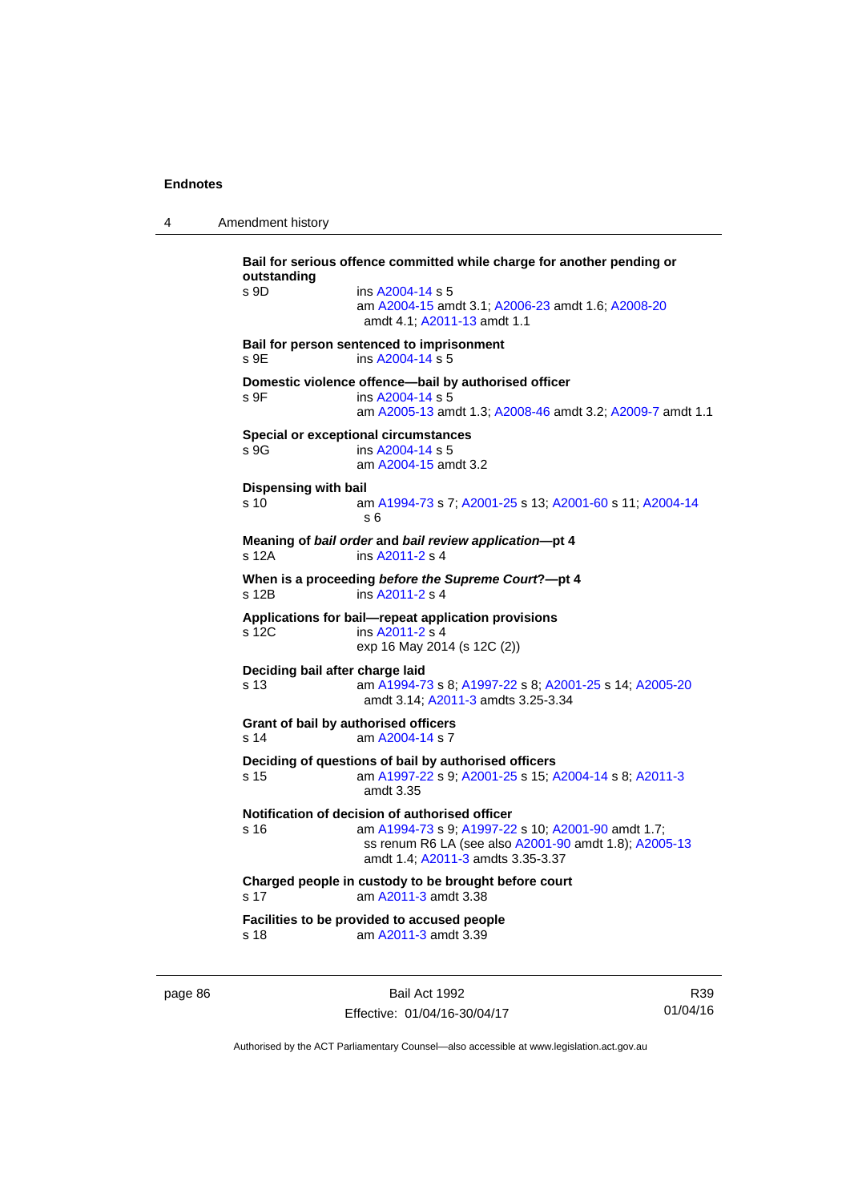**Bail for serious offence committed while charge for another pending or outstanding**

s 9D ins A2004-14 s 5
am A2004-15 amdt 3.1; A2006-23 amdt 1.6; A2008-20 amdt 4.1; A2011-13 amdt 1.1

**Bail for person sentenced to imprisonment**

s 9E ins A2004-14 s 5

**Domestic violence offence—bail by authorised officer**

s 9F ins A2004-14 s 5
am A2005-13 amdt 1.3; A2008-46 amdt 3.2; A2009-7 amdt 1.1

**Special or exceptional circumstances**

s 9G ins A2004-14 s 5
am A2004-15 amdt 3.2

**Dispensing with bail**

s 10 am A1994-73 s 7; A2001-25 s 13; A2001-60 s 11; A2004-14 s 6

**Meaning of *bail order* and *bail review application*—pt 4**

s 12A ins A2011-2 s 4

**When is a proceeding *before the Supreme Court*?—pt 4**

s 12B ins A2011-2 s 4

**Applications for bail—repeat application provisions**

s 12C ins A2011-2 s 4
exp 16 May 2014 (s 12C (2))

**Deciding bail after charge laid**

s 13 am A1994-73 s 8; A1997-22 s 8; A2001-25 s 14; A2005-20 amdt 3.14; A2011-3 amdts 3.25-3.34

**Grant of bail by authorised officers**

s 14 am A2004-14 s 7

**Deciding of questions of bail by authorised officers**

s 15 am A1997-22 s 9; A2001-25 s 15; A2004-14 s 8; A2011-3 amdt 3.35

**Notification of decision of authorised officer**

s 16 am A1994-73 s 9; A1997-22 s 10; A2001-90 amdt 1.7; ss renum R6 LA (see also A2001-90 amdt 1.8); A2005-13 amdt 1.4; A2011-3 amdts 3.35-3.37

**Charged people in custody to be brought before court**

s 17 am A2011-3 amdt 3.38

**Facilities to be provided to accused people**

s 18 am A2011-3 amdt 3.39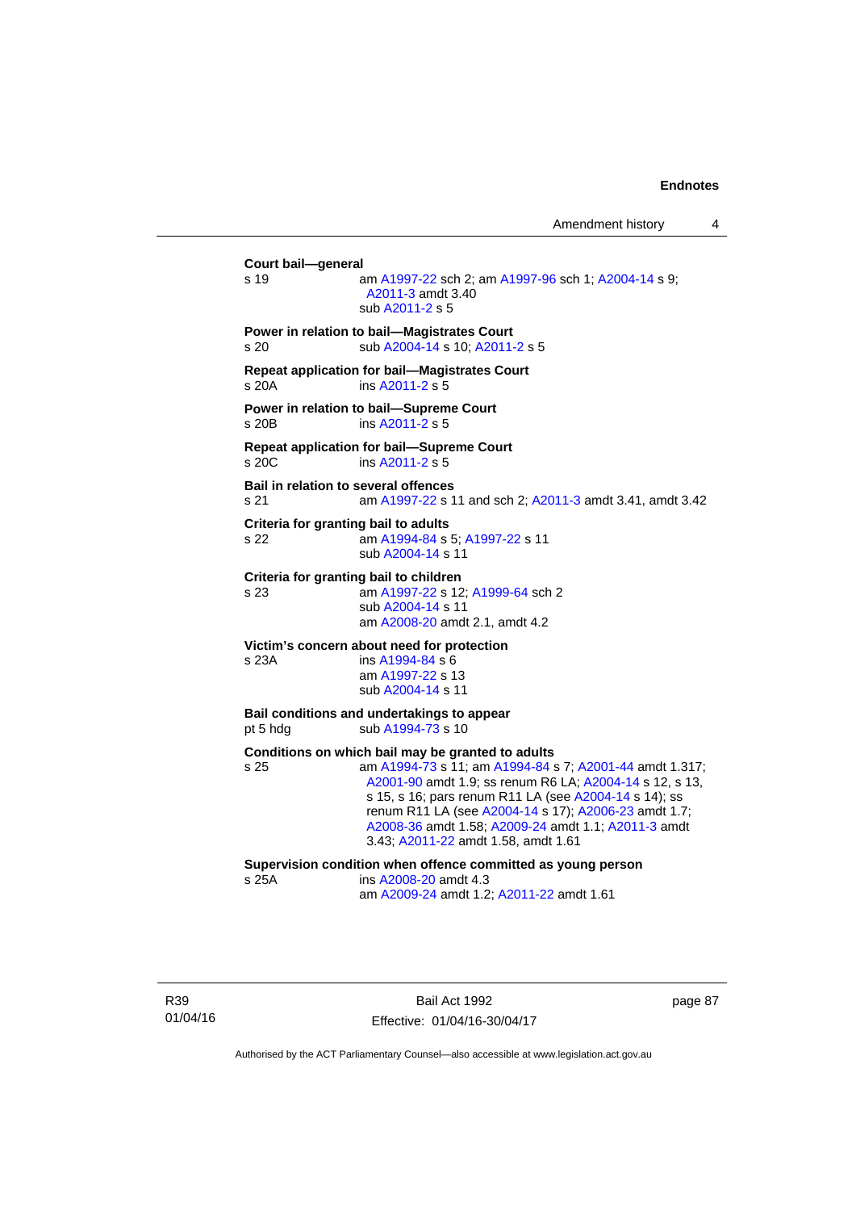**Court bail—general**
s 19 am A1997-22 sch 2; am A1997-96 sch 1; A2004-14 s 9; A2011-3 amdt 3.40
sub A2011-2 s 5

**Power in relation to bail—Magistrates Court**
s 20 sub A2004-14 s 10; A2011-2 s 5

**Repeat application for bail—Magistrates Court**
s 20A ins A2011-2 s 5

**Power in relation to bail—Supreme Court**
s 20B ins A2011-2 s 5

**Repeat application for bail—Supreme Court**
s 20C ins A2011-2 s 5

**Bail in relation to several offences**
s 21 am A1997-22 s 11 and sch 2; A2011-3 amdt 3.41, amdt 3.42

**Criteria for granting bail to adults**
s 22 am A1994-84 s 5; A1997-22 s 11
sub A2004-14 s 11

**Criteria for granting bail to children**
s 23 am A1997-22 s 12; A1999-64 sch 2
sub A2004-14 s 11
am A2008-20 amdt 2.1, amdt 4.2

**Victim's concern about need for protection**
s 23A ins A1994-84 s 6
am A1997-22 s 13
sub A2004-14 s 11

**Bail conditions and undertakings to appear**
pt 5 hdg sub A1994-73 s 10

**Conditions on which bail may be granted to adults**
s 25 am A1994-73 s 11; am A1994-84 s 7; A2001-44 amdt 1.317; A2001-90 amdt 1.9; ss renum R6 LA; A2004-14 s 12, s 13, s 15, s 16; pars renum R11 LA (see A2004-14 s 14); ss renum R11 LA (see A2004-14 s 17); A2006-23 amdt 1.7; A2008-36 amdt 1.58; A2009-24 amdt 1.1; A2011-3 amdt 3.43; A2011-22 amdt 1.58, amdt 1.61

**Supervision condition when offence committed as young person**
s 25A ins A2008-20 amdt 4.3
am A2009-24 amdt 1.2; A2011-22 amdt 1.61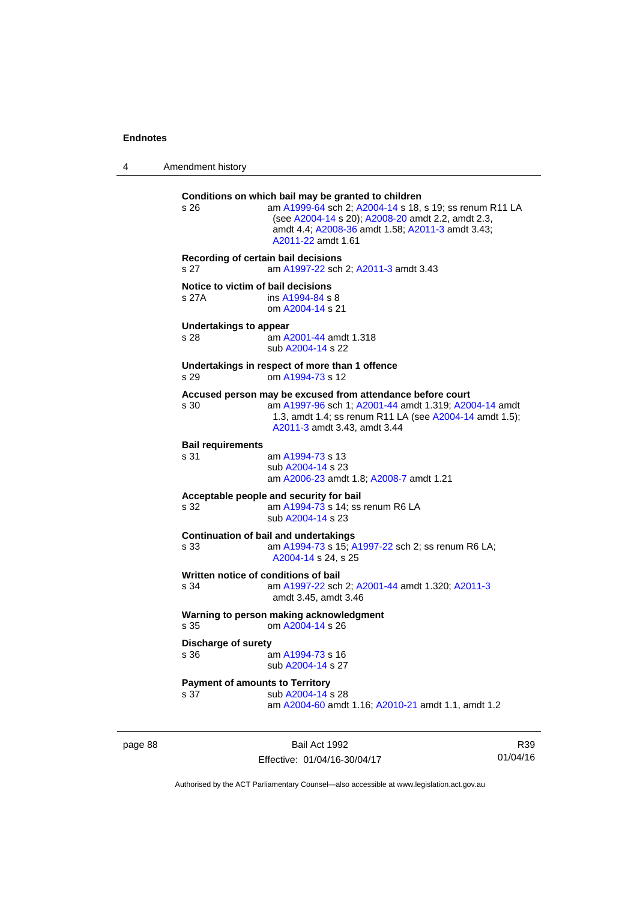**Conditions on which bail may be granted to children**

s 26 am A1999-64 sch 2; A2004-14 s 18, s 19; ss renum R11 LA (see A2004-14 s 20); A2008-20 amdt 2.2, amdt 2.3, amdt 4.4; A2008-36 amdt 1.58; A2011-3 amdt 3.43; A2011-22 amdt 1.61

**Recording of certain bail decisions**

s 27 am A1997-22 sch 2; A2011-3 amdt 3.43

**Notice to victim of bail decisions**

s 27A ins A1994-84 s 8
om A2004-14 s 21

**Undertakings to appear**

s 28 am A2001-44 amdt 1.318
sub A2004-14 s 22

**Undertakings in respect of more than 1 offence**

s 29 om A1994-73 s 12

**Accused person may be excused from attendance before court**

s 30 am A1997-96 sch 1; A2001-44 amdt 1.319; A2004-14 amdt 1.3, amdt 1.4; ss renum R11 LA (see A2004-14 amdt 1.5); A2011-3 amdt 3.43, amdt 3.44

**Bail requirements**

s 31 am A1994-73 s 13
sub A2004-14 s 23
am A2006-23 amdt 1.8; A2008-7 amdt 1.21

**Acceptable people and security for bail**

s 32 am A1994-73 s 14; ss renum R6 LA
sub A2004-14 s 23

**Continuation of bail and undertakings**

s 33 am A1994-73 s 15; A1997-22 sch 2; ss renum R6 LA; A2004-14 s 24, s 25

**Written notice of conditions of bail**

s 34 am A1997-22 sch 2; A2001-44 amdt 1.320; A2011-3 amdt 3.45, amdt 3.46

**Warning to person making acknowledgment**

s 35 om A2004-14 s 26

**Discharge of surety**

s 36 am A1994-73 s 16
sub A2004-14 s 27

**Payment of amounts to Territory**

s 37 sub A2004-14 s 28
am A2004-60 amdt 1.16; A2010-21 amdt 1.1, amdt 1.2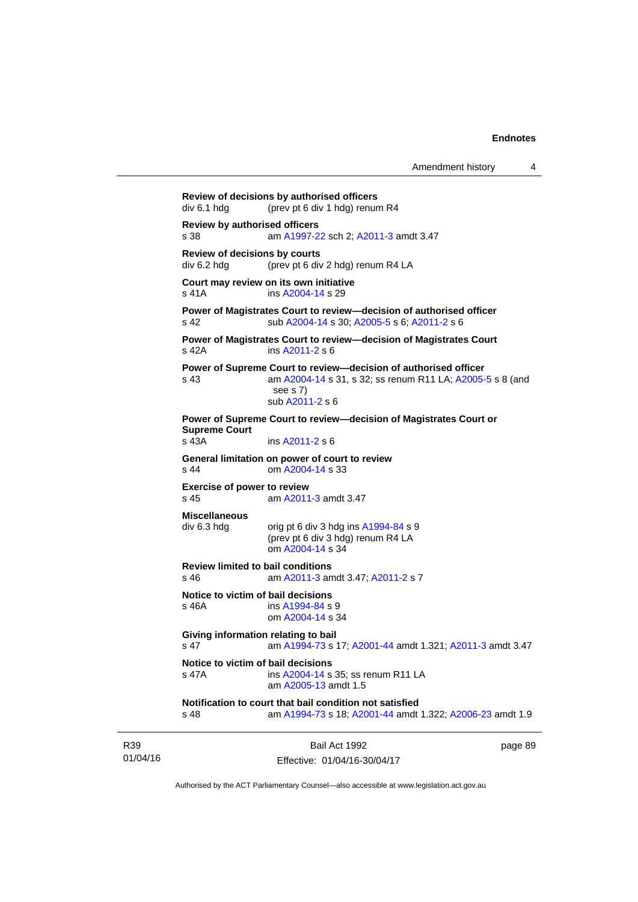**Review of decisions by authorised officers**
div 6.1 hdg (prev pt 6 div 1 hdg) renum R4

**Review by authorised officers**
s 38 am A1997-22 sch 2; A2011-3 amdt 3.47

**Review of decisions by courts**
div 6.2 hdg (prev pt 6 div 2 hdg) renum R4 LA

**Court may review on its own initiative**
s 41A ins A2004-14 s 29

**Power of Magistrates Court to review—decision of authorised officer**
s 42 sub A2004-14 s 30; A2005-5 s 6; A2011-2 s 6

**Power of Magistrates Court to review—decision of Magistrates Court**
s 42A ins A2011-2 s 6

**Power of Supreme Court to review—decision of authorised officer**
s 43 am A2004-14 s 31, s 32; ss renum R11 LA; A2005-5 s 8 (and see s 7)
sub A2011-2 s 6

**Power of Supreme Court to review—decision of Magistrates Court or Supreme Court**
s 43A ins A2011-2 s 6

**General limitation on power of court to review**
s 44 om A2004-14 s 33

**Exercise of power to review**
s 45 am A2011-3 amdt 3.47

**Miscellaneous**
div 6.3 hdg orig pt 6 div 3 hdg ins A1994-84 s 9
(prev pt 6 div 3 hdg) renum R4 LA
om A2004-14 s 34

**Review limited to bail conditions**
s 46 am A2011-3 amdt 3.47; A2011-2 s 7

**Notice to victim of bail decisions**
s 46A ins A1994-84 s 9
om A2004-14 s 34

**Giving information relating to bail**
s 47 am A1994-73 s 17; A2001-44 amdt 1.321; A2011-3 amdt 3.47

**Notice to victim of bail decisions**
s 47A ins A2004-14 s 35; ss renum R11 LA
am A2005-13 amdt 1.5

**Notification to court that bail condition not satisfied**
s 48 am A1994-73 s 18; A2001-44 amdt 1.322; A2006-23 amdt 1.9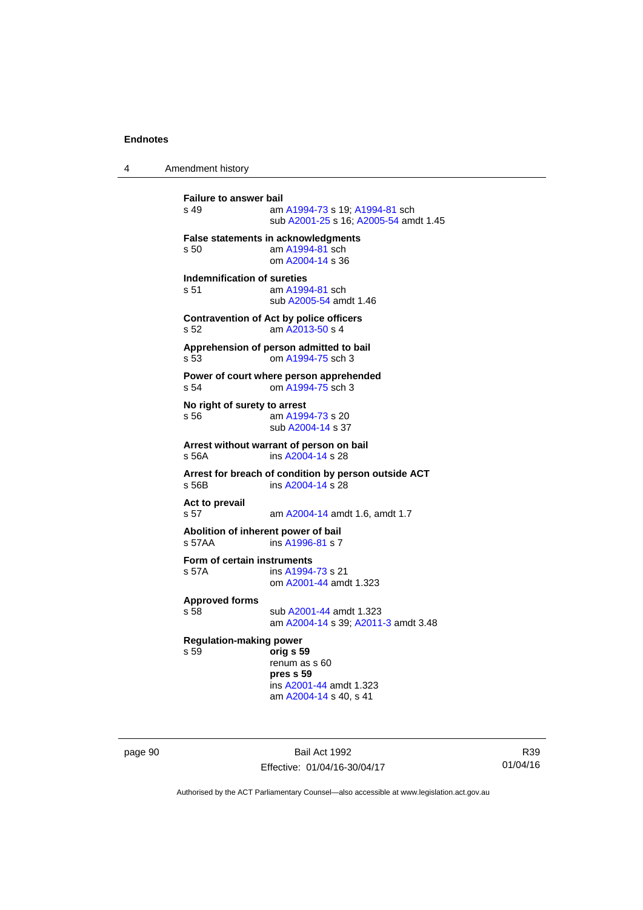**Failure to answer bail**

s 49 am A1994-73 s 19; A1994-81 sch
sub A2001-25 s 16; A2005-54 amdt 1.45

**False statements in acknowledgments**

s 50 am A1994-81 sch
om A2004-14 s 36

**Indemnification of sureties**

s 51 am A1994-81 sch
sub A2005-54 amdt 1.46

**Contravention of Act by police officers**

s 52 am A2013-50 s 4

**Apprehension of person admitted to bail**

s 53 om A1994-75 sch 3

**Power of court where person apprehended**

s 54 om A1994-75 sch 3

**No right of surety to arrest**

s 56 am A1994-73 s 20
sub A2004-14 s 37

**Arrest without warrant of person on bail**

s 56A ins A2004-14 s 28

**Arrest for breach of condition by person outside ACT**

s 56B ins A2004-14 s 28

**Act to prevail**

s 57 am A2004-14 amdt 1.6, amdt 1.7

**Abolition of inherent power of bail**

s 57AA ins A1996-81 s 7

**Form of certain instruments**

s 57A ins A1994-73 s 21
om A2001-44 amdt 1.323

**Approved forms**

s 58 sub A2001-44 amdt 1.323
am A2004-14 s 39; A2011-3 amdt 3.48

**Regulation-making power**

s 59 **orig s 59**
renum as s 60
**pres s 59**
ins A2001-44 amdt 1.323
am A2004-14 s 40, s 41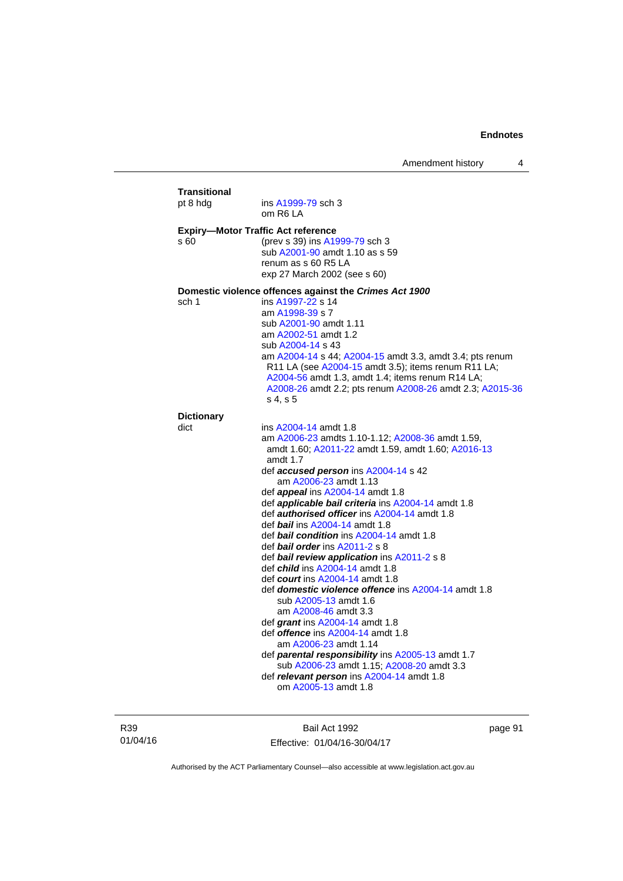**Transitional**

pt 8 hdg ins A1999-79 sch 3
om R6 LA

**Expiry—Motor Traffic Act reference**

s 60 (prev s 39) ins A1999-79 sch 3
sub A2001-90 amdt 1.10 as s 59
renum as s 60 R5 LA
exp 27 March 2002 (see s 60)

**Domestic violence offences against the *Crimes Act 1900***

sch 1 ins A1997-22 s 14
am A1998-39 s 7
sub A2001-90 amdt 1.11
am A2002-51 amdt 1.2
sub A2004-14 s 43
am A2004-14 s 44; A2004-15 amdt 3.3, amdt 3.4; pts renum R11 LA (see A2004-15 amdt 3.5); items renum R11 LA; A2004-56 amdt 1.3, amdt 1.4; items renum R14 LA; A2008-26 amdt 2.2; pts renum A2008-26 amdt 2.3; A2015-36 s 4, s 5

**Dictionary**

dict ins A2004-14 amdt 1.8
am A2006-23 amdts 1.10-1.12; A2008-36 amdt 1.59, amdt 1.60; A2011-22 amdt 1.59, amdt 1.60; A2016-13 amdt 1.7
def ***accused person*** ins A2004-14 s 42
am A2006-23 amdt 1.13
def ***appeal*** ins A2004-14 amdt 1.8
def ***applicable bail criteria*** ins A2004-14 amdt 1.8
def ***authorised officer*** ins A2004-14 amdt 1.8
def ***bail*** ins A2004-14 amdt 1.8
def ***bail condition*** ins A2004-14 amdt 1.8
def ***bail order*** ins A2011-2 s 8
def ***bail review application*** ins A2011-2 s 8
def ***child*** ins A2004-14 amdt 1.8
def ***court*** ins A2004-14 amdt 1.8
def ***domestic violence offence*** ins A2004-14 amdt 1.8
sub A2005-13 amdt 1.6
am A2008-46 amdt 3.3
def ***grant*** ins A2004-14 amdt 1.8
def ***offence*** ins A2004-14 amdt 1.8
am A2006-23 amdt 1.14
def ***parental responsibility*** ins A2005-13 amdt 1.7
sub A2006-23 amdt 1.15; A2008-20 amdt 3.3
def ***relevant person*** ins A2004-14 amdt 1.8
om A2005-13 amdt 1.8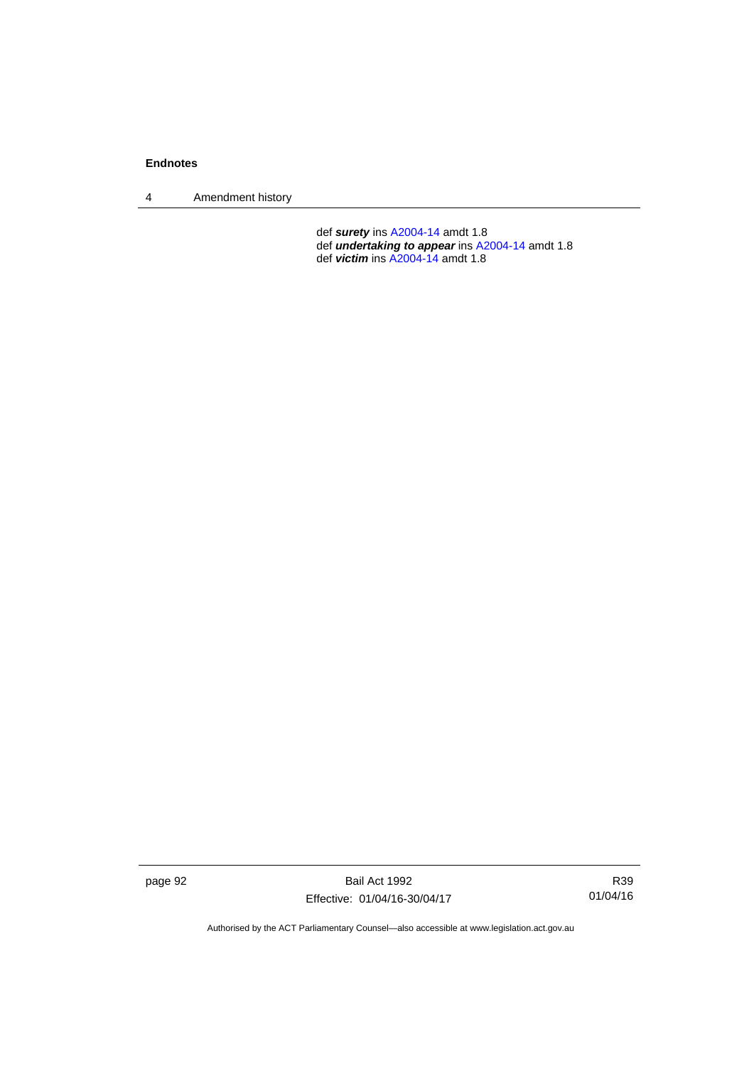def ***surety*** ins A2004-14 amdt 1.8
def ***undertaking to appear*** ins A2004-14 amdt 1.8
def ***victim*** ins A2004-14 amdt 1.8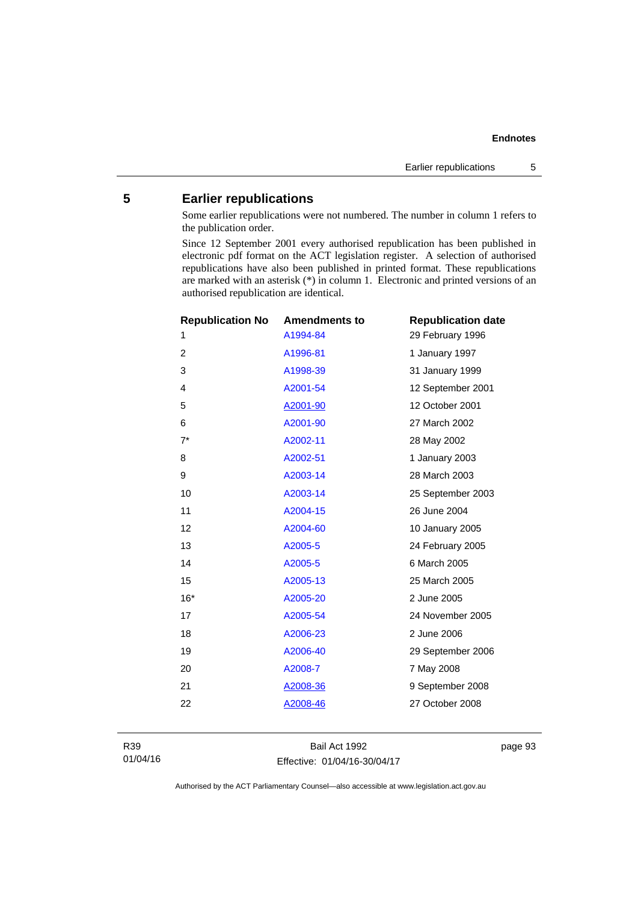## 5 Earlier republications

Some earlier republications were not numbered. The number in column 1 refers to the publication order.

Since 12 September 2001 every authorised republication has been published in electronic pdf format on the ACT legislation register. A selection of authorised republications have also been published in printed format. These republications are marked with an asterisk (*) in column 1. Electronic and printed versions of an authorised republication are identical.

| Republication No | Amendments to | Republication date |
|---|---|---|
| 1 | A1994-84 | 29 February 1996 |
| 2 | A1996-81 | 1 January 1997 |
| 3 | A1998-39 | 31 January 1999 |
| 4 | A2001-54 | 12 September 2001 |
| 5 | A2001-90 | 12 October 2001 |
| 6 | A2001-90 | 27 March 2002 |
| 7* | A2002-11 | 28 May 2002 |
| 8 | A2002-51 | 1 January 2003 |
| 9 | A2003-14 | 28 March 2003 |
| 10 | A2003-14 | 25 September 2003 |
| 11 | A2004-15 | 26 June 2004 |
| 12 | A2004-60 | 10 January 2005 |
| 13 | A2005-5 | 24 February 2005 |
| 14 | A2005-5 | 6 March 2005 |
| 15 | A2005-13 | 25 March 2005 |
| 16* | A2005-20 | 2 June 2005 |
| 17 | A2005-54 | 24 November 2005 |
| 18 | A2006-23 | 2 June 2006 |
| 19 | A2006-40 | 29 September 2006 |
| 20 | A2008-7 | 7 May 2008 |
| 21 | A2008-36 | 9 September 2008 |
| 22 | A2008-46 | 27 October 2008 |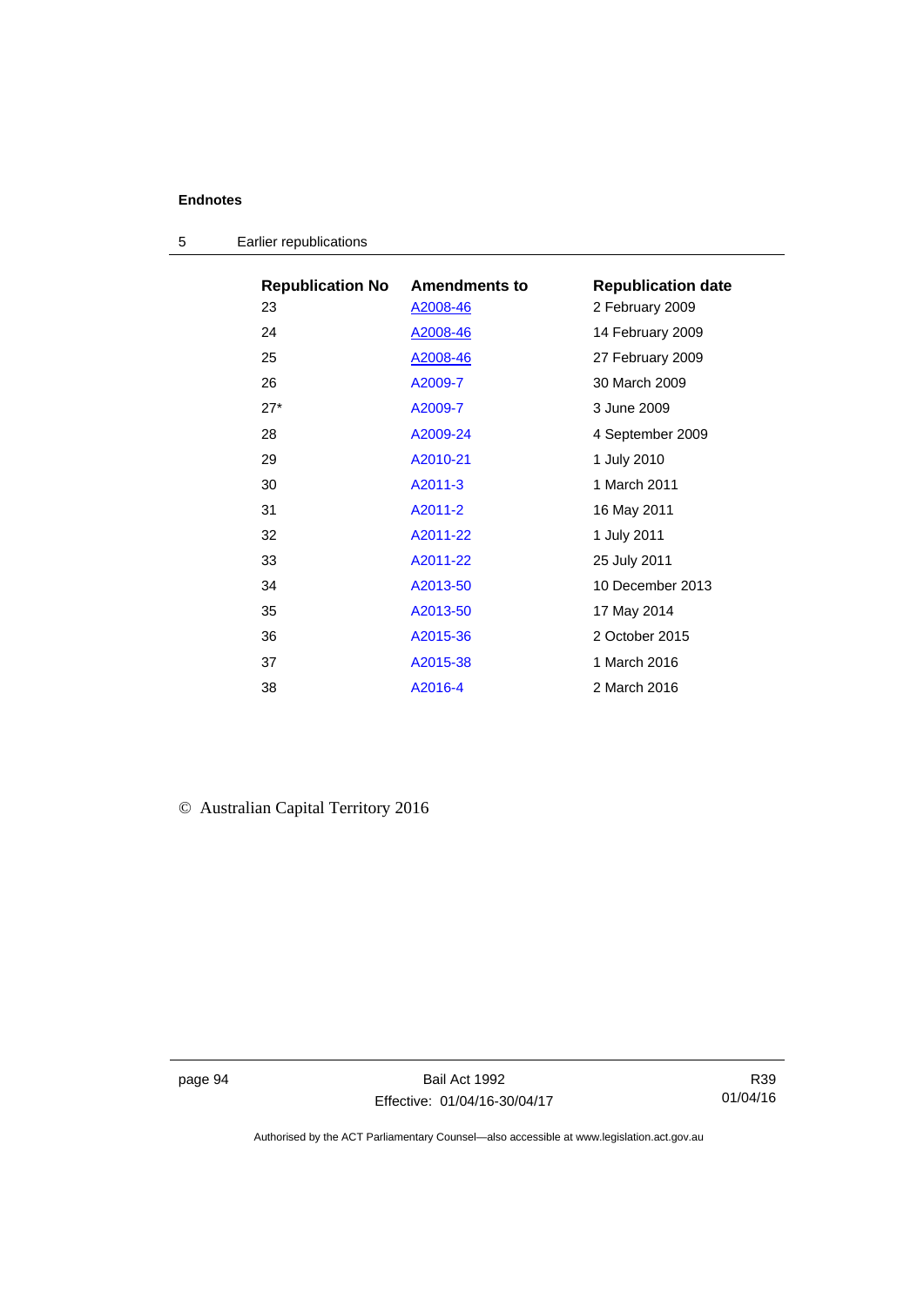## 5 Earlier republications

| Republication No | Amendments to | Republication date |
|---|---|---|
| 23 | A2008-46 | 2 February 2009 |
| 24 | A2008-46 | 14 February 2009 |
| 25 | A2008-46 | 27 February 2009 |
| 26 | A2009-7 | 30 March 2009 |
| 27* | A2009-7 | 3 June 2009 |
| 28 | A2009-24 | 4 September 2009 |
| 29 | A2010-21 | 1 July 2010 |
| 30 | A2011-3 | 1 March 2011 |
| 31 | A2011-2 | 16 May 2011 |
| 32 | A2011-22 | 1 July 2011 |
| 33 | A2011-22 | 25 July 2011 |
| 34 | A2013-50 | 10 December 2013 |
| 35 | A2013-50 | 17 May 2014 |
| 36 | A2015-36 | 2 October 2015 |
| 37 | A2015-38 | 1 March 2016 |
| 38 | A2016-4 | 2 March 2016 |

© Australian Capital Territory 2016